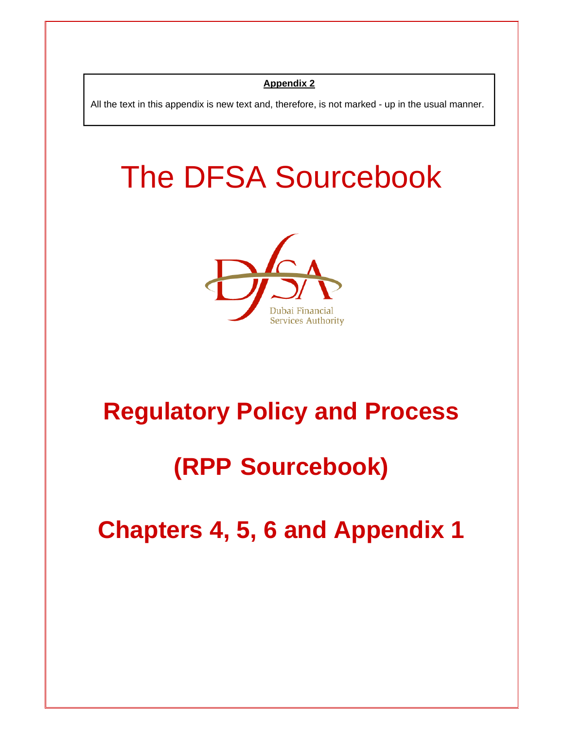**Appendix 2**

All the text in this appendix is new text and, therefore, is not marked - up in the usual manner.

# The DFSA Sourcebook

Dubai Financial Services Authority

# Regulatory Policy and Process

# (RPP Sourcebook)

# Chapters 4, 5, 6 and Appendix 1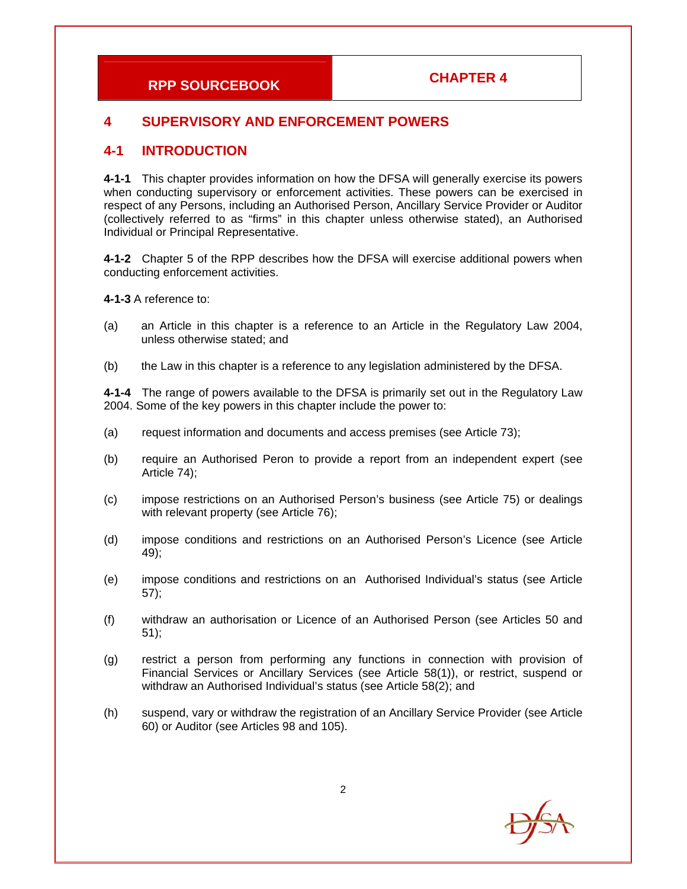# 4 SUPERVISORY AND ENFORCEMENT POWERS

## 4-1 INTRODUCTION

**4-1-1** This chapter provides information on how the DFSA will generally exercise its powers when conducting supervisory or enforcement activities. These powers can be exercised in respect of any Persons, including an Authorised Person, Ancillary Service Provider or Auditor (collectively referred to as "firms" in this chapter unless otherwise stated), an Authorised Individual or Principal Representative.

**4-1-2** Chapter 5 of the RPP describes how the DFSA will exercise additional powers when conducting enforcement activities.

**4-1-3** A reference to:

(a) an Article in this chapter is a reference to an Article in the Regulatory Law 2004, unless otherwise stated; and

(b) the Law in this chapter is a reference to any legislation administered by the DFSA.

**4-1-4** The range of powers available to the DFSA is primarily set out in the Regulatory Law 2004. Some of the key powers in this chapter include the power to:

(a) request information and documents and access premises (see Article 73);

(b) require an Authorised Peron to provide a report from an independent expert (see Article 74);

(c) impose restrictions on an Authorised Person's business (see Article 75) or dealings with relevant property (see Article 76);

(d) impose conditions and restrictions on an Authorised Person's Licence (see Article 49);

(e) impose conditions and restrictions on an Authorised Individual's status (see Article 57);

(f) withdraw an authorisation or Licence of an Authorised Person (see Articles 50 and 51);

(g) restrict a person from performing any functions in connection with provision of Financial Services or Ancillary Services (see Article 58(1)), or restrict, suspend or withdraw an Authorised Individual's status (see Article 58(2); and

(h) suspend, vary or withdraw the registration of an Ancillary Service Provider (see Article 60) or Auditor (see Articles 98 and 105).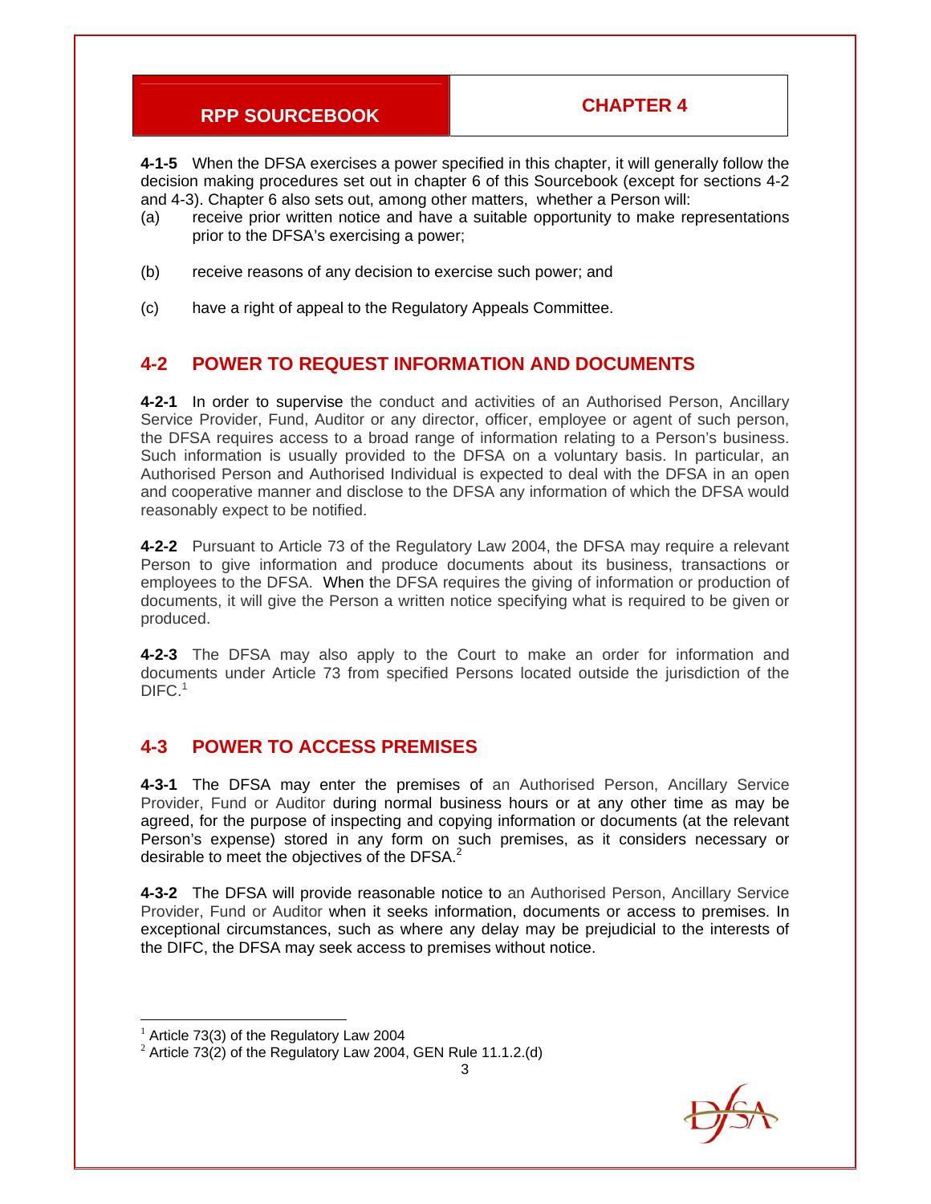**4-1-5** When the DFSA exercises a power specified in this chapter, it will generally follow the decision making procedures set out in chapter 6 of this Sourcebook (except for sections 4-2 and 4-3). Chapter 6 also sets out, among other matters, whether a Person will:

(a) receive prior written notice and have a suitable opportunity to make representations prior to the DFSA's exercising a power;

(b) receive reasons of any decision to exercise such power; and

(c) have a right of appeal to the Regulatory Appeals Committee.

## 4-2 POWER TO REQUEST INFORMATION AND DOCUMENTS

**4-2-1** In order to supervise the conduct and activities of an Authorised Person, Ancillary Service Provider, Fund, Auditor or any director, officer, employee or agent of such person, the DFSA requires access to a broad range of information relating to a Person's business. Such information is usually provided to the DFSA on a voluntary basis. In particular, an Authorised Person and Authorised Individual is expected to deal with the DFSA in an open and cooperative manner and disclose to the DFSA any information of which the DFSA would reasonably expect to be notified.

**4-2-2** Pursuant to Article 73 of the Regulatory Law 2004, the DFSA may require a relevant Person to give information and produce documents about its business, transactions or employees to the DFSA. When the DFSA requires the giving of information or production of documents, it will give the Person a written notice specifying what is required to be given or produced.

**4-2-3** The DFSA may also apply to the Court to make an order for information and documents under Article 73 from specified Persons located outside the jurisdiction of the DIFC.[1]

## 4-3 POWER TO ACCESS PREMISES

**4-3-1** The DFSA may enter the premises of an Authorised Person, Ancillary Service Provider, Fund or Auditor during normal business hours or at any other time as may be agreed, for the purpose of inspecting and copying information or documents (at the relevant Person's expense) stored in any form on such premises, as it considers necessary or desirable to meet the objectives of the DFSA.[2]

**4-3-2** The DFSA will provide reasonable notice to an Authorised Person, Ancillary Service Provider, Fund or Auditor when it seeks information, documents or access to premises. In exceptional circumstances, such as where any delay may be prejudicial to the interests of the DIFC, the DFSA may seek access to premises without notice.

---

[1] Article 73(3) of the Regulatory Law 2004

[2] Article 73(2) of the Regulatory Law 2004, GEN Rule 11.1.2.(d)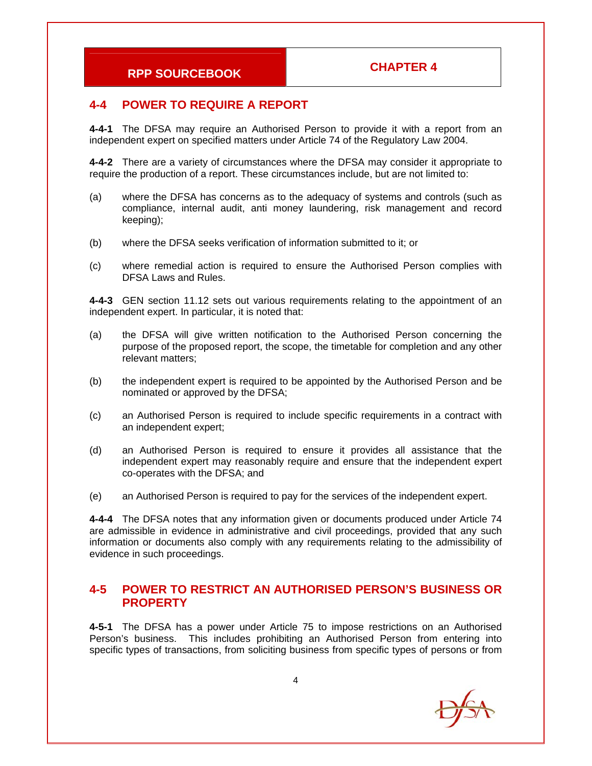## 4-4 POWER TO REQUIRE A REPORT

**4-4-1** The DFSA may require an Authorised Person to provide it with a report from an independent expert on specified matters under Article 74 of the Regulatory Law 2004.

**4-4-2** There are a variety of circumstances where the DFSA may consider it appropriate to require the production of a report. These circumstances include, but are not limited to:

(a) where the DFSA has concerns as to the adequacy of systems and controls (such as compliance, internal audit, anti money laundering, risk management and record keeping);

(b) where the DFSA seeks verification of information submitted to it; or

(c) where remedial action is required to ensure the Authorised Person complies with DFSA Laws and Rules.

**4-4-3** GEN section 11.12 sets out various requirements relating to the appointment of an independent expert. In particular, it is noted that:

(a) the DFSA will give written notification to the Authorised Person concerning the purpose of the proposed report, the scope, the timetable for completion and any other relevant matters;

(b) the independent expert is required to be appointed by the Authorised Person and be nominated or approved by the DFSA;

(c) an Authorised Person is required to include specific requirements in a contract with an independent expert;

(d) an Authorised Person is required to ensure it provides all assistance that the independent expert may reasonably require and ensure that the independent expert co-operates with the DFSA; and

(e) an Authorised Person is required to pay for the services of the independent expert.

**4-4-4** The DFSA notes that any information given or documents produced under Article 74 are admissible in evidence in administrative and civil proceedings, provided that any such information or documents also comply with any requirements relating to the admissibility of evidence in such proceedings.

## 4-5 POWER TO RESTRICT AN AUTHORISED PERSON'S BUSINESS OR PROPERTY

**4-5-1** The DFSA has a power under Article 75 to impose restrictions on an Authorised Person's business. This includes prohibiting an Authorised Person from entering into specific types of transactions, from soliciting business from specific types of persons or from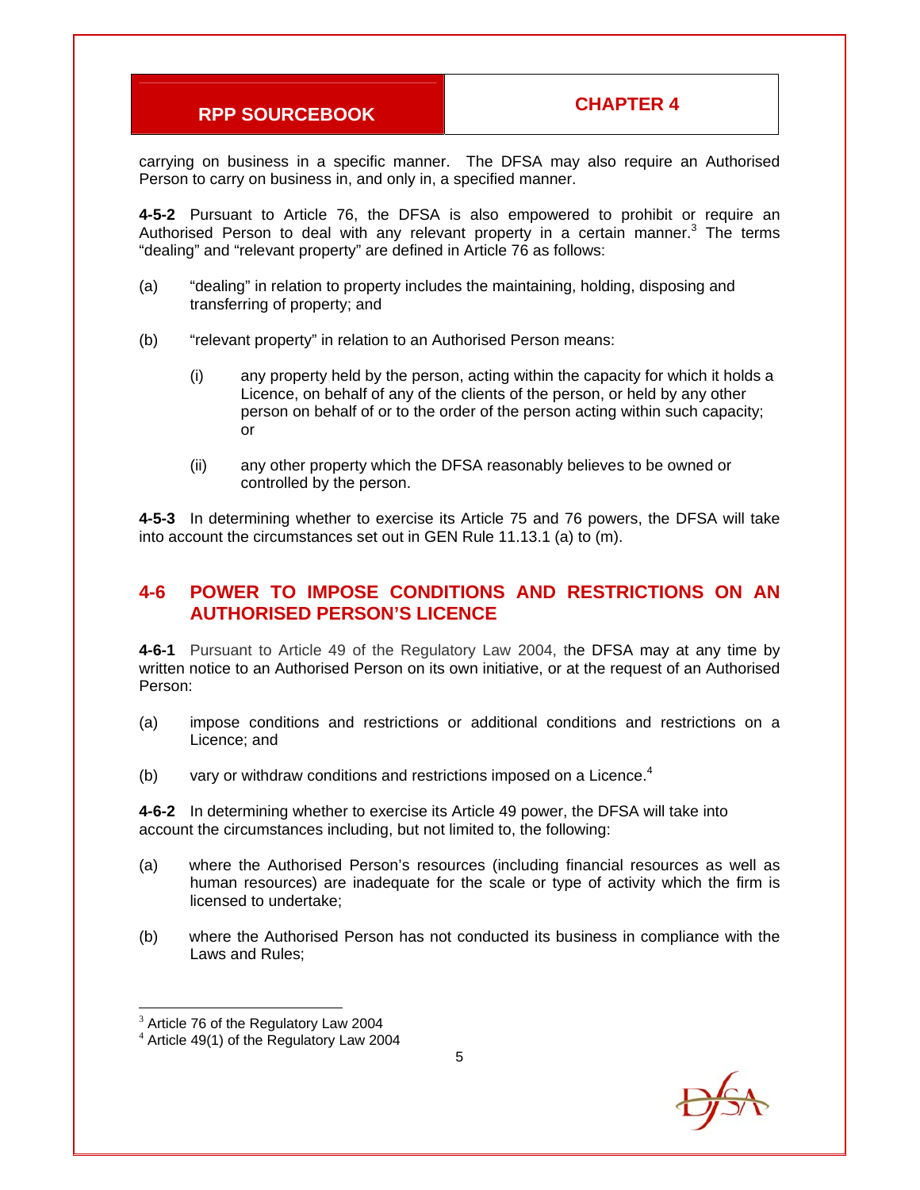carrying on business in a specific manner. The DFSA may also require an Authorised Person to carry on business in, and only in, a specified manner.

**4-5-2** Pursuant to Article 76, the DFSA is also empowered to prohibit or require an Authorised Person to deal with any relevant property in a certain manner.[3] The terms "dealing" and "relevant property" are defined in Article 76 as follows:

(a) "dealing" in relation to property includes the maintaining, holding, disposing and transferring of property; and

(b) "relevant property" in relation to an Authorised Person means:

   (i) any property held by the person, acting within the capacity for which it holds a Licence, on behalf of any of the clients of the person, or held by any other person on behalf of or to the order of the person acting within such capacity; or

   (ii) any other property which the DFSA reasonably believes to be owned or controlled by the person.

**4-5-3** In determining whether to exercise its Article 75 and 76 powers, the DFSA will take into account the circumstances set out in GEN Rule 11.13.1 (a) to (m).

## 4-6 POWER TO IMPOSE CONDITIONS AND RESTRICTIONS ON AN AUTHORISED PERSON'S LICENCE

**4-6-1** Pursuant to Article 49 of the Regulatory Law 2004, the DFSA may at any time by written notice to an Authorised Person on its own initiative, or at the request of an Authorised Person:

(a) impose conditions and restrictions or additional conditions and restrictions on a Licence; and

(b) vary or withdraw conditions and restrictions imposed on a Licence.[4]

**4-6-2** In determining whether to exercise its Article 49 power, the DFSA will take into account the circumstances including, but not limited to, the following:

(a) where the Authorised Person's resources (including financial resources as well as human resources) are inadequate for the scale or type of activity which the firm is licensed to undertake;

(b) where the Authorised Person has not conducted its business in compliance with the Laws and Rules;

---

[3] Article 76 of the Regulatory Law 2004

[4] Article 49(1) of the Regulatory Law 2004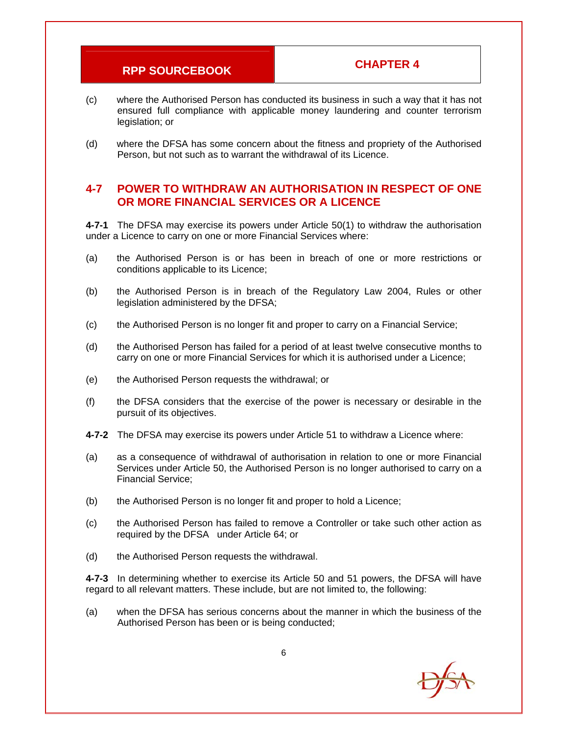(c) where the Authorised Person has conducted its business in such a way that it has not ensured full compliance with applicable money laundering and counter terrorism legislation; or

(d) where the DFSA has some concern about the fitness and propriety of the Authorised Person, but not such as to warrant the withdrawal of its Licence.

## 4-7 POWER TO WITHDRAW AN AUTHORISATION IN RESPECT OF ONE OR MORE FINANCIAL SERVICES OR A LICENCE

**4-7-1** The DFSA may exercise its powers under Article 50(1) to withdraw the authorisation under a Licence to carry on one or more Financial Services where:

(a) the Authorised Person is or has been in breach of one or more restrictions or conditions applicable to its Licence;

(b) the Authorised Person is in breach of the Regulatory Law 2004, Rules or other legislation administered by the DFSA;

(c) the Authorised Person is no longer fit and proper to carry on a Financial Service;

(d) the Authorised Person has failed for a period of at least twelve consecutive months to carry on one or more Financial Services for which it is authorised under a Licence;

(e) the Authorised Person requests the withdrawal; or

(f) the DFSA considers that the exercise of the power is necessary or desirable in the pursuit of its objectives.

**4-7-2** The DFSA may exercise its powers under Article 51 to withdraw a Licence where:

(a) as a consequence of withdrawal of authorisation in relation to one or more Financial Services under Article 50, the Authorised Person is no longer authorised to carry on a Financial Service;

(b) the Authorised Person is no longer fit and proper to hold a Licence;

(c) the Authorised Person has failed to remove a Controller or take such other action as required by the DFSA under Article 64; or

(d) the Authorised Person requests the withdrawal.

**4-7-3** In determining whether to exercise its Article 50 and 51 powers, the DFSA will have regard to all relevant matters. These include, but are not limited to, the following:

(a) when the DFSA has serious concerns about the manner in which the business of the Authorised Person has been or is being conducted;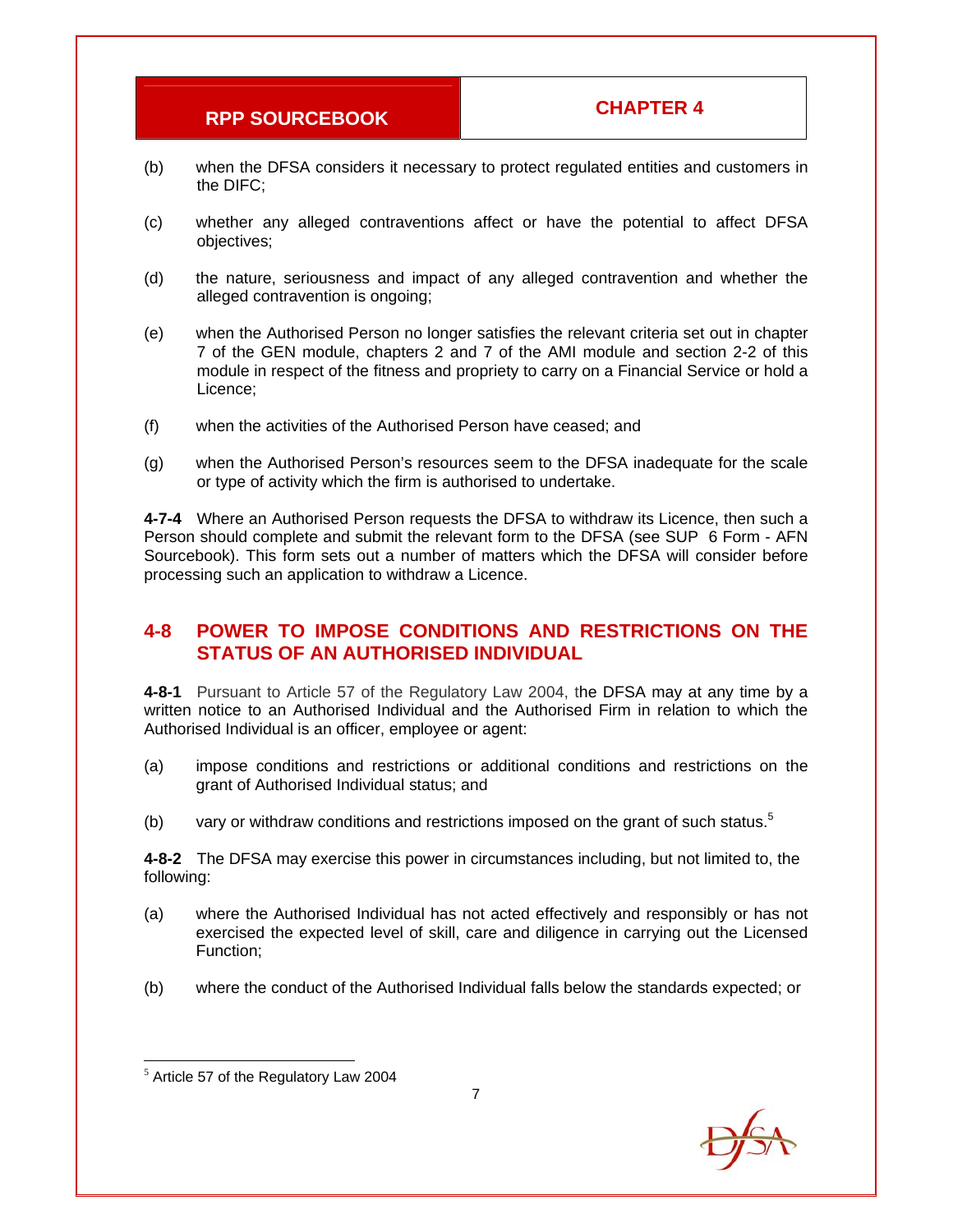(b) when the DFSA considers it necessary to protect regulated entities and customers in the DIFC;

(c) whether any alleged contraventions affect or have the potential to affect DFSA objectives;

(d) the nature, seriousness and impact of any alleged contravention and whether the alleged contravention is ongoing;

(e) when the Authorised Person no longer satisfies the relevant criteria set out in chapter 7 of the GEN module, chapters 2 and 7 of the AMI module and section 2-2 of this module in respect of the fitness and propriety to carry on a Financial Service or hold a Licence;

(f) when the activities of the Authorised Person have ceased; and

(g) when the Authorised Person's resources seem to the DFSA inadequate for the scale or type of activity which the firm is authorised to undertake.

**4-7-4** Where an Authorised Person requests the DFSA to withdraw its Licence, then such a Person should complete and submit the relevant form to the DFSA (see SUP 6 Form - AFN Sourcebook). This form sets out a number of matters which the DFSA will consider before processing such an application to withdraw a Licence.

## 4-8 POWER TO IMPOSE CONDITIONS AND RESTRICTIONS ON THE STATUS OF AN AUTHORISED INDIVIDUAL

**4-8-1** Pursuant to Article 57 of the Regulatory Law 2004, the DFSA may at any time by a written notice to an Authorised Individual and the Authorised Firm in relation to which the Authorised Individual is an officer, employee or agent:

(a) impose conditions and restrictions or additional conditions and restrictions on the grant of Authorised Individual status; and

(b) vary or withdraw conditions and restrictions imposed on the grant of such status.[5]

**4-8-2** The DFSA may exercise this power in circumstances including, but not limited to, the following:

(a) where the Authorised Individual has not acted effectively and responsibly or has not exercised the expected level of skill, care and diligence in carrying out the Licensed Function;

(b) where the conduct of the Authorised Individual falls below the standards expected; or

---

[5] Article 57 of the Regulatory Law 2004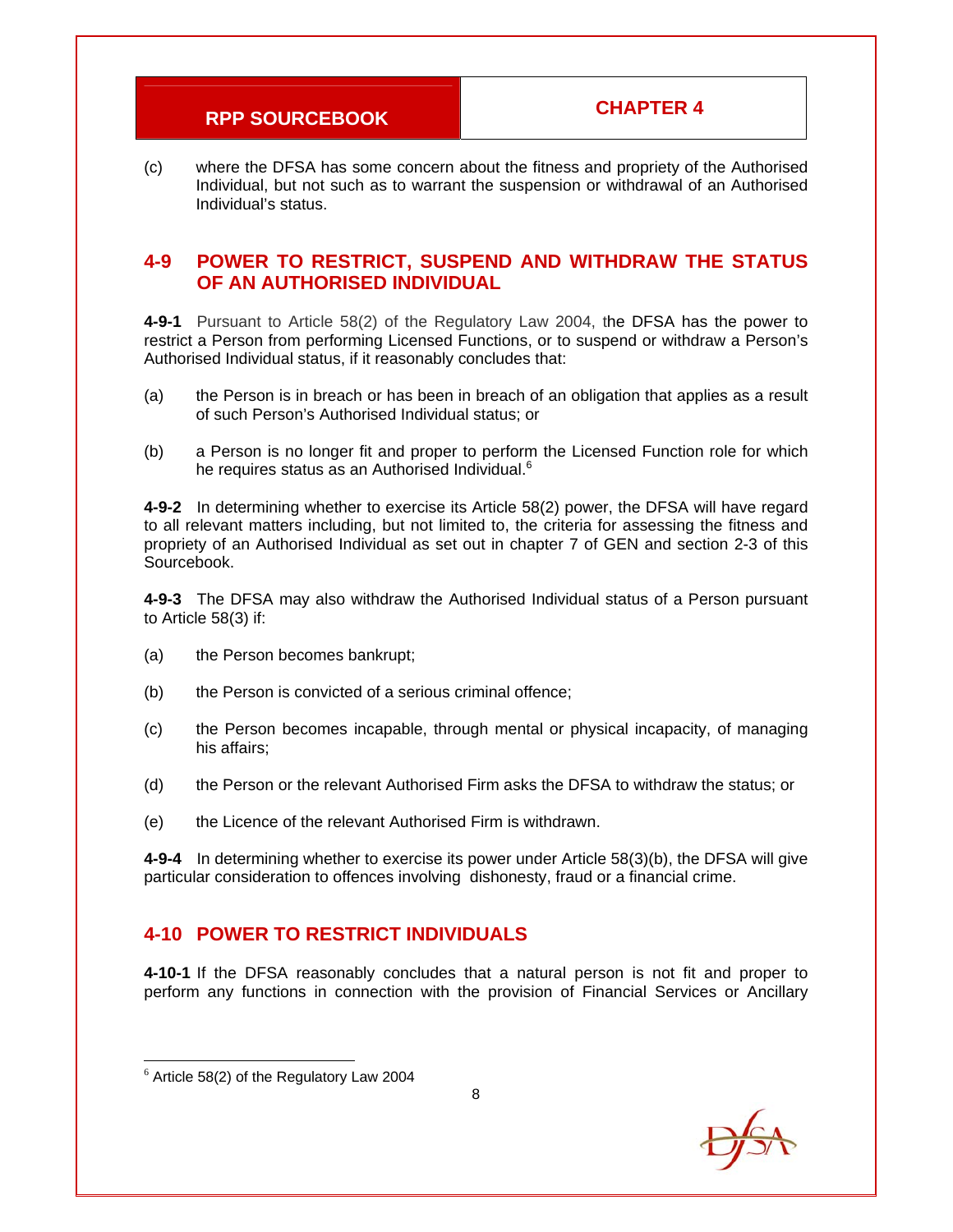(c) where the DFSA has some concern about the fitness and propriety of the Authorised Individual, but not such as to warrant the suspension or withdrawal of an Authorised Individual's status.

## 4-9 POWER TO RESTRICT, SUSPEND AND WITHDRAW THE STATUS OF AN AUTHORISED INDIVIDUAL

**4-9-1** Pursuant to Article 58(2) of the Regulatory Law 2004, the DFSA has the power to restrict a Person from performing Licensed Functions, or to suspend or withdraw a Person's Authorised Individual status, if it reasonably concludes that:

(a) the Person is in breach or has been in breach of an obligation that applies as a result of such Person's Authorised Individual status; or

(b) a Person is no longer fit and proper to perform the Licensed Function role for which he requires status as an Authorised Individual.[6]

**4-9-2** In determining whether to exercise its Article 58(2) power, the DFSA will have regard to all relevant matters including, but not limited to, the criteria for assessing the fitness and propriety of an Authorised Individual as set out in chapter 7 of GEN and section 2-3 of this Sourcebook.

**4-9-3** The DFSA may also withdraw the Authorised Individual status of a Person pursuant to Article 58(3) if:

(a) the Person becomes bankrupt;

(b) the Person is convicted of a serious criminal offence;

(c) the Person becomes incapable, through mental or physical incapacity, of managing his affairs;

(d) the Person or the relevant Authorised Firm asks the DFSA to withdraw the status; or

(e) the Licence of the relevant Authorised Firm is withdrawn.

**4-9-4** In determining whether to exercise its power under Article 58(3)(b), the DFSA will give particular consideration to offences involving dishonesty, fraud or a financial crime.

## 4-10 POWER TO RESTRICT INDIVIDUALS

**4-10-1** If the DFSA reasonably concludes that a natural person is not fit and proper to perform any functions in connection with the provision of Financial Services or Ancillary

---

[6] Article 58(2) of the Regulatory Law 2004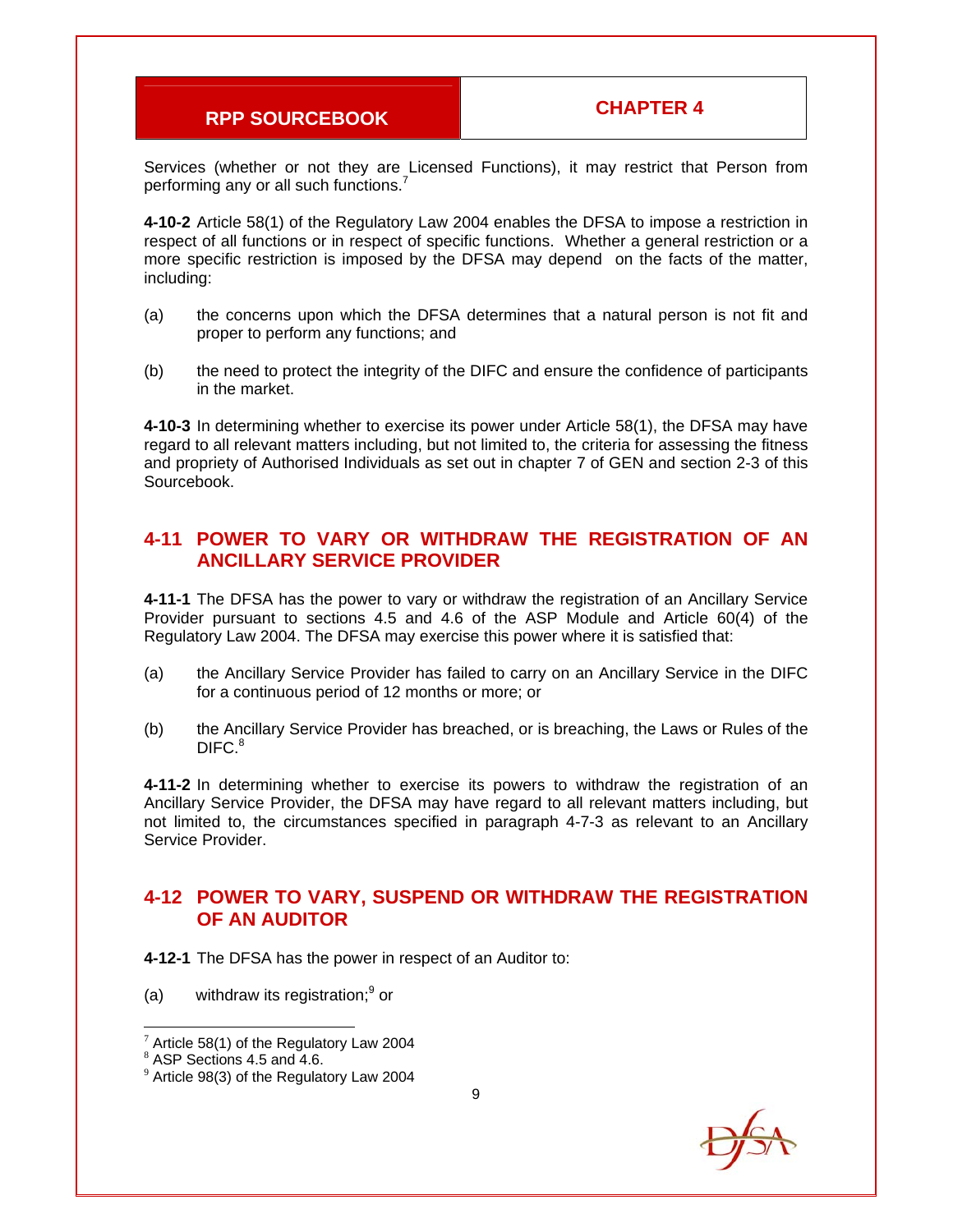Services (whether or not they are Licensed Functions), it may restrict that Person from performing any or all such functions.[7]

**4-10-2** Article 58(1) of the Regulatory Law 2004 enables the DFSA to impose a restriction in respect of all functions or in respect of specific functions. Whether a general restriction or a more specific restriction is imposed by the DFSA may depend on the facts of the matter, including:

(a) the concerns upon which the DFSA determines that a natural person is not fit and proper to perform any functions; and

(b) the need to protect the integrity of the DIFC and ensure the confidence of participants in the market.

**4-10-3** In determining whether to exercise its power under Article 58(1), the DFSA may have regard to all relevant matters including, but not limited to, the criteria for assessing the fitness and propriety of Authorised Individuals as set out in chapter 7 of GEN and section 2-3 of this Sourcebook.

## 4-11 POWER TO VARY OR WITHDRAW THE REGISTRATION OF AN ANCILLARY SERVICE PROVIDER

**4-11-1** The DFSA has the power to vary or withdraw the registration of an Ancillary Service Provider pursuant to sections 4.5 and 4.6 of the ASP Module and Article 60(4) of the Regulatory Law 2004. The DFSA may exercise this power where it is satisfied that:

(a) the Ancillary Service Provider has failed to carry on an Ancillary Service in the DIFC for a continuous period of 12 months or more; or

(b) the Ancillary Service Provider has breached, or is breaching, the Laws or Rules of the DIFC.[8]

**4-11-2** In determining whether to exercise its powers to withdraw the registration of an Ancillary Service Provider, the DFSA may have regard to all relevant matters including, but not limited to, the circumstances specified in paragraph 4-7-3 as relevant to an Ancillary Service Provider.

## 4-12 POWER TO VARY, SUSPEND OR WITHDRAW THE REGISTRATION OF AN AUDITOR

**4-12-1** The DFSA has the power in respect of an Auditor to:

(a) withdraw its registration;[9] or

---

[7] Article 58(1) of the Regulatory Law 2004
[8] ASP Sections 4.5 and 4.6.
[9] Article 98(3) of the Regulatory Law 2004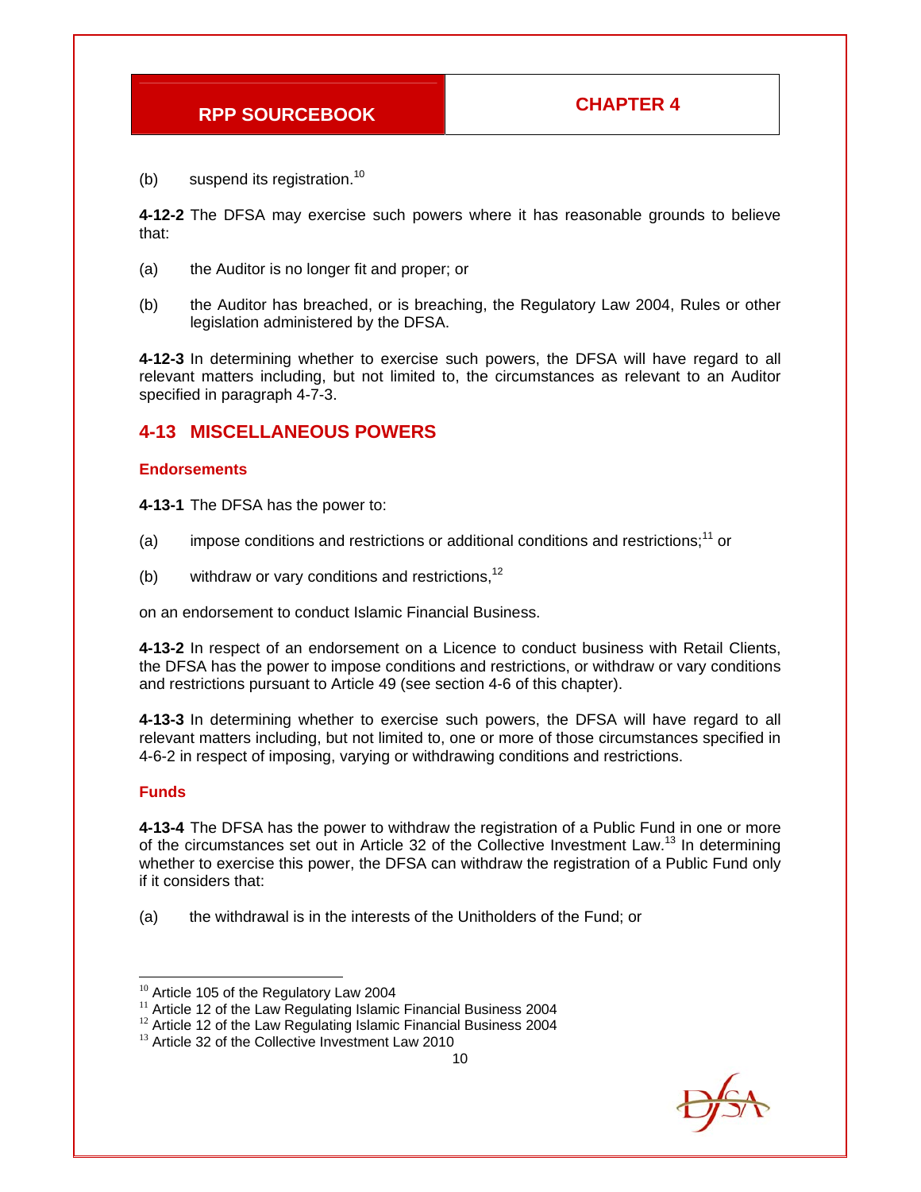(b) suspend its registration.[10]

**4-12-2** The DFSA may exercise such powers where it has reasonable grounds to believe that:

(a) the Auditor is no longer fit and proper; or

(b) the Auditor has breached, or is breaching, the Regulatory Law 2004, Rules or other legislation administered by the DFSA.

**4-12-3** In determining whether to exercise such powers, the DFSA will have regard to all relevant matters including, but not limited to, the circumstances as relevant to an Auditor specified in paragraph 4-7-3.

## 4-13 MISCELLANEOUS POWERS

### Endorsements

**4-13-1** The DFSA has the power to:

(a) impose conditions and restrictions or additional conditions and restrictions;[11] or

(b) withdraw or vary conditions and restrictions,[12]

on an endorsement to conduct Islamic Financial Business.

**4-13-2** In respect of an endorsement on a Licence to conduct business with Retail Clients, the DFSA has the power to impose conditions and restrictions, or withdraw or vary conditions and restrictions pursuant to Article 49 (see section 4-6 of this chapter).

**4-13-3** In determining whether to exercise such powers, the DFSA will have regard to all relevant matters including, but not limited to, one or more of those circumstances specified in 4-6-2 in respect of imposing, varying or withdrawing conditions and restrictions.

### Funds

**4-13-4** The DFSA has the power to withdraw the registration of a Public Fund in one or more of the circumstances set out in Article 32 of the Collective Investment Law.[13] In determining whether to exercise this power, the DFSA can withdraw the registration of a Public Fund only if it considers that:

(a) the withdrawal is in the interests of the Unitholders of the Fund; or

---

[10] Article 105 of the Regulatory Law 2004
[11] Article 12 of the Law Regulating Islamic Financial Business 2004
[12] Article 12 of the Law Regulating Islamic Financial Business 2004
[13] Article 32 of the Collective Investment Law 2010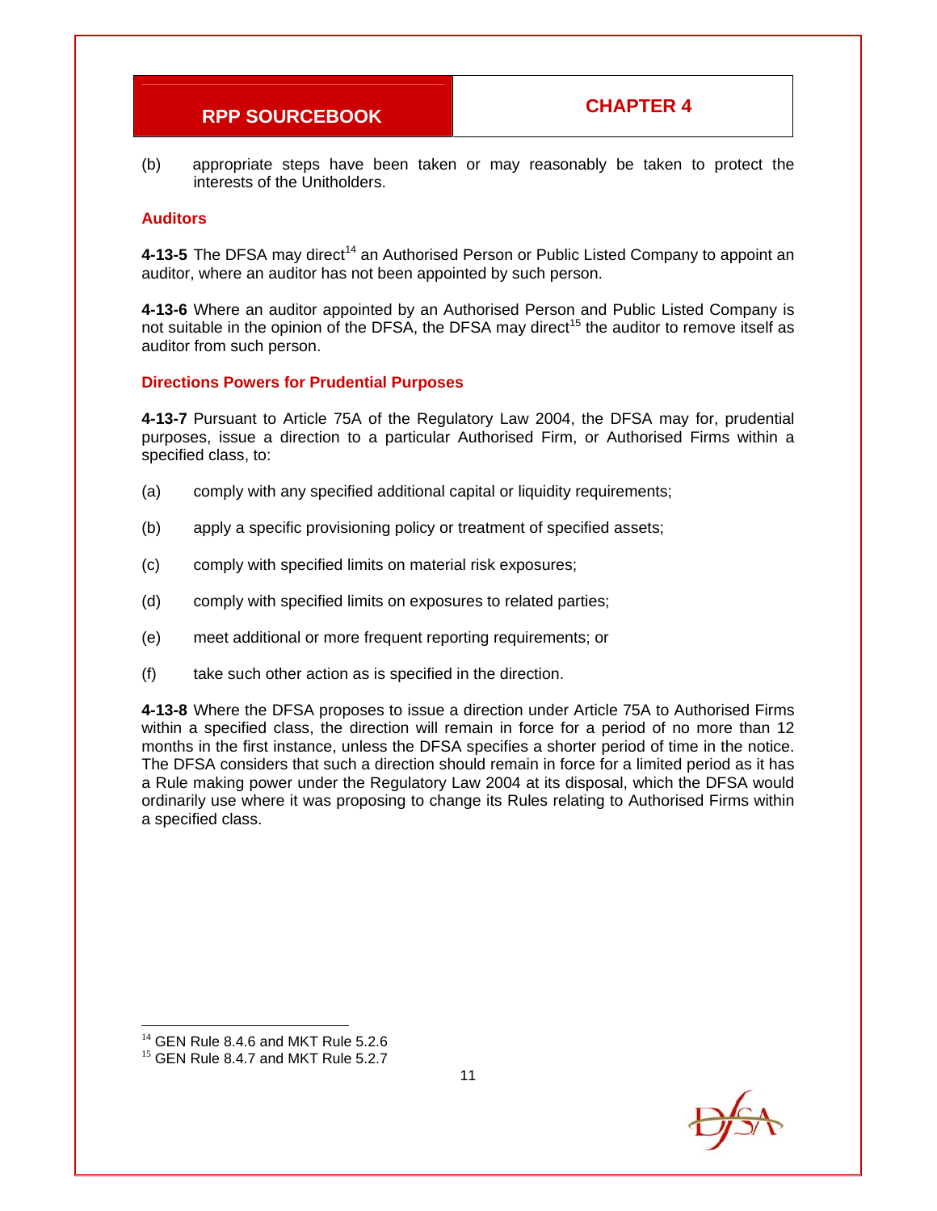(b) appropriate steps have been taken or may reasonably be taken to protect the interests of the Unitholders.

### Auditors

**4-13-5** The DFSA may direct[14] an Authorised Person or Public Listed Company to appoint an auditor, where an auditor has not been appointed by such person.

**4-13-6** Where an auditor appointed by an Authorised Person and Public Listed Company is not suitable in the opinion of the DFSA, the DFSA may direct[15] the auditor to remove itself as auditor from such person.

### Directions Powers for Prudential Purposes

**4-13-7** Pursuant to Article 75A of the Regulatory Law 2004, the DFSA may for, prudential purposes, issue a direction to a particular Authorised Firm, or Authorised Firms within a specified class, to:

(a) comply with any specified additional capital or liquidity requirements;

(b) apply a specific provisioning policy or treatment of specified assets;

(c) comply with specified limits on material risk exposures;

(d) comply with specified limits on exposures to related parties;

(e) meet additional or more frequent reporting requirements; or

(f) take such other action as is specified in the direction.

**4-13-8** Where the DFSA proposes to issue a direction under Article 75A to Authorised Firms within a specified class, the direction will remain in force for a period of no more than 12 months in the first instance, unless the DFSA specifies a shorter period of time in the notice. The DFSA considers that such a direction should remain in force for a limited period as it has a Rule making power under the Regulatory Law 2004 at its disposal, which the DFSA would ordinarily use where it was proposing to change its Rules relating to Authorised Firms within a specified class.

---

[14] GEN Rule 8.4.6 and MKT Rule 5.2.6

[15] GEN Rule 8.4.7 and MKT Rule 5.2.7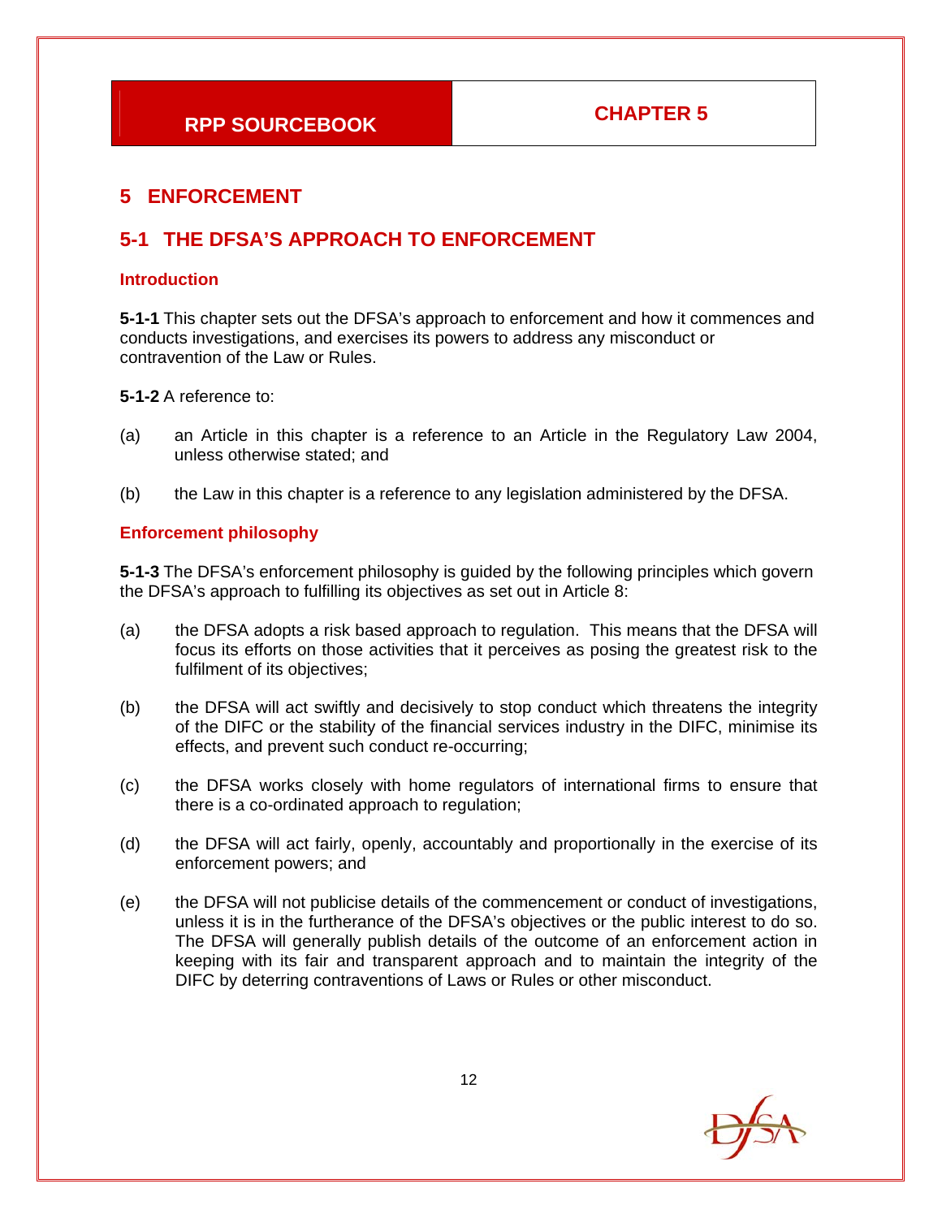# 5 ENFORCEMENT

## 5-1 THE DFSA'S APPROACH TO ENFORCEMENT

### Introduction

**5-1-1** This chapter sets out the DFSA's approach to enforcement and how it commences and conducts investigations, and exercises its powers to address any misconduct or contravention of the Law or Rules.

**5-1-2** A reference to:

(a) an Article in this chapter is a reference to an Article in the Regulatory Law 2004, unless otherwise stated; and

(b) the Law in this chapter is a reference to any legislation administered by the DFSA.

### Enforcement philosophy

**5-1-3** The DFSA's enforcement philosophy is guided by the following principles which govern the DFSA's approach to fulfilling its objectives as set out in Article 8:

(a) the DFSA adopts a risk based approach to regulation. This means that the DFSA will focus its efforts on those activities that it perceives as posing the greatest risk to the fulfilment of its objectives;

(b) the DFSA will act swiftly and decisively to stop conduct which threatens the integrity of the DIFC or the stability of the financial services industry in the DIFC, minimise its effects, and prevent such conduct re-occurring;

(c) the DFSA works closely with home regulators of international firms to ensure that there is a co-ordinated approach to regulation;

(d) the DFSA will act fairly, openly, accountably and proportionally in the exercise of its enforcement powers; and

(e) the DFSA will not publicise details of the commencement or conduct of investigations, unless it is in the furtherance of the DFSA's objectives or the public interest to do so. The DFSA will generally publish details of the outcome of an enforcement action in keeping with its fair and transparent approach and to maintain the integrity of the DIFC by deterring contraventions of Laws or Rules or other misconduct.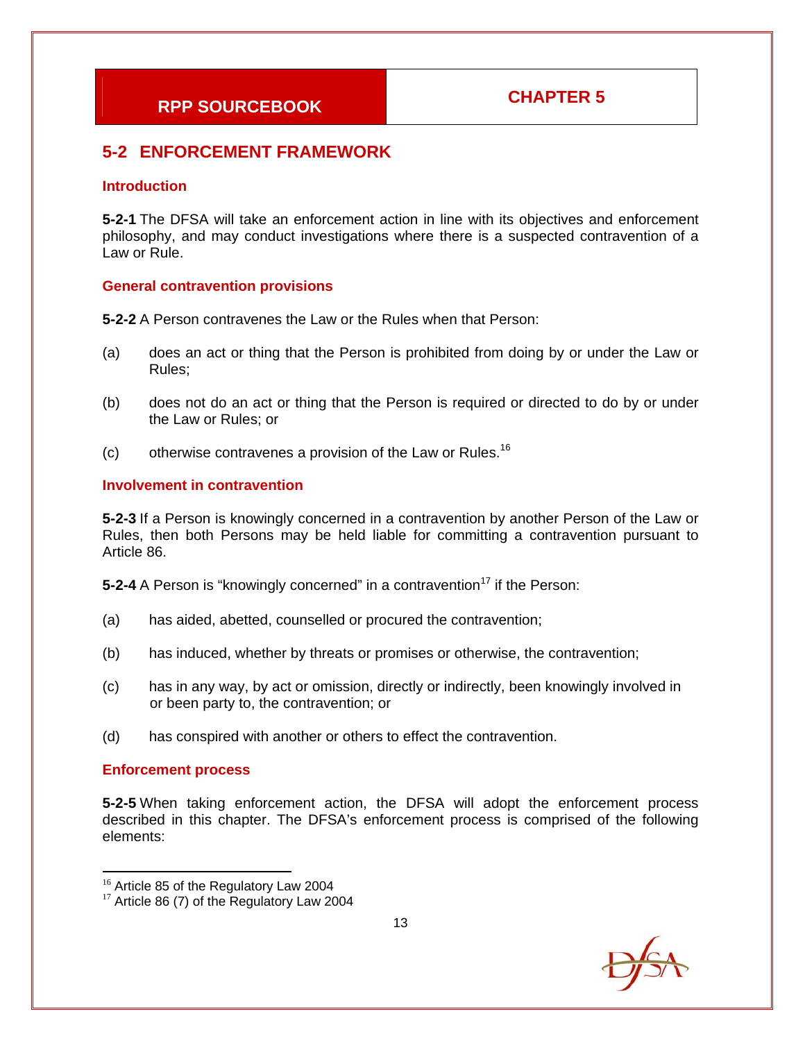## 5-2 ENFORCEMENT FRAMEWORK

### Introduction

**5-2-1** The DFSA will take an enforcement action in line with its objectives and enforcement philosophy, and may conduct investigations where there is a suspected contravention of a Law or Rule.

### General contravention provisions

**5-2-2** A Person contravenes the Law or the Rules when that Person:

(a) does an act or thing that the Person is prohibited from doing by or under the Law or Rules;

(b) does not do an act or thing that the Person is required or directed to do by or under the Law or Rules; or

(c) otherwise contravenes a provision of the Law or Rules.[16]

### Involvement in contravention

**5-2-3** If a Person is knowingly concerned in a contravention by another Person of the Law or Rules, then both Persons may be held liable for committing a contravention pursuant to Article 86.

**5-2-4** A Person is "knowingly concerned" in a contravention[17] if the Person:

(a) has aided, abetted, counselled or procured the contravention;

(b) has induced, whether by threats or promises or otherwise, the contravention;

(c) has in any way, by act or omission, directly or indirectly, been knowingly involved in or been party to, the contravention; or

(d) has conspired with another or others to effect the contravention.

### Enforcement process

**5-2-5** When taking enforcement action, the DFSA will adopt the enforcement process described in this chapter. The DFSA's enforcement process is comprised of the following elements:

---

[16] Article 85 of the Regulatory Law 2004

[17] Article 86 (7) of the Regulatory Law 2004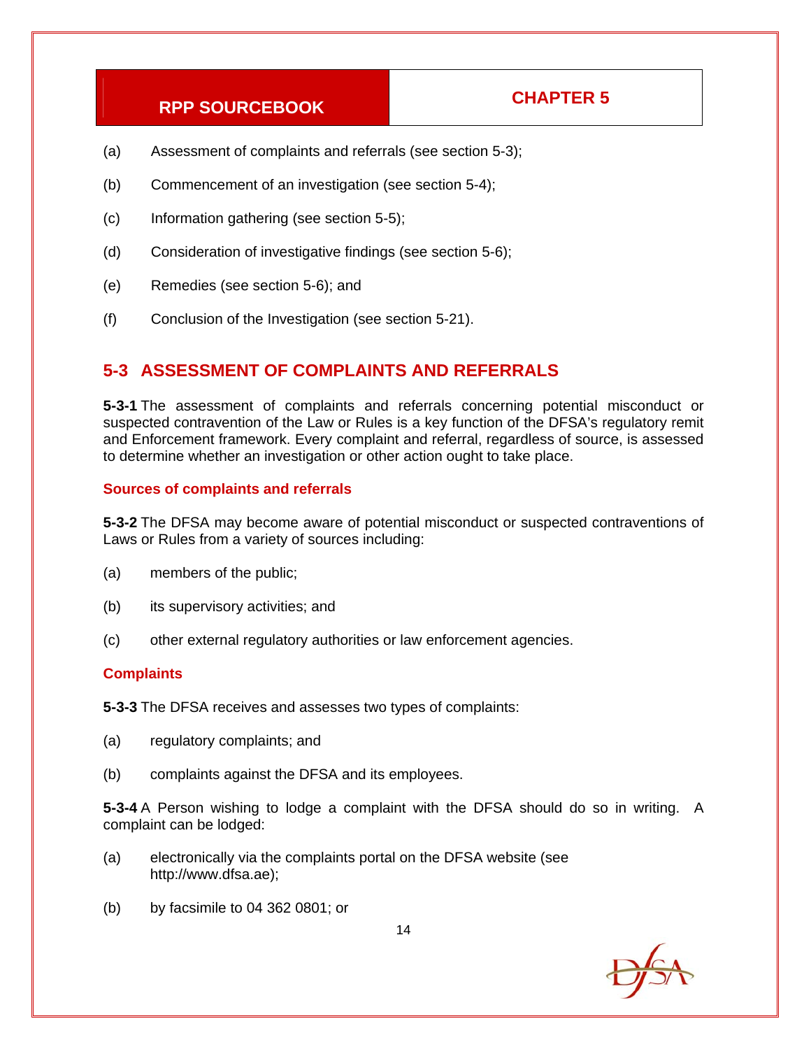(a) Assessment of complaints and referrals (see section 5-3);

(b) Commencement of an investigation (see section 5-4);

(c) Information gathering (see section 5-5);

(d) Consideration of investigative findings (see section 5-6);

(e) Remedies (see section 5-6); and

(f) Conclusion of the Investigation (see section 5-21).

## 5-3 ASSESSMENT OF COMPLAINTS AND REFERRALS

**5-3-1** The assessment of complaints and referrals concerning potential misconduct or suspected contravention of the Law or Rules is a key function of the DFSA's regulatory remit and Enforcement framework. Every complaint and referral, regardless of source, is assessed to determine whether an investigation or other action ought to take place.

### Sources of complaints and referrals

**5-3-2** The DFSA may become aware of potential misconduct or suspected contraventions of Laws or Rules from a variety of sources including:

(a) members of the public;

(b) its supervisory activities; and

(c) other external regulatory authorities or law enforcement agencies.

### Complaints

**5-3-3** The DFSA receives and assesses two types of complaints:

(a) regulatory complaints; and

(b) complaints against the DFSA and its employees.

**5-3-4** A Person wishing to lodge a complaint with the DFSA should do so in writing. A complaint can be lodged:

(a) electronically via the complaints portal on the DFSA website (see http://www.dfsa.ae);

(b) by facsimile to 04 362 0801; or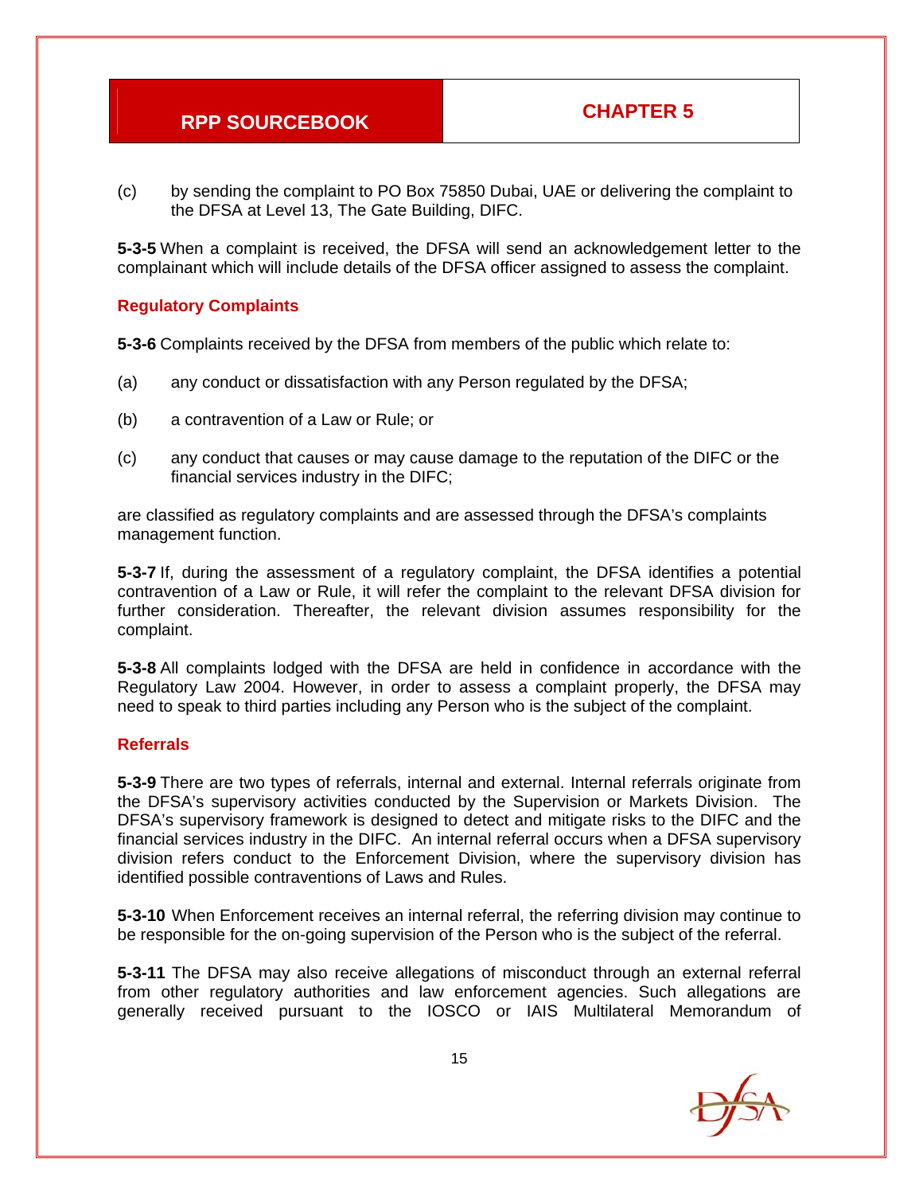(c) by sending the complaint to PO Box 75850 Dubai, UAE or delivering the complaint to the DFSA at Level 13, The Gate Building, DIFC.

**5-3-5** When a complaint is received, the DFSA will send an acknowledgement letter to the complainant which will include details of the DFSA officer assigned to assess the complaint.

### Regulatory Complaints

**5-3-6** Complaints received by the DFSA from members of the public which relate to:

(a) any conduct or dissatisfaction with any Person regulated by the DFSA;

(b) a contravention of a Law or Rule; or

(c) any conduct that causes or may cause damage to the reputation of the DIFC or the financial services industry in the DIFC;

are classified as regulatory complaints and are assessed through the DFSA's complaints management function.

**5-3-7** If, during the assessment of a regulatory complaint, the DFSA identifies a potential contravention of a Law or Rule, it will refer the complaint to the relevant DFSA division for further consideration. Thereafter, the relevant division assumes responsibility for the complaint.

**5-3-8** All complaints lodged with the DFSA are held in confidence in accordance with the Regulatory Law 2004. However, in order to assess a complaint properly, the DFSA may need to speak to third parties including any Person who is the subject of the complaint.

### Referrals

**5-3-9** There are two types of referrals, internal and external. Internal referrals originate from the DFSA's supervisory activities conducted by the Supervision or Markets Division. The DFSA's supervisory framework is designed to detect and mitigate risks to the DIFC and the financial services industry in the DIFC. An internal referral occurs when a DFSA supervisory division refers conduct to the Enforcement Division, where the supervisory division has identified possible contraventions of Laws and Rules.

**5-3-10** When Enforcement receives an internal referral, the referring division may continue to be responsible for the on-going supervision of the Person who is the subject of the referral.

**5-3-11** The DFSA may also receive allegations of misconduct through an external referral from other regulatory authorities and law enforcement agencies. Such allegations are generally received pursuant to the IOSCO or IAIS Multilateral Memorandum of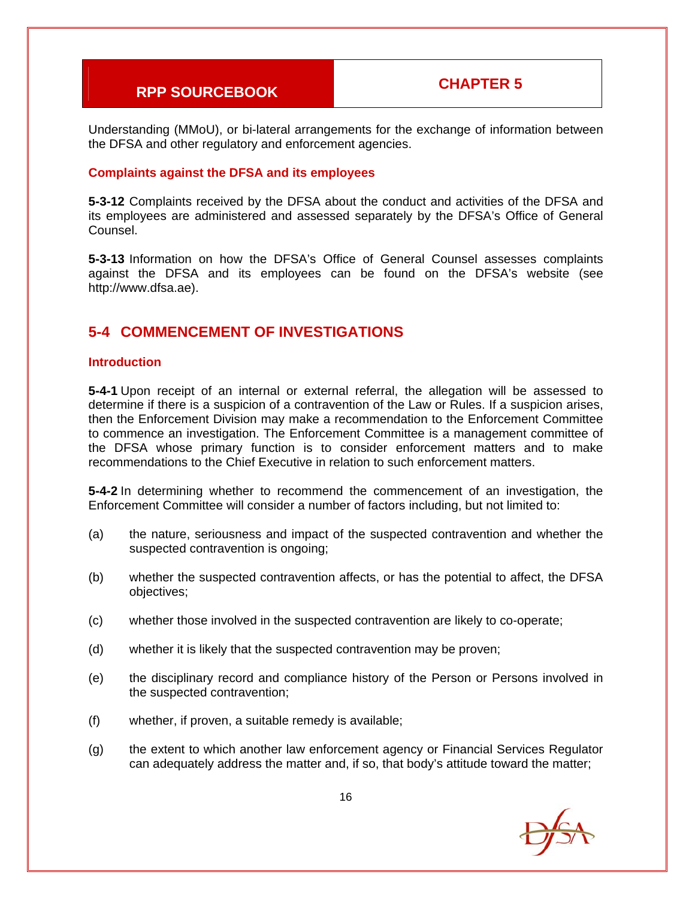Understanding (MMoU), or bi-lateral arrangements for the exchange of information between the DFSA and other regulatory and enforcement agencies.

### Complaints against the DFSA and its employees

**5-3-12** Complaints received by the DFSA about the conduct and activities of the DFSA and its employees are administered and assessed separately by the DFSA's Office of General Counsel.

**5-3-13** Information on how the DFSA's Office of General Counsel assesses complaints against the DFSA and its employees can be found on the DFSA's website (see http://www.dfsa.ae).

## 5-4 COMMENCEMENT OF INVESTIGATIONS

### Introduction

**5-4-1** Upon receipt of an internal or external referral, the allegation will be assessed to determine if there is a suspicion of a contravention of the Law or Rules. If a suspicion arises, then the Enforcement Division may make a recommendation to the Enforcement Committee to commence an investigation. The Enforcement Committee is a management committee of the DFSA whose primary function is to consider enforcement matters and to make recommendations to the Chief Executive in relation to such enforcement matters.

**5-4-2** In determining whether to recommend the commencement of an investigation, the Enforcement Committee will consider a number of factors including, but not limited to:

(a) the nature, seriousness and impact of the suspected contravention and whether the suspected contravention is ongoing;

(b) whether the suspected contravention affects, or has the potential to affect, the DFSA objectives;

(c) whether those involved in the suspected contravention are likely to co-operate;

(d) whether it is likely that the suspected contravention may be proven;

(e) the disciplinary record and compliance history of the Person or Persons involved in the suspected contravention;

(f) whether, if proven, a suitable remedy is available;

(g) the extent to which another law enforcement agency or Financial Services Regulator can adequately address the matter and, if so, that body's attitude toward the matter;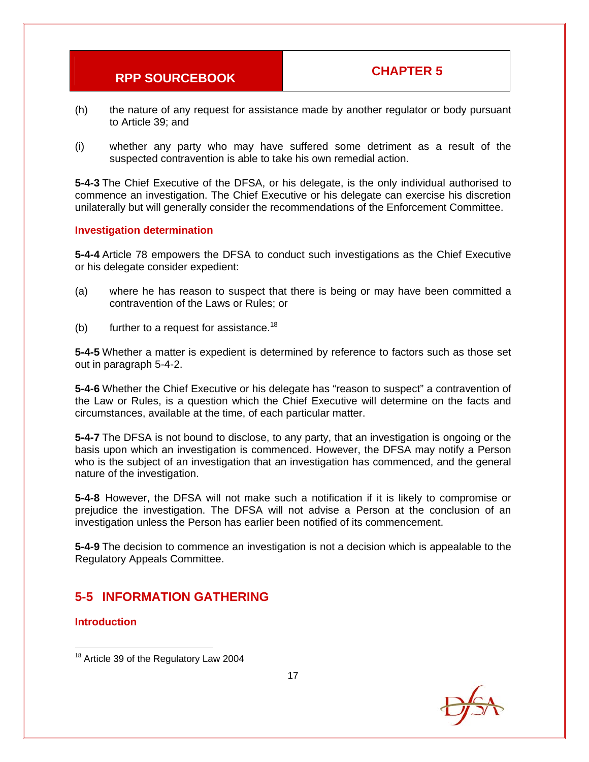(h) the nature of any request for assistance made by another regulator or body pursuant to Article 39; and

(i) whether any party who may have suffered some detriment as a result of the suspected contravention is able to take his own remedial action.

**5-4-3** The Chief Executive of the DFSA, or his delegate, is the only individual authorised to commence an investigation. The Chief Executive or his delegate can exercise his discretion unilaterally but will generally consider the recommendations of the Enforcement Committee.

### Investigation determination

**5-4-4** Article 78 empowers the DFSA to conduct such investigations as the Chief Executive or his delegate consider expedient:

(a) where he has reason to suspect that there is being or may have been committed a contravention of the Laws or Rules; or

(b) further to a request for assistance.[18]

**5-4-5** Whether a matter is expedient is determined by reference to factors such as those set out in paragraph 5-4-2.

**5-4-6** Whether the Chief Executive or his delegate has "reason to suspect" a contravention of the Law or Rules, is a question which the Chief Executive will determine on the facts and circumstances, available at the time, of each particular matter.

**5-4-7** The DFSA is not bound to disclose, to any party, that an investigation is ongoing or the basis upon which an investigation is commenced. However, the DFSA may notify a Person who is the subject of an investigation that an investigation has commenced, and the general nature of the investigation.

**5-4-8** However, the DFSA will not make such a notification if it is likely to compromise or prejudice the investigation. The DFSA will not advise a Person at the conclusion of an investigation unless the Person has earlier been notified of its commencement.

**5-4-9** The decision to commence an investigation is not a decision which is appealable to the Regulatory Appeals Committee.

## 5-5 INFORMATION GATHERING

### Introduction

[18] Article 39 of the Regulatory Law 2004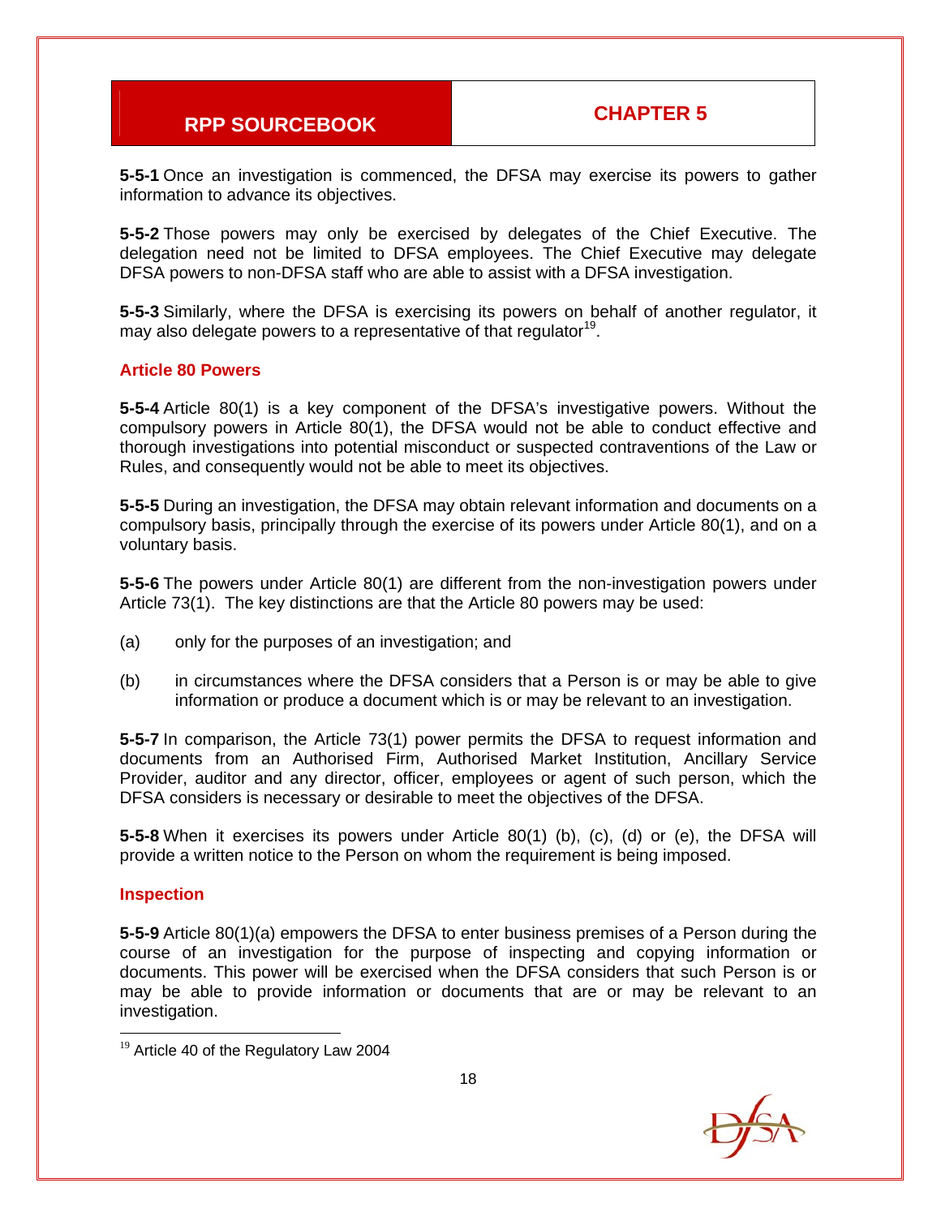**5-5-1** Once an investigation is commenced, the DFSA may exercise its powers to gather information to advance its objectives.

**5-5-2** Those powers may only be exercised by delegates of the Chief Executive. The delegation need not be limited to DFSA employees. The Chief Executive may delegate DFSA powers to non-DFSA staff who are able to assist with a DFSA investigation.

**5-5-3** Similarly, where the DFSA is exercising its powers on behalf of another regulator, it may also delegate powers to a representative of that regulator[19].

### Article 80 Powers

**5-5-4** Article 80(1) is a key component of the DFSA's investigative powers. Without the compulsory powers in Article 80(1), the DFSA would not be able to conduct effective and thorough investigations into potential misconduct or suspected contraventions of the Law or Rules, and consequently would not be able to meet its objectives.

**5-5-5** During an investigation, the DFSA may obtain relevant information and documents on a compulsory basis, principally through the exercise of its powers under Article 80(1), and on a voluntary basis.

**5-5-6** The powers under Article 80(1) are different from the non-investigation powers under Article 73(1). The key distinctions are that the Article 80 powers may be used:

(a) only for the purposes of an investigation; and

(b) in circumstances where the DFSA considers that a Person is or may be able to give information or produce a document which is or may be relevant to an investigation.

**5-5-7** In comparison, the Article 73(1) power permits the DFSA to request information and documents from an Authorised Firm, Authorised Market Institution, Ancillary Service Provider, auditor and any director, officer, employees or agent of such person, which the DFSA considers is necessary or desirable to meet the objectives of the DFSA.

**5-5-8** When it exercises its powers under Article 80(1) (b), (c), (d) or (e), the DFSA will provide a written notice to the Person on whom the requirement is being imposed.

### Inspection

**5-5-9** Article 80(1)(a) empowers the DFSA to enter business premises of a Person during the course of an investigation for the purpose of inspecting and copying information or documents. This power will be exercised when the DFSA considers that such Person is or may be able to provide information or documents that are or may be relevant to an investigation.

---

[19] Article 40 of the Regulatory Law 2004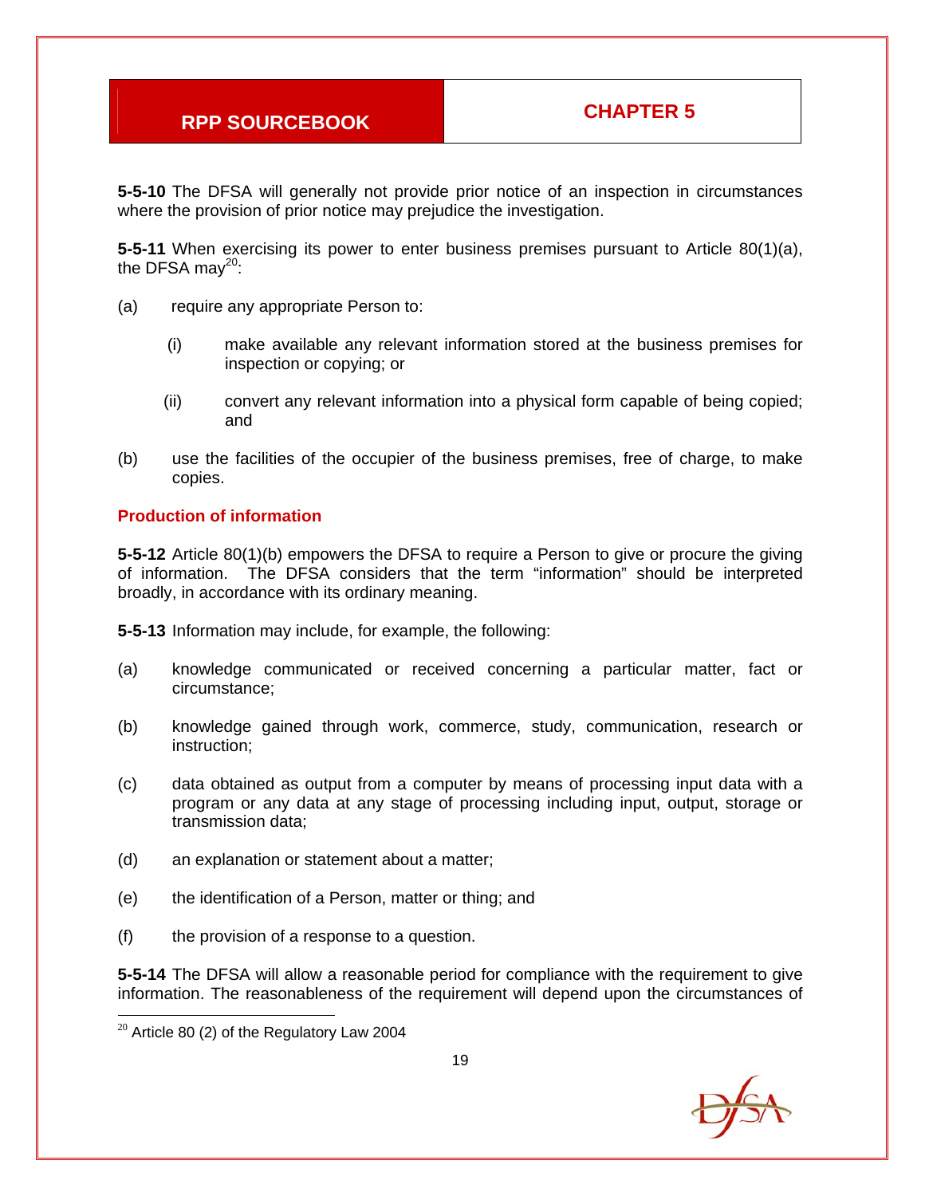**5-5-10** The DFSA will generally not provide prior notice of an inspection in circumstances where the provision of prior notice may prejudice the investigation.

**5-5-11** When exercising its power to enter business premises pursuant to Article 80(1)(a), the DFSA may[20]:

(a) require any appropriate Person to:

  (i) make available any relevant information stored at the business premises for inspection or copying; or

  (ii) convert any relevant information into a physical form capable of being copied; and

(b) use the facilities of the occupier of the business premises, free of charge, to make copies.

### Production of information

**5-5-12** Article 80(1)(b) empowers the DFSA to require a Person to give or procure the giving of information. The DFSA considers that the term "information" should be interpreted broadly, in accordance with its ordinary meaning.

**5-5-13** Information may include, for example, the following:

(a) knowledge communicated or received concerning a particular matter, fact or circumstance;

(b) knowledge gained through work, commerce, study, communication, research or instruction;

(c) data obtained as output from a computer by means of processing input data with a program or any data at any stage of processing including input, output, storage or transmission data;

(d) an explanation or statement about a matter;

(e) the identification of a Person, matter or thing; and

(f) the provision of a response to a question.

**5-5-14** The DFSA will allow a reasonable period for compliance with the requirement to give information. The reasonableness of the requirement will depend upon the circumstances of

[20] Article 80 (2) of the Regulatory Law 2004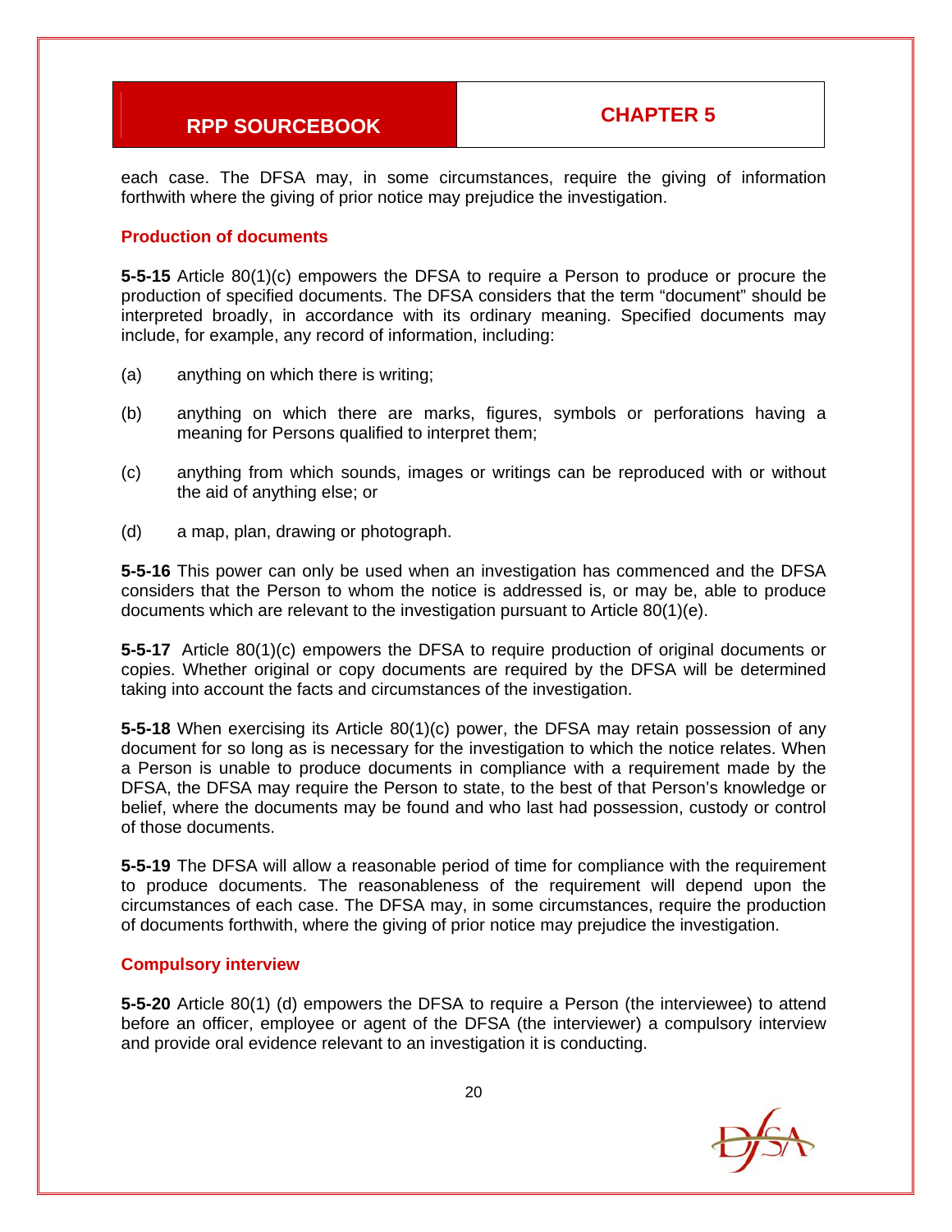each case. The DFSA may, in some circumstances, require the giving of information forthwith where the giving of prior notice may prejudice the investigation.

### Production of documents

**5-5-15** Article 80(1)(c) empowers the DFSA to require a Person to produce or procure the production of specified documents. The DFSA considers that the term "document" should be interpreted broadly, in accordance with its ordinary meaning. Specified documents may include, for example, any record of information, including:

(a) anything on which there is writing;

(b) anything on which there are marks, figures, symbols or perforations having a meaning for Persons qualified to interpret them;

(c) anything from which sounds, images or writings can be reproduced with or without the aid of anything else; or

(d) a map, plan, drawing or photograph.

**5-5-16** This power can only be used when an investigation has commenced and the DFSA considers that the Person to whom the notice is addressed is, or may be, able to produce documents which are relevant to the investigation pursuant to Article 80(1)(e).

**5-5-17** Article 80(1)(c) empowers the DFSA to require production of original documents or copies. Whether original or copy documents are required by the DFSA will be determined taking into account the facts and circumstances of the investigation.

**5-5-18** When exercising its Article 80(1)(c) power, the DFSA may retain possession of any document for so long as is necessary for the investigation to which the notice relates. When a Person is unable to produce documents in compliance with a requirement made by the DFSA, the DFSA may require the Person to state, to the best of that Person's knowledge or belief, where the documents may be found and who last had possession, custody or control of those documents.

**5-5-19** The DFSA will allow a reasonable period of time for compliance with the requirement to produce documents. The reasonableness of the requirement will depend upon the circumstances of each case. The DFSA may, in some circumstances, require the production of documents forthwith, where the giving of prior notice may prejudice the investigation.

### Compulsory interview

**5-5-20** Article 80(1) (d) empowers the DFSA to require a Person (the interviewee) to attend before an officer, employee or agent of the DFSA (the interviewer) a compulsory interview and provide oral evidence relevant to an investigation it is conducting.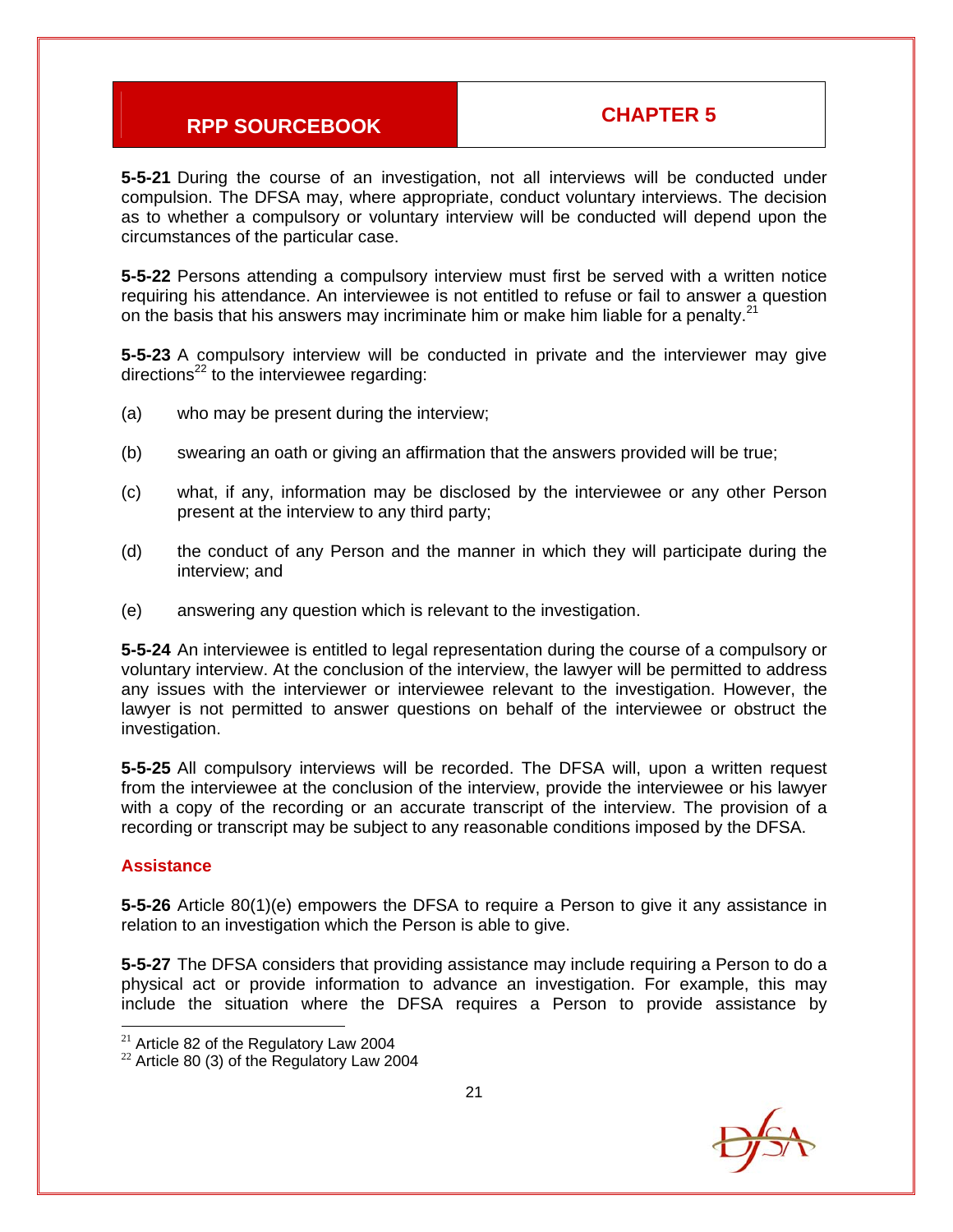**5-5-21** During the course of an investigation, not all interviews will be conducted under compulsion. The DFSA may, where appropriate, conduct voluntary interviews. The decision as to whether a compulsory or voluntary interview will be conducted will depend upon the circumstances of the particular case.

**5-5-22** Persons attending a compulsory interview must first be served with a written notice requiring his attendance. An interviewee is not entitled to refuse or fail to answer a question on the basis that his answers may incriminate him or make him liable for a penalty.[21]

**5-5-23** A compulsory interview will be conducted in private and the interviewer may give directions[22] to the interviewee regarding:

(a) who may be present during the interview;

(b) swearing an oath or giving an affirmation that the answers provided will be true;

(c) what, if any, information may be disclosed by the interviewee or any other Person present at the interview to any third party;

(d) the conduct of any Person and the manner in which they will participate during the interview; and

(e) answering any question which is relevant to the investigation.

**5-5-24** An interviewee is entitled to legal representation during the course of a compulsory or voluntary interview. At the conclusion of the interview, the lawyer will be permitted to address any issues with the interviewer or interviewee relevant to the investigation. However, the lawyer is not permitted to answer questions on behalf of the interviewee or obstruct the investigation.

**5-5-25** All compulsory interviews will be recorded. The DFSA will, upon a written request from the interviewee at the conclusion of the interview, provide the interviewee or his lawyer with a copy of the recording or an accurate transcript of the interview. The provision of a recording or transcript may be subject to any reasonable conditions imposed by the DFSA.

### Assistance

**5-5-26** Article 80(1)(e) empowers the DFSA to require a Person to give it any assistance in relation to an investigation which the Person is able to give.

**5-5-27** The DFSA considers that providing assistance may include requiring a Person to do a physical act or provide information to advance an investigation. For example, this may include the situation where the DFSA requires a Person to provide assistance by

---

[21] Article 82 of the Regulatory Law 2004

[22] Article 80 (3) of the Regulatory Law 2004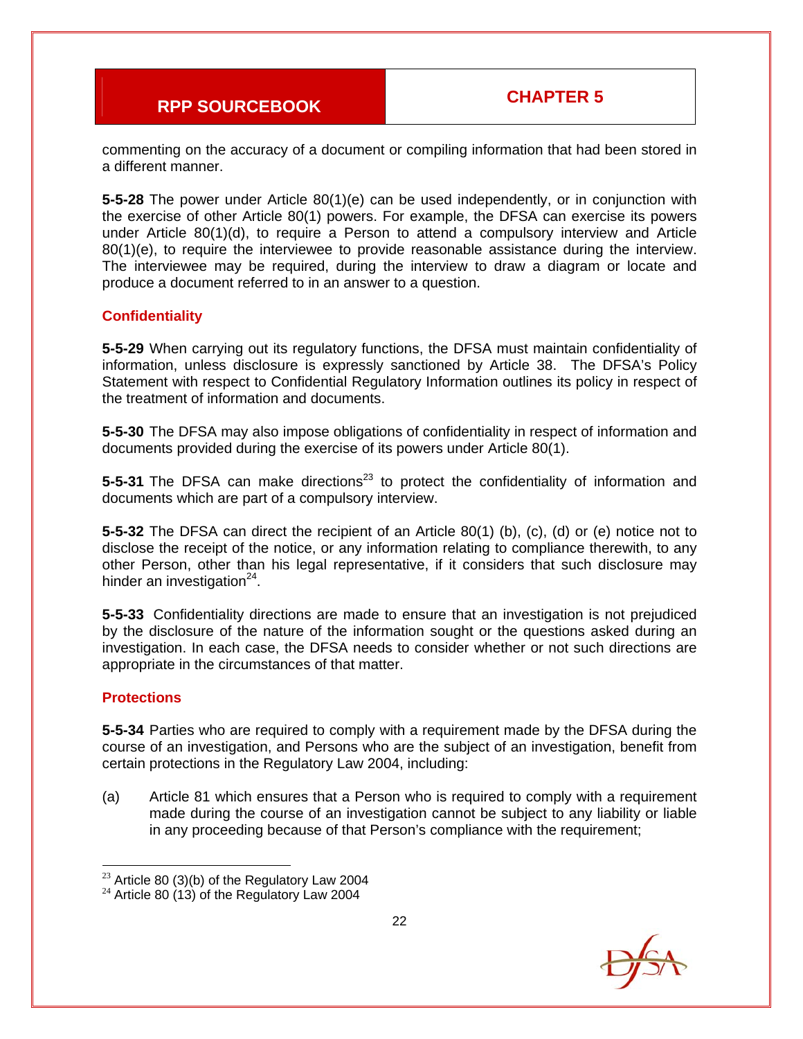commenting on the accuracy of a document or compiling information that had been stored in a different manner.

**5-5-28** The power under Article 80(1)(e) can be used independently, or in conjunction with the exercise of other Article 80(1) powers. For example, the DFSA can exercise its powers under Article 80(1)(d), to require a Person to attend a compulsory interview and Article 80(1)(e), to require the interviewee to provide reasonable assistance during the interview. The interviewee may be required, during the interview to draw a diagram or locate and produce a document referred to in an answer to a question.

### Confidentiality

**5-5-29** When carrying out its regulatory functions, the DFSA must maintain confidentiality of information, unless disclosure is expressly sanctioned by Article 38. The DFSA's Policy Statement with respect to Confidential Regulatory Information outlines its policy in respect of the treatment of information and documents.

**5-5-30** The DFSA may also impose obligations of confidentiality in respect of information and documents provided during the exercise of its powers under Article 80(1).

**5-5-31** The DFSA can make directions[23] to protect the confidentiality of information and documents which are part of a compulsory interview.

**5-5-32** The DFSA can direct the recipient of an Article 80(1) (b), (c), (d) or (e) notice not to disclose the receipt of the notice, or any information relating to compliance therewith, to any other Person, other than his legal representative, if it considers that such disclosure may hinder an investigation[24].

**5-5-33** Confidentiality directions are made to ensure that an investigation is not prejudiced by the disclosure of the nature of the information sought or the questions asked during an investigation. In each case, the DFSA needs to consider whether or not such directions are appropriate in the circumstances of that matter.

### Protections

**5-5-34** Parties who are required to comply with a requirement made by the DFSA during the course of an investigation, and Persons who are the subject of an investigation, benefit from certain protections in the Regulatory Law 2004, including:

(a) Article 81 which ensures that a Person who is required to comply with a requirement made during the course of an investigation cannot be subject to any liability or liable in any proceeding because of that Person's compliance with the requirement;

---

[23] Article 80 (3)(b) of the Regulatory Law 2004

[24] Article 80 (13) of the Regulatory Law 2004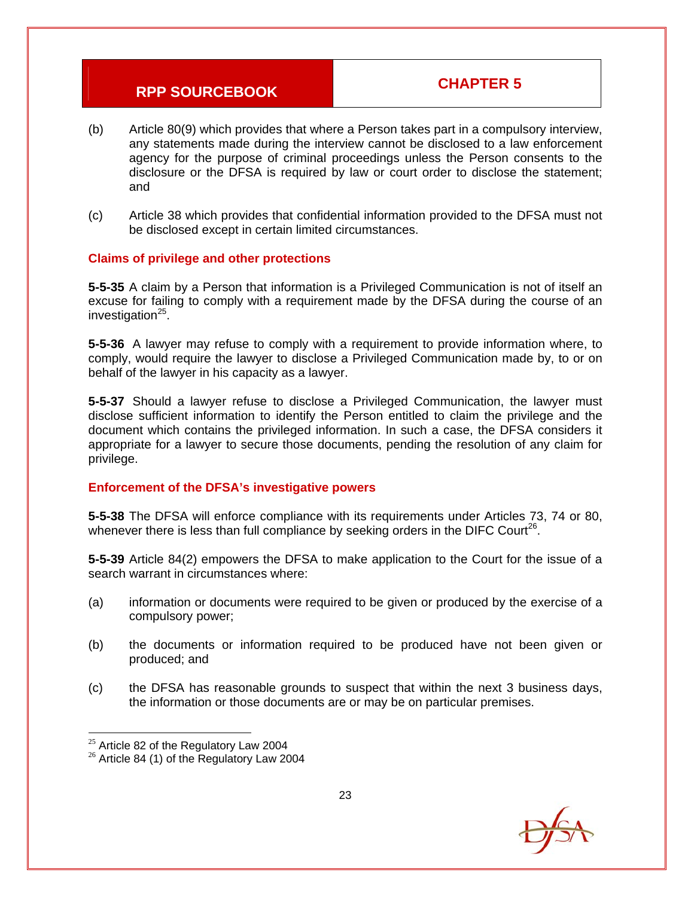(b) Article 80(9) which provides that where a Person takes part in a compulsory interview, any statements made during the interview cannot be disclosed to a law enforcement agency for the purpose of criminal proceedings unless the Person consents to the disclosure or the DFSA is required by law or court order to disclose the statement; and

(c) Article 38 which provides that confidential information provided to the DFSA must not be disclosed except in certain limited circumstances.

### Claims of privilege and other protections

**5-5-35** A claim by a Person that information is a Privileged Communication is not of itself an excuse for failing to comply with a requirement made by the DFSA during the course of an investigation[25].

**5-5-36** A lawyer may refuse to comply with a requirement to provide information where, to comply, would require the lawyer to disclose a Privileged Communication made by, to or on behalf of the lawyer in his capacity as a lawyer.

**5-5-37** Should a lawyer refuse to disclose a Privileged Communication, the lawyer must disclose sufficient information to identify the Person entitled to claim the privilege and the document which contains the privileged information. In such a case, the DFSA considers it appropriate for a lawyer to secure those documents, pending the resolution of any claim for privilege.

### Enforcement of the DFSA's investigative powers

**5-5-38** The DFSA will enforce compliance with its requirements under Articles 73, 74 or 80, whenever there is less than full compliance by seeking orders in the DIFC Court[26].

**5-5-39** Article 84(2) empowers the DFSA to make application to the Court for the issue of a search warrant in circumstances where:

(a) information or documents were required to be given or produced by the exercise of a compulsory power;

(b) the documents or information required to be produced have not been given or produced; and

(c) the DFSA has reasonable grounds to suspect that within the next 3 business days, the information or those documents are or may be on particular premises.

---

[25] Article 82 of the Regulatory Law 2004

[26] Article 84 (1) of the Regulatory Law 2004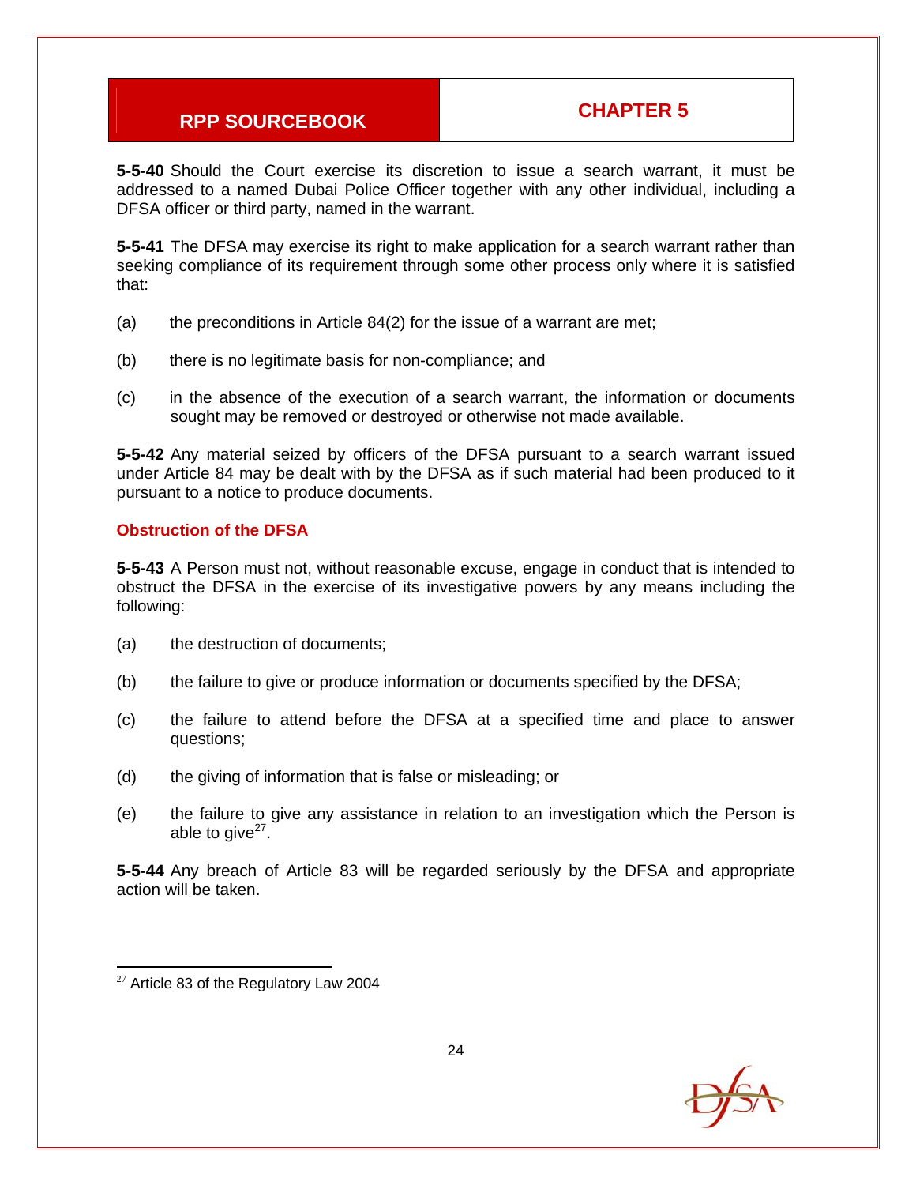**5-5-40** Should the Court exercise its discretion to issue a search warrant, it must be addressed to a named Dubai Police Officer together with any other individual, including a DFSA officer or third party, named in the warrant.

**5-5-41** The DFSA may exercise its right to make application for a search warrant rather than seeking compliance of its requirement through some other process only where it is satisfied that:

(a) the preconditions in Article 84(2) for the issue of a warrant are met;

(b) there is no legitimate basis for non-compliance; and

(c) in the absence of the execution of a search warrant, the information or documents sought may be removed or destroyed or otherwise not made available.

**5-5-42** Any material seized by officers of the DFSA pursuant to a search warrant issued under Article 84 may be dealt with by the DFSA as if such material had been produced to it pursuant to a notice to produce documents.

### Obstruction of the DFSA

**5-5-43** A Person must not, without reasonable excuse, engage in conduct that is intended to obstruct the DFSA in the exercise of its investigative powers by any means including the following:

(a) the destruction of documents;

(b) the failure to give or produce information or documents specified by the DFSA;

(c) the failure to attend before the DFSA at a specified time and place to answer questions;

(d) the giving of information that is false or misleading; or

(e) the failure to give any assistance in relation to an investigation which the Person is able to give[27].

**5-5-44** Any breach of Article 83 will be regarded seriously by the DFSA and appropriate action will be taken.

---

[27] Article 83 of the Regulatory Law 2004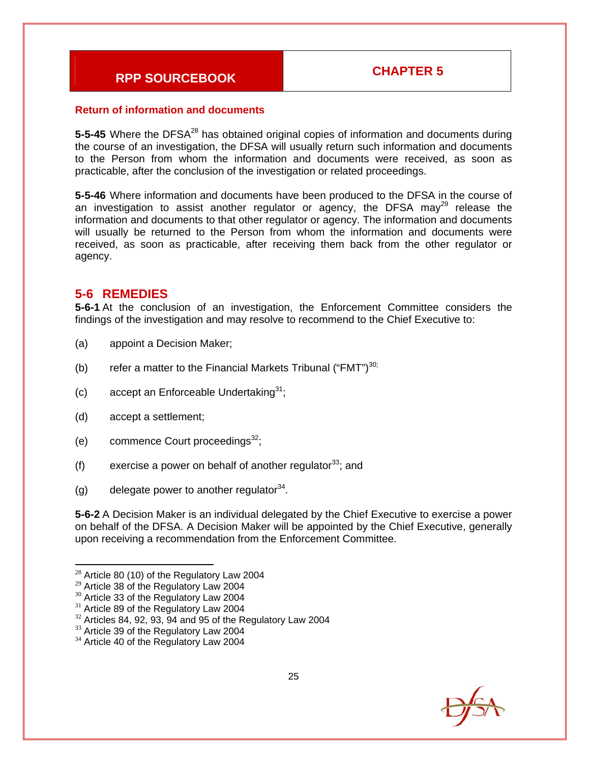**Return of information and documents**

**5-5-45** Where the DFSA[28] has obtained original copies of information and documents during the course of an investigation, the DFSA will usually return such information and documents to the Person from whom the information and documents were received, as soon as practicable, after the conclusion of the investigation or related proceedings.

**5-5-46** Where information and documents have been produced to the DFSA in the course of an investigation to assist another regulator or agency, the DFSA may[29] release the information and documents to that other regulator or agency. The information and documents will usually be returned to the Person from whom the information and documents were received, as soon as practicable, after receiving them back from the other regulator or agency.

## 5-6 REMEDIES

**5-6-1** At the conclusion of an investigation, the Enforcement Committee considers the findings of the investigation and may resolve to recommend to the Chief Executive to:

(a) appoint a Decision Maker;

(b) refer a matter to the Financial Markets Tribunal ("FMT")[30;]

(c) accept an Enforceable Undertaking[31];

(d) accept a settlement;

(e) commence Court proceedings[32];

(f) exercise a power on behalf of another regulator[33]; and

(g) delegate power to another regulator[34].

**5-6-2** A Decision Maker is an individual delegated by the Chief Executive to exercise a power on behalf of the DFSA. A Decision Maker will be appointed by the Chief Executive, generally upon receiving a recommendation from the Enforcement Committee.

---

[28] Article 80 (10) of the Regulatory Law 2004
[29] Article 38 of the Regulatory Law 2004
[30] Article 33 of the Regulatory Law 2004
[31] Article 89 of the Regulatory Law 2004
[32] Articles 84, 92, 93, 94 and 95 of the Regulatory Law 2004
[33] Article 39 of the Regulatory Law 2004
[34] Article 40 of the Regulatory Law 2004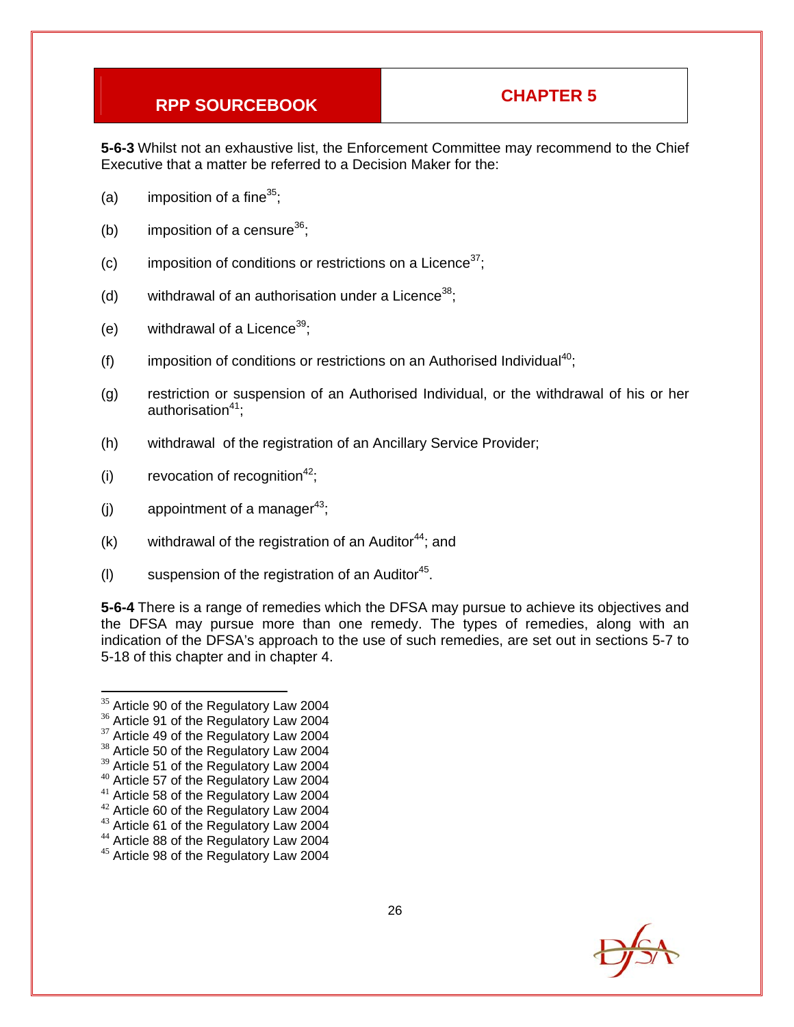**5-6-3** Whilst not an exhaustive list, the Enforcement Committee may recommend to the Chief Executive that a matter be referred to a Decision Maker for the:

(a) imposition of a fine[35];

(b) imposition of a censure[36];

(c) imposition of conditions or restrictions on a Licence[37];

(d) withdrawal of an authorisation under a Licence[38];

(e) withdrawal of a Licence[39];

(f) imposition of conditions or restrictions on an Authorised Individual[40];

(g) restriction or suspension of an Authorised Individual, or the withdrawal of his or her authorisation[41];

(h) withdrawal of the registration of an Ancillary Service Provider;

(i) revocation of recognition[42];

(j) appointment of a manager[43];

(k) withdrawal of the registration of an Auditor[44]; and

(l) suspension of the registration of an Auditor[45].

**5-6-4** There is a range of remedies which the DFSA may pursue to achieve its objectives and the DFSA may pursue more than one remedy. The types of remedies, along with an indication of the DFSA's approach to the use of such remedies, are set out in sections 5-7 to 5-18 of this chapter and in chapter 4.

---

[35] Article 90 of the Regulatory Law 2004
[36] Article 91 of the Regulatory Law 2004
[37] Article 49 of the Regulatory Law 2004
[38] Article 50 of the Regulatory Law 2004
[39] Article 51 of the Regulatory Law 2004
[40] Article 57 of the Regulatory Law 2004
[41] Article 58 of the Regulatory Law 2004
[42] Article 60 of the Regulatory Law 2004
[43] Article 61 of the Regulatory Law 2004
[44] Article 88 of the Regulatory Law 2004
[45] Article 98 of the Regulatory Law 2004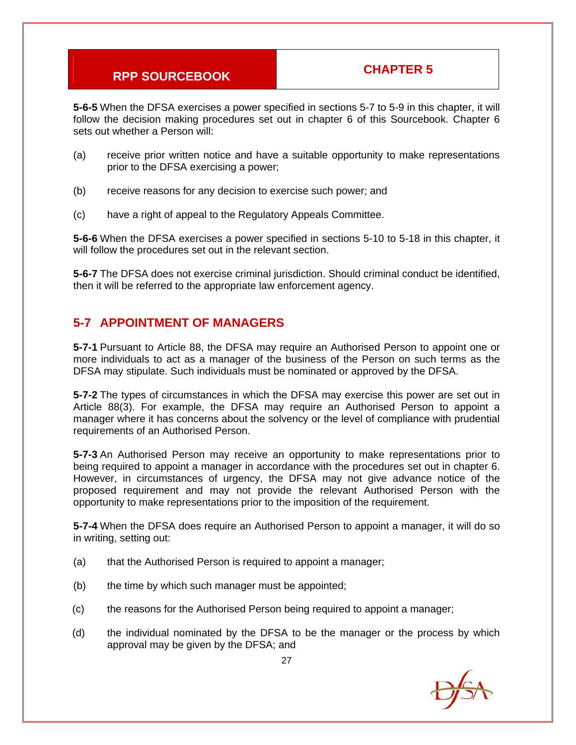**5-6-5** When the DFSA exercises a power specified in sections 5-7 to 5-9 in this chapter, it will follow the decision making procedures set out in chapter 6 of this Sourcebook. Chapter 6 sets out whether a Person will:

(a) receive prior written notice and have a suitable opportunity to make representations prior to the DFSA exercising a power;

(b) receive reasons for any decision to exercise such power; and

(c) have a right of appeal to the Regulatory Appeals Committee.

**5-6-6** When the DFSA exercises a power specified in sections 5-10 to 5-18 in this chapter, it will follow the procedures set out in the relevant section.

**5-6-7** The DFSA does not exercise criminal jurisdiction. Should criminal conduct be identified, then it will be referred to the appropriate law enforcement agency.

## 5-7 APPOINTMENT OF MANAGERS

**5-7-1** Pursuant to Article 88, the DFSA may require an Authorised Person to appoint one or more individuals to act as a manager of the business of the Person on such terms as the DFSA may stipulate. Such individuals must be nominated or approved by the DFSA.

**5-7-2** The types of circumstances in which the DFSA may exercise this power are set out in Article 88(3). For example, the DFSA may require an Authorised Person to appoint a manager where it has concerns about the solvency or the level of compliance with prudential requirements of an Authorised Person.

**5-7-3** An Authorised Person may receive an opportunity to make representations prior to being required to appoint a manager in accordance with the procedures set out in chapter 6. However, in circumstances of urgency, the DFSA may not give advance notice of the proposed requirement and may not provide the relevant Authorised Person with the opportunity to make representations prior to the imposition of the requirement.

**5-7-4** When the DFSA does require an Authorised Person to appoint a manager, it will do so in writing, setting out:

(a) that the Authorised Person is required to appoint a manager;

(b) the time by which such manager must be appointed;

(c) the reasons for the Authorised Person being required to appoint a manager;

(d) the individual nominated by the DFSA to be the manager or the process by which approval may be given by the DFSA; and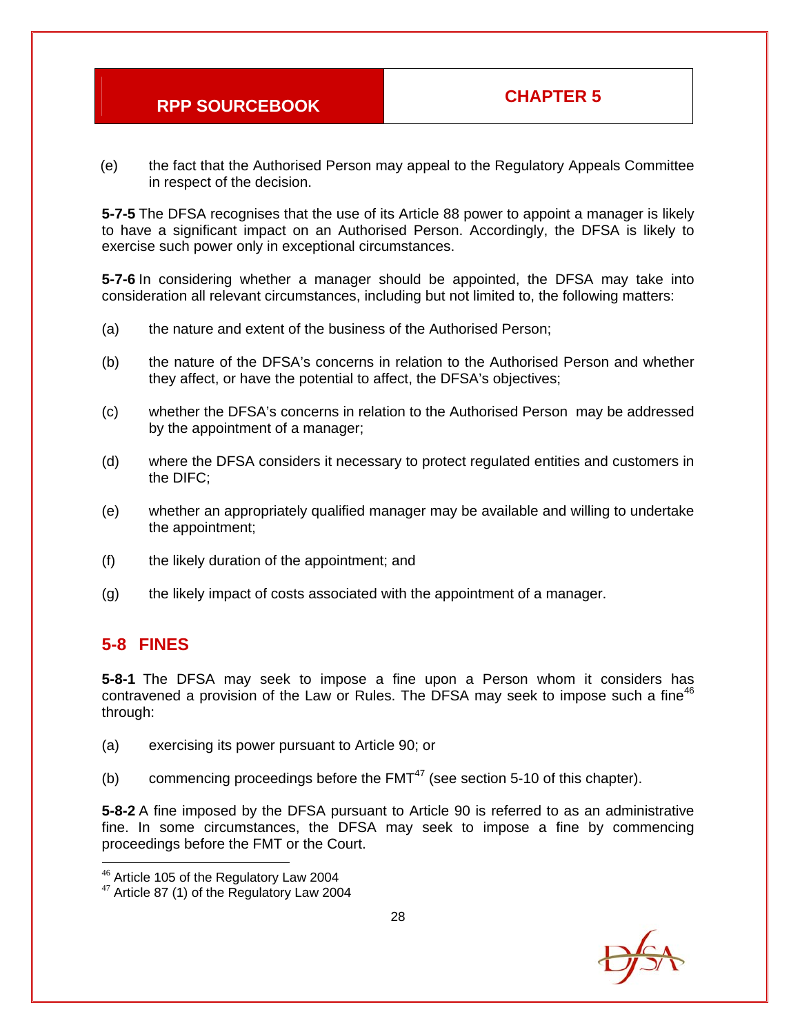(e) the fact that the Authorised Person may appeal to the Regulatory Appeals Committee in respect of the decision.

**5-7-5** The DFSA recognises that the use of its Article 88 power to appoint a manager is likely to have a significant impact on an Authorised Person. Accordingly, the DFSA is likely to exercise such power only in exceptional circumstances.

**5-7-6** In considering whether a manager should be appointed, the DFSA may take into consideration all relevant circumstances, including but not limited to, the following matters:

(a) the nature and extent of the business of the Authorised Person;

(b) the nature of the DFSA's concerns in relation to the Authorised Person and whether they affect, or have the potential to affect, the DFSA's objectives;

(c) whether the DFSA's concerns in relation to the Authorised Person may be addressed by the appointment of a manager;

(d) where the DFSA considers it necessary to protect regulated entities and customers in the DIFC;

(e) whether an appropriately qualified manager may be available and willing to undertake the appointment;

(f) the likely duration of the appointment; and

(g) the likely impact of costs associated with the appointment of a manager.

## 5-8 FINES

**5-8-1** The DFSA may seek to impose a fine upon a Person whom it considers has contravened a provision of the Law or Rules. The DFSA may seek to impose such a fine[46] through:

(a) exercising its power pursuant to Article 90; or

(b) commencing proceedings before the FMT[47] (see section 5-10 of this chapter).

**5-8-2** A fine imposed by the DFSA pursuant to Article 90 is referred to as an administrative fine. In some circumstances, the DFSA may seek to impose a fine by commencing proceedings before the FMT or the Court.

---

[46] Article 105 of the Regulatory Law 2004

[47] Article 87 (1) of the Regulatory Law 2004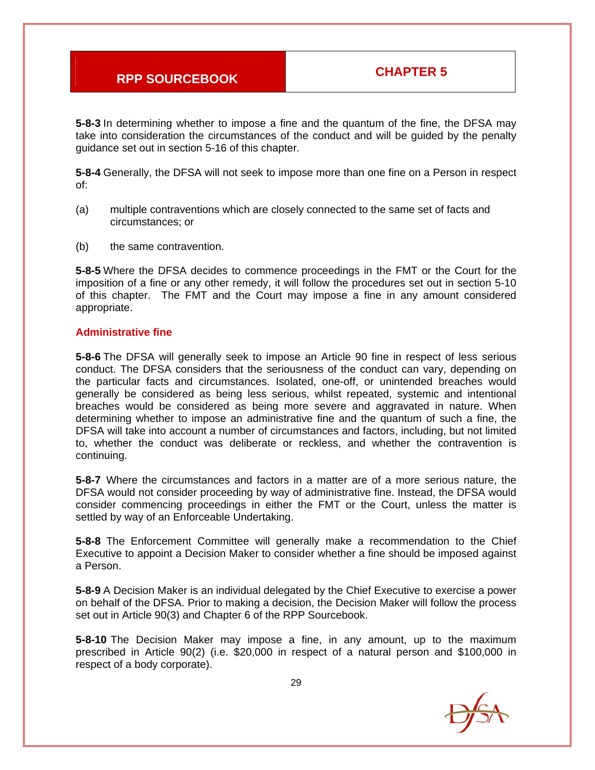**5-8-3** In determining whether to impose a fine and the quantum of the fine, the DFSA may take into consideration the circumstances of the conduct and will be guided by the penalty guidance set out in section 5-16 of this chapter.

**5-8-4** Generally, the DFSA will not seek to impose more than one fine on a Person in respect of:

(a) multiple contraventions which are closely connected to the same set of facts and circumstances; or

(b) the same contravention.

**5-8-5** Where the DFSA decides to commence proceedings in the FMT or the Court for the imposition of a fine or any other remedy, it will follow the procedures set out in section 5-10 of this chapter. The FMT and the Court may impose a fine in any amount considered appropriate.

### Administrative fine

**5-8-6** The DFSA will generally seek to impose an Article 90 fine in respect of less serious conduct. The DFSA considers that the seriousness of the conduct can vary, depending on the particular facts and circumstances. Isolated, one-off, or unintended breaches would generally be considered as being less serious, whilst repeated, systemic and intentional breaches would be considered as being more severe and aggravated in nature. When determining whether to impose an administrative fine and the quantum of such a fine, the DFSA will take into account a number of circumstances and factors, including, but not limited to, whether the conduct was deliberate or reckless, and whether the contravention is continuing.

**5-8-7** Where the circumstances and factors in a matter are of a more serious nature, the DFSA would not consider proceeding by way of administrative fine. Instead, the DFSA would consider commencing proceedings in either the FMT or the Court, unless the matter is settled by way of an Enforceable Undertaking.

**5-8-8** The Enforcement Committee will generally make a recommendation to the Chief Executive to appoint a Decision Maker to consider whether a fine should be imposed against a Person.

**5-8-9** A Decision Maker is an individual delegated by the Chief Executive to exercise a power on behalf of the DFSA. Prior to making a decision, the Decision Maker will follow the process set out in Article 90(3) and Chapter 6 of the RPP Sourcebook.

**5-8-10** The Decision Maker may impose a fine, in any amount, up to the maximum prescribed in Article 90(2) (i.e. $20,000 in respect of a natural person and $100,000 in respect of a body corporate).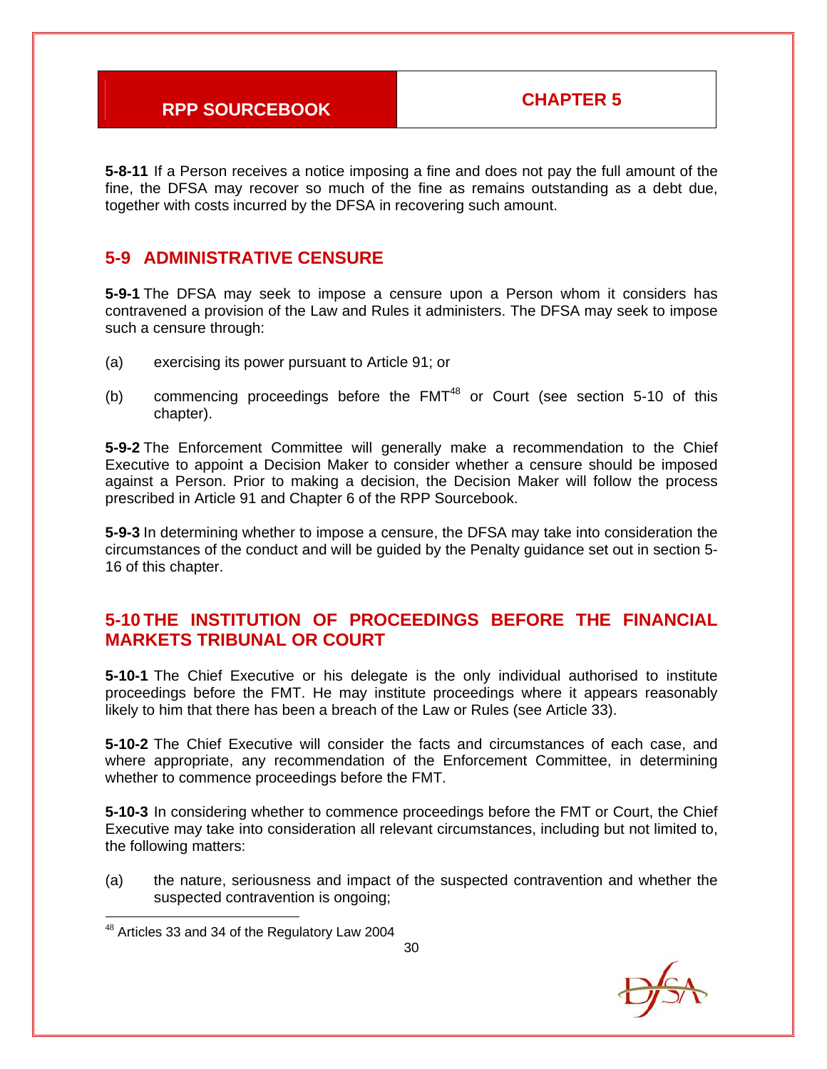**5-8-11** If a Person receives a notice imposing a fine and does not pay the full amount of the fine, the DFSA may recover so much of the fine as remains outstanding as a debt due, together with costs incurred by the DFSA in recovering such amount.

## 5-9 ADMINISTRATIVE CENSURE

**5-9-1** The DFSA may seek to impose a censure upon a Person whom it considers has contravened a provision of the Law and Rules it administers. The DFSA may seek to impose such a censure through:

(a) exercising its power pursuant to Article 91; or

(b) commencing proceedings before the FMT[48] or Court (see section 5-10 of this chapter).

**5-9-2** The Enforcement Committee will generally make a recommendation to the Chief Executive to appoint a Decision Maker to consider whether a censure should be imposed against a Person. Prior to making a decision, the Decision Maker will follow the process prescribed in Article 91 and Chapter 6 of the RPP Sourcebook.

**5-9-3** In determining whether to impose a censure, the DFSA may take into consideration the circumstances of the conduct and will be guided by the Penalty guidance set out in section 5-16 of this chapter.

## 5-10 THE INSTITUTION OF PROCEEDINGS BEFORE THE FINANCIAL MARKETS TRIBUNAL OR COURT

**5-10-1** The Chief Executive or his delegate is the only individual authorised to institute proceedings before the FMT. He may institute proceedings where it appears reasonably likely to him that there has been a breach of the Law or Rules (see Article 33).

**5-10-2** The Chief Executive will consider the facts and circumstances of each case, and where appropriate, any recommendation of the Enforcement Committee, in determining whether to commence proceedings before the FMT.

**5-10-3** In considering whether to commence proceedings before the FMT or Court, the Chief Executive may take into consideration all relevant circumstances, including but not limited to, the following matters:

(a) the nature, seriousness and impact of the suspected contravention and whether the suspected contravention is ongoing;

[48] Articles 33 and 34 of the Regulatory Law 2004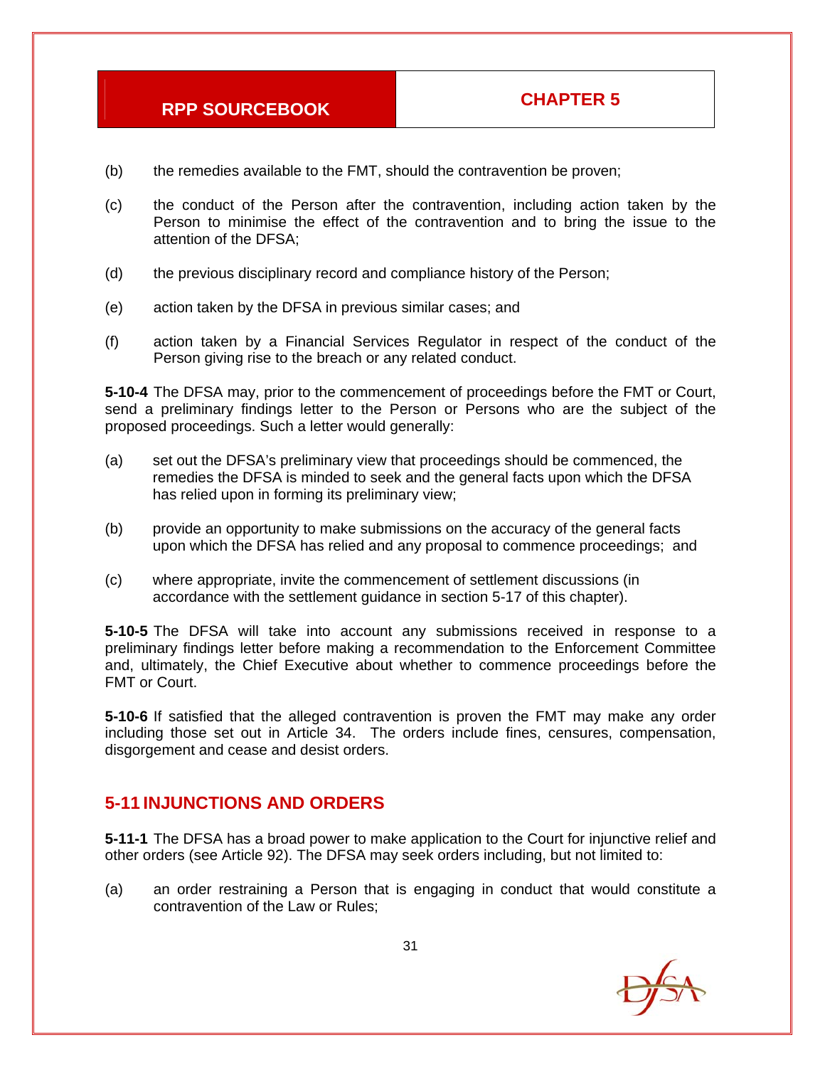(b) the remedies available to the FMT, should the contravention be proven;

(c) the conduct of the Person after the contravention, including action taken by the Person to minimise the effect of the contravention and to bring the issue to the attention of the DFSA;

(d) the previous disciplinary record and compliance history of the Person;

(e) action taken by the DFSA in previous similar cases; and

(f) action taken by a Financial Services Regulator in respect of the conduct of the Person giving rise to the breach or any related conduct.

**5-10-4** The DFSA may, prior to the commencement of proceedings before the FMT or Court, send a preliminary findings letter to the Person or Persons who are the subject of the proposed proceedings. Such a letter would generally:

(a) set out the DFSA's preliminary view that proceedings should be commenced, the remedies the DFSA is minded to seek and the general facts upon which the DFSA has relied upon in forming its preliminary view;

(b) provide an opportunity to make submissions on the accuracy of the general facts upon which the DFSA has relied and any proposal to commence proceedings; and

(c) where appropriate, invite the commencement of settlement discussions (in accordance with the settlement guidance in section 5-17 of this chapter).

**5-10-5** The DFSA will take into account any submissions received in response to a preliminary findings letter before making a recommendation to the Enforcement Committee and, ultimately, the Chief Executive about whether to commence proceedings before the FMT or Court.

**5-10-6** If satisfied that the alleged contravention is proven the FMT may make any order including those set out in Article 34. The orders include fines, censures, compensation, disgorgement and cease and desist orders.

## 5-11 INJUNCTIONS AND ORDERS

**5-11-1** The DFSA has a broad power to make application to the Court for injunctive relief and other orders (see Article 92). The DFSA may seek orders including, but not limited to:

(a) an order restraining a Person that is engaging in conduct that would constitute a contravention of the Law or Rules;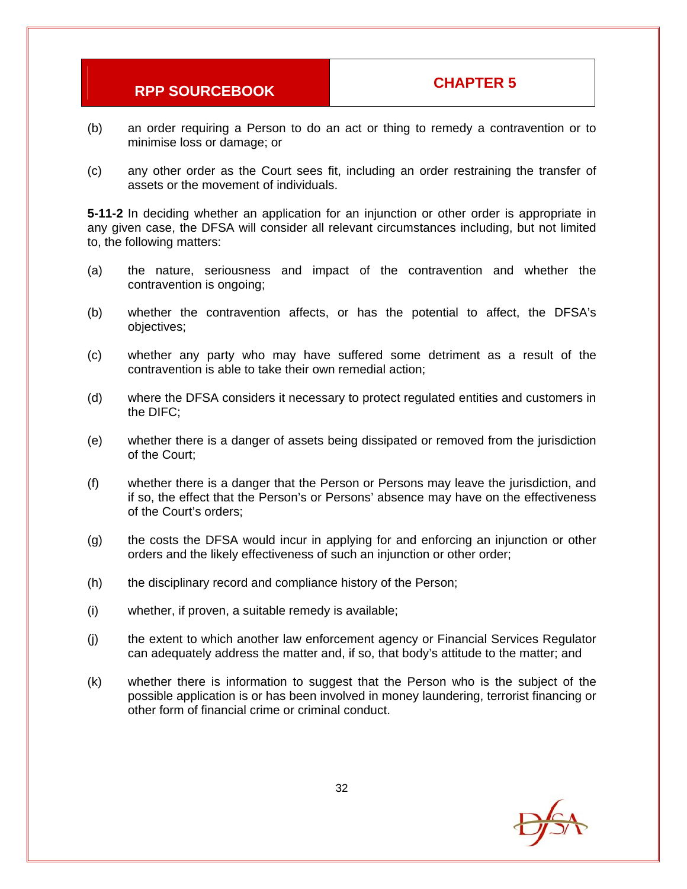(b) an order requiring a Person to do an act or thing to remedy a contravention or to minimise loss or damage; or

(c) any other order as the Court sees fit, including an order restraining the transfer of assets or the movement of individuals.

**5-11-2** In deciding whether an application for an injunction or other order is appropriate in any given case, the DFSA will consider all relevant circumstances including, but not limited to, the following matters:

(a) the nature, seriousness and impact of the contravention and whether the contravention is ongoing;

(b) whether the contravention affects, or has the potential to affect, the DFSA's objectives;

(c) whether any party who may have suffered some detriment as a result of the contravention is able to take their own remedial action;

(d) where the DFSA considers it necessary to protect regulated entities and customers in the DIFC;

(e) whether there is a danger of assets being dissipated or removed from the jurisdiction of the Court;

(f) whether there is a danger that the Person or Persons may leave the jurisdiction, and if so, the effect that the Person's or Persons' absence may have on the effectiveness of the Court's orders;

(g) the costs the DFSA would incur in applying for and enforcing an injunction or other orders and the likely effectiveness of such an injunction or other order;

(h) the disciplinary record and compliance history of the Person;

(i) whether, if proven, a suitable remedy is available;

(j) the extent to which another law enforcement agency or Financial Services Regulator can adequately address the matter and, if so, that body's attitude to the matter; and

(k) whether there is information to suggest that the Person who is the subject of the possible application is or has been involved in money laundering, terrorist financing or other form of financial crime or criminal conduct.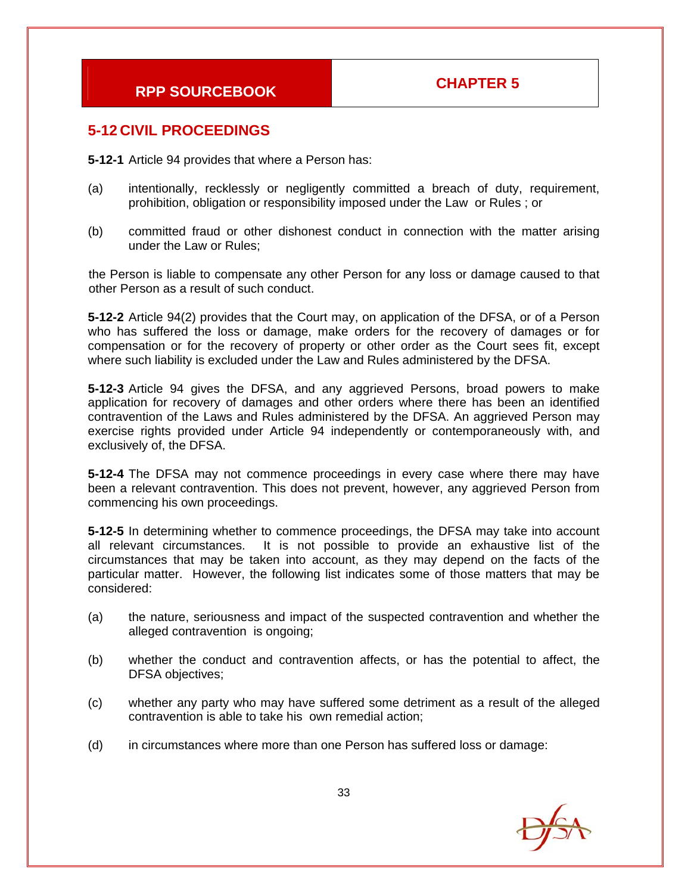## 5-12 CIVIL PROCEEDINGS

**5-12-1** Article 94 provides that where a Person has:

(a) intentionally, recklessly or negligently committed a breach of duty, requirement, prohibition, obligation or responsibility imposed under the Law or Rules ; or

(b) committed fraud or other dishonest conduct in connection with the matter arising under the Law or Rules;

the Person is liable to compensate any other Person for any loss or damage caused to that other Person as a result of such conduct.

**5-12-2** Article 94(2) provides that the Court may, on application of the DFSA, or of a Person who has suffered the loss or damage, make orders for the recovery of damages or for compensation or for the recovery of property or other order as the Court sees fit, except where such liability is excluded under the Law and Rules administered by the DFSA.

**5-12-3** Article 94 gives the DFSA, and any aggrieved Persons, broad powers to make application for recovery of damages and other orders where there has been an identified contravention of the Laws and Rules administered by the DFSA. An aggrieved Person may exercise rights provided under Article 94 independently or contemporaneously with, and exclusively of, the DFSA.

**5-12-4** The DFSA may not commence proceedings in every case where there may have been a relevant contravention. This does not prevent, however, any aggrieved Person from commencing his own proceedings.

**5-12-5** In determining whether to commence proceedings, the DFSA may take into account all relevant circumstances. It is not possible to provide an exhaustive list of the circumstances that may be taken into account, as they may depend on the facts of the particular matter. However, the following list indicates some of those matters that may be considered:

(a) the nature, seriousness and impact of the suspected contravention and whether the alleged contravention is ongoing;

(b) whether the conduct and contravention affects, or has the potential to affect, the DFSA objectives;

(c) whether any party who may have suffered some detriment as a result of the alleged contravention is able to take his own remedial action;

(d) in circumstances where more than one Person has suffered loss or damage: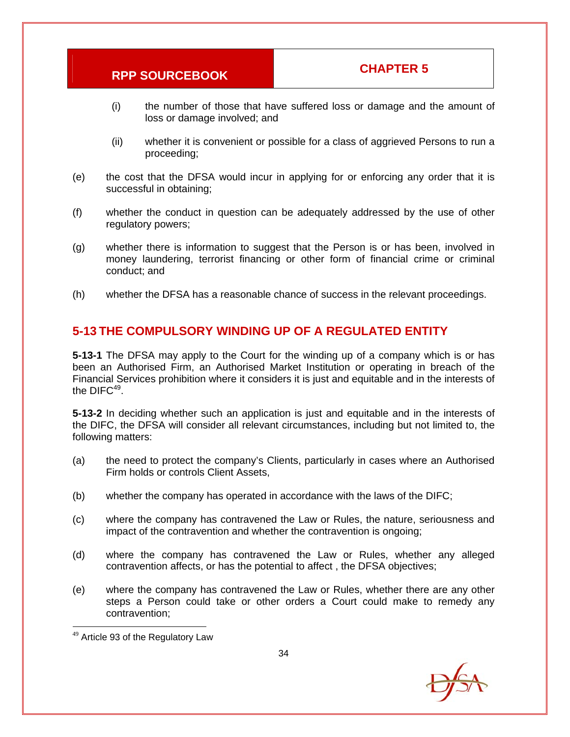(i) the number of those that have suffered loss or damage and the amount of loss or damage involved; and

(ii) whether it is convenient or possible for a class of aggrieved Persons to run a proceeding;

(e) the cost that the DFSA would incur in applying for or enforcing any order that it is successful in obtaining;

(f) whether the conduct in question can be adequately addressed by the use of other regulatory powers;

(g) whether there is information to suggest that the Person is or has been, involved in money laundering, terrorist financing or other form of financial crime or criminal conduct; and

(h) whether the DFSA has a reasonable chance of success in the relevant proceedings.

## 5-13 THE COMPULSORY WINDING UP OF A REGULATED ENTITY

**5-13-1** The DFSA may apply to the Court for the winding up of a company which is or has been an Authorised Firm, an Authorised Market Institution or operating in breach of the Financial Services prohibition where it considers it is just and equitable and in the interests of the DIFC[49].

**5-13-2** In deciding whether such an application is just and equitable and in the interests of the DIFC, the DFSA will consider all relevant circumstances, including but not limited to, the following matters:

(a) the need to protect the company's Clients, particularly in cases where an Authorised Firm holds or controls Client Assets,

(b) whether the company has operated in accordance with the laws of the DIFC;

(c) where the company has contravened the Law or Rules, the nature, seriousness and impact of the contravention and whether the contravention is ongoing;

(d) where the company has contravened the Law or Rules, whether any alleged contravention affects, or has the potential to affect , the DFSA objectives;

(e) where the company has contravened the Law or Rules, whether there are any other steps a Person could take or other orders a Court could make to remedy any contravention;

---

[49] Article 93 of the Regulatory Law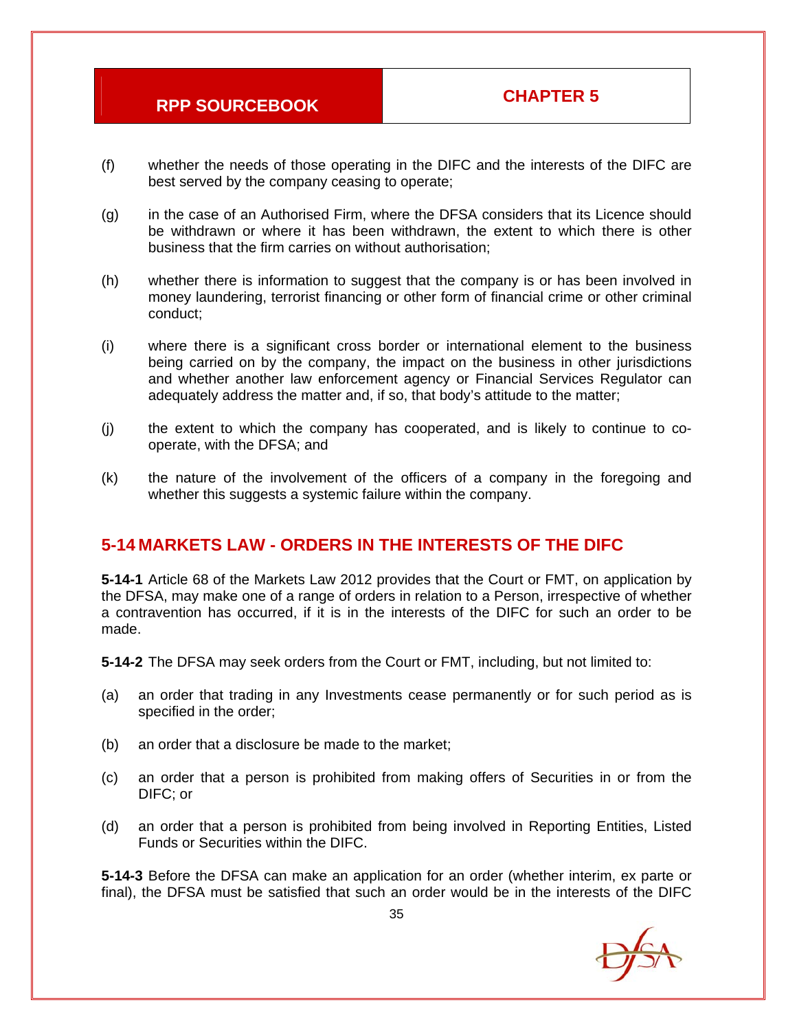(f) whether the needs of those operating in the DIFC and the interests of the DIFC are best served by the company ceasing to operate;

(g) in the case of an Authorised Firm, where the DFSA considers that its Licence should be withdrawn or where it has been withdrawn, the extent to which there is other business that the firm carries on without authorisation;

(h) whether there is information to suggest that the company is or has been involved in money laundering, terrorist financing or other form of financial crime or other criminal conduct;

(i) where there is a significant cross border or international element to the business being carried on by the company, the impact on the business in other jurisdictions and whether another law enforcement agency or Financial Services Regulator can adequately address the matter and, if so, that body's attitude to the matter;

(j) the extent to which the company has cooperated, and is likely to continue to co-operate, with the DFSA; and

(k) the nature of the involvement of the officers of a company in the foregoing and whether this suggests a systemic failure within the company.

## 5-14 MARKETS LAW - ORDERS IN THE INTERESTS OF THE DIFC

**5-14-1** Article 68 of the Markets Law 2012 provides that the Court or FMT, on application by the DFSA, may make one of a range of orders in relation to a Person, irrespective of whether a contravention has occurred, if it is in the interests of the DIFC for such an order to be made.

**5-14-2** The DFSA may seek orders from the Court or FMT, including, but not limited to:

(a) an order that trading in any Investments cease permanently or for such period as is specified in the order;

(b) an order that a disclosure be made to the market;

(c) an order that a person is prohibited from making offers of Securities in or from the DIFC; or

(d) an order that a person is prohibited from being involved in Reporting Entities, Listed Funds or Securities within the DIFC.

**5-14-3** Before the DFSA can make an application for an order (whether interim, ex parte or final), the DFSA must be satisfied that such an order would be in the interests of the DIFC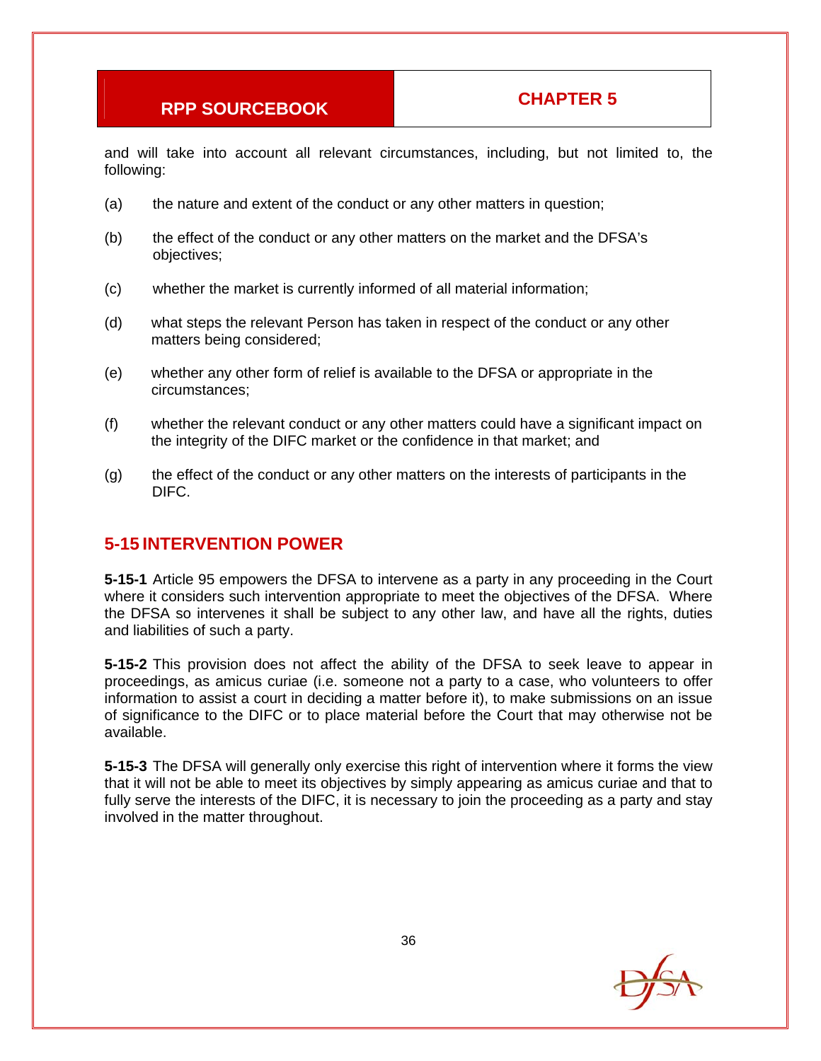and will take into account all relevant circumstances, including, but not limited to, the following:

(a) the nature and extent of the conduct or any other matters in question;

(b) the effect of the conduct or any other matters on the market and the DFSA's objectives;

(c) whether the market is currently informed of all material information;

(d) what steps the relevant Person has taken in respect of the conduct or any other matters being considered;

(e) whether any other form of relief is available to the DFSA or appropriate in the circumstances;

(f) whether the relevant conduct or any other matters could have a significant impact on the integrity of the DIFC market or the confidence in that market; and

(g) the effect of the conduct or any other matters on the interests of participants in the DIFC.

## 5-15 INTERVENTION POWER

**5-15-1** Article 95 empowers the DFSA to intervene as a party in any proceeding in the Court where it considers such intervention appropriate to meet the objectives of the DFSA. Where the DFSA so intervenes it shall be subject to any other law, and have all the rights, duties and liabilities of such a party.

**5-15-2** This provision does not affect the ability of the DFSA to seek leave to appear in proceedings, as amicus curiae (i.e. someone not a party to a case, who volunteers to offer information to assist a court in deciding a matter before it), to make submissions on an issue of significance to the DIFC or to place material before the Court that may otherwise not be available.

**5-15-3** The DFSA will generally only exercise this right of intervention where it forms the view that it will not be able to meet its objectives by simply appearing as amicus curiae and that to fully serve the interests of the DIFC, it is necessary to join the proceeding as a party and stay involved in the matter throughout.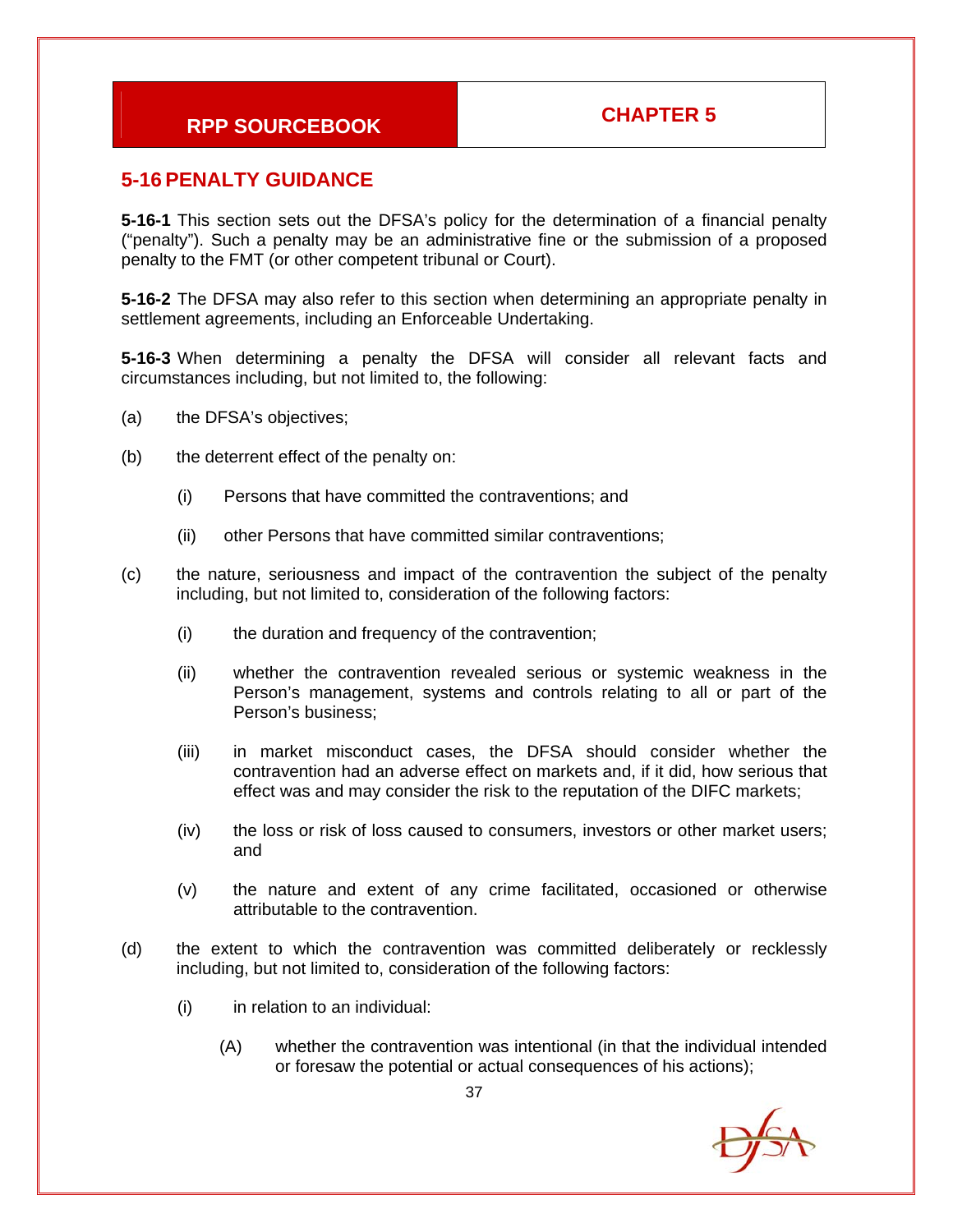## 5-16 PENALTY GUIDANCE

**5-16-1** This section sets out the DFSA's policy for the determination of a financial penalty ("penalty"). Such a penalty may be an administrative fine or the submission of a proposed penalty to the FMT (or other competent tribunal or Court).

**5-16-2** The DFSA may also refer to this section when determining an appropriate penalty in settlement agreements, including an Enforceable Undertaking.

**5-16-3** When determining a penalty the DFSA will consider all relevant facts and circumstances including, but not limited to, the following:

(a) the DFSA's objectives;

(b) the deterrent effect of the penalty on:

  (i) Persons that have committed the contraventions; and

  (ii) other Persons that have committed similar contraventions;

(c) the nature, seriousness and impact of the contravention the subject of the penalty including, but not limited to, consideration of the following factors:

  (i) the duration and frequency of the contravention;

  (ii) whether the contravention revealed serious or systemic weakness in the Person's management, systems and controls relating to all or part of the Person's business;

  (iii) in market misconduct cases, the DFSA should consider whether the contravention had an adverse effect on markets and, if it did, how serious that effect was and may consider the risk to the reputation of the DIFC markets;

  (iv) the loss or risk of loss caused to consumers, investors or other market users; and

  (v) the nature and extent of any crime facilitated, occasioned or otherwise attributable to the contravention.

(d) the extent to which the contravention was committed deliberately or recklessly including, but not limited to, consideration of the following factors:

  (i) in relation to an individual:

    (A) whether the contravention was intentional (in that the individual intended or foresaw the potential or actual consequences of his actions);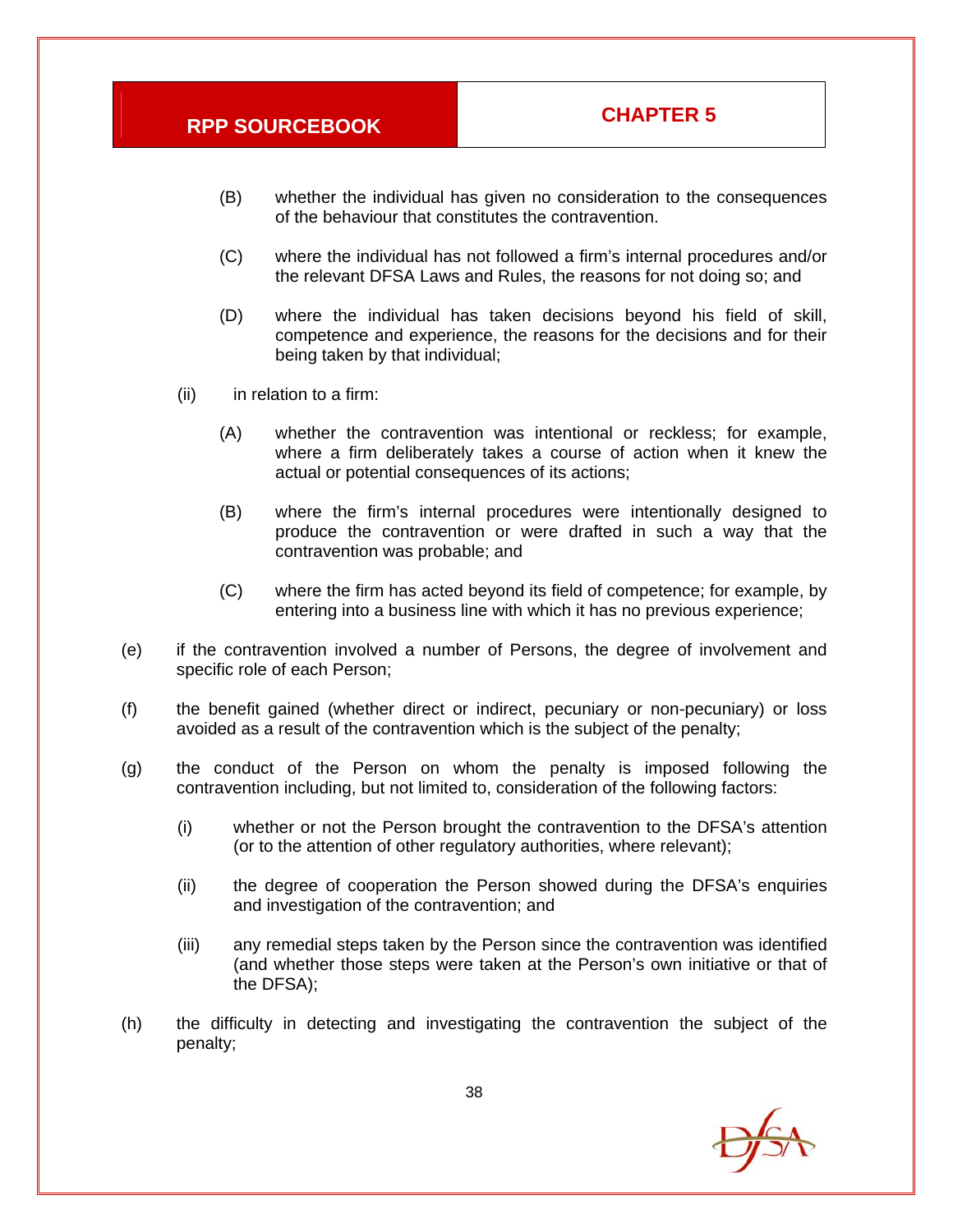(B) whether the individual has given no consideration to the consequences of the behaviour that constitutes the contravention.

(C) where the individual has not followed a firm's internal procedures and/or the relevant DFSA Laws and Rules, the reasons for not doing so; and

(D) where the individual has taken decisions beyond his field of skill, competence and experience, the reasons for the decisions and for their being taken by that individual;

(ii) in relation to a firm:

(A) whether the contravention was intentional or reckless; for example, where a firm deliberately takes a course of action when it knew the actual or potential consequences of its actions;

(B) where the firm's internal procedures were intentionally designed to produce the contravention or were drafted in such a way that the contravention was probable; and

(C) where the firm has acted beyond its field of competence; for example, by entering into a business line with which it has no previous experience;

(e) if the contravention involved a number of Persons, the degree of involvement and specific role of each Person;

(f) the benefit gained (whether direct or indirect, pecuniary or non-pecuniary) or loss avoided as a result of the contravention which is the subject of the penalty;

(g) the conduct of the Person on whom the penalty is imposed following the contravention including, but not limited to, consideration of the following factors:

(i) whether or not the Person brought the contravention to the DFSA's attention (or to the attention of other regulatory authorities, where relevant);

(ii) the degree of cooperation the Person showed during the DFSA's enquiries and investigation of the contravention; and

(iii) any remedial steps taken by the Person since the contravention was identified (and whether those steps were taken at the Person's own initiative or that of the DFSA);

(h) the difficulty in detecting and investigating the contravention the subject of the penalty;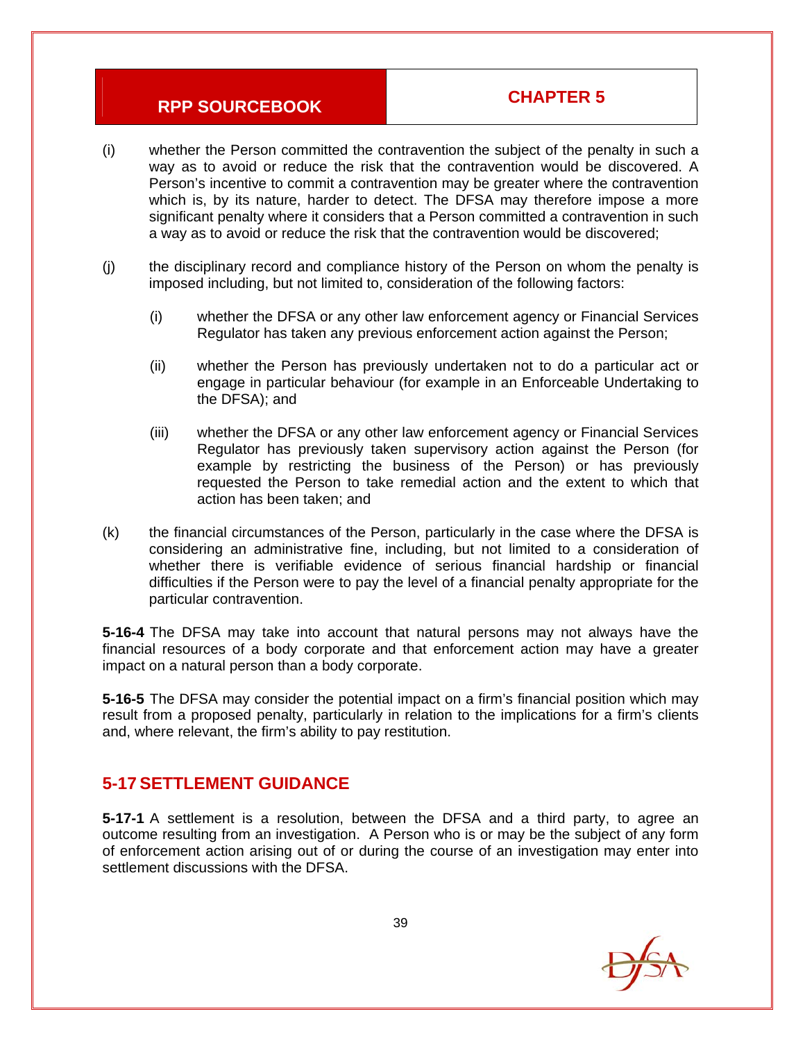(i) whether the Person committed the contravention the subject of the penalty in such a way as to avoid or reduce the risk that the contravention would be discovered. A Person's incentive to commit a contravention may be greater where the contravention which is, by its nature, harder to detect. The DFSA may therefore impose a more significant penalty where it considers that a Person committed a contravention in such a way as to avoid or reduce the risk that the contravention would be discovered;

(j) the disciplinary record and compliance history of the Person on whom the penalty is imposed including, but not limited to, consideration of the following factors:

  (i) whether the DFSA or any other law enforcement agency or Financial Services Regulator has taken any previous enforcement action against the Person;

  (ii) whether the Person has previously undertaken not to do a particular act or engage in particular behaviour (for example in an Enforceable Undertaking to the DFSA); and

  (iii) whether the DFSA or any other law enforcement agency or Financial Services Regulator has previously taken supervisory action against the Person (for example by restricting the business of the Person) or has previously requested the Person to take remedial action and the extent to which that action has been taken; and

(k) the financial circumstances of the Person, particularly in the case where the DFSA is considering an administrative fine, including, but not limited to a consideration of whether there is verifiable evidence of serious financial hardship or financial difficulties if the Person were to pay the level of a financial penalty appropriate for the particular contravention.

**5-16-4** The DFSA may take into account that natural persons may not always have the financial resources of a body corporate and that enforcement action may have a greater impact on a natural person than a body corporate.

**5-16-5** The DFSA may consider the potential impact on a firm's financial position which may result from a proposed penalty, particularly in relation to the implications for a firm's clients and, where relevant, the firm's ability to pay restitution.

## 5-17 SETTLEMENT GUIDANCE

**5-17-1** A settlement is a resolution, between the DFSA and a third party, to agree an outcome resulting from an investigation. A Person who is or may be the subject of any form of enforcement action arising out of or during the course of an investigation may enter into settlement discussions with the DFSA.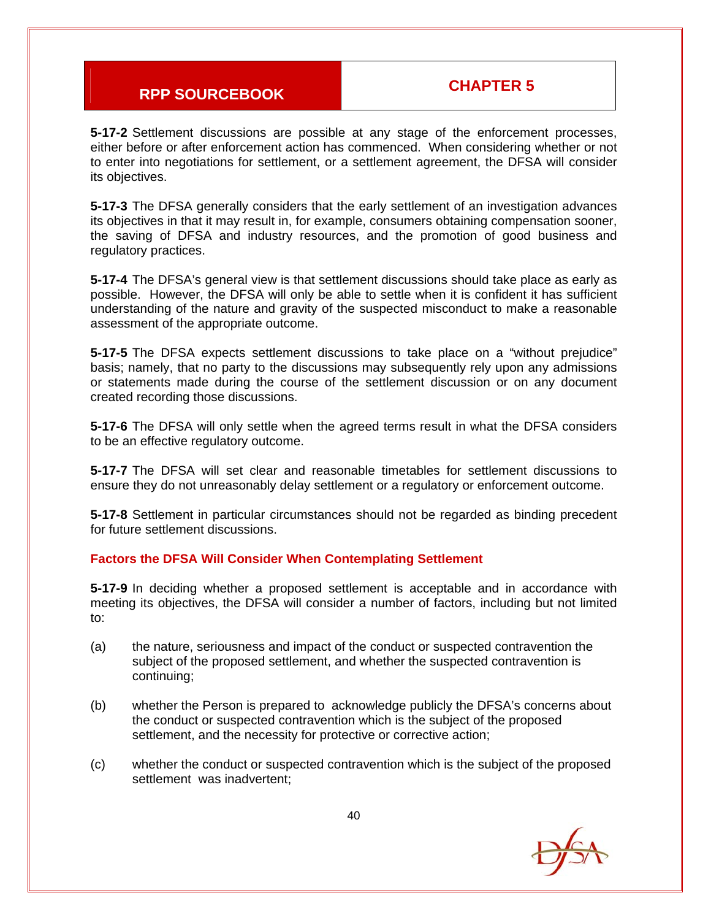**5-17-2** Settlement discussions are possible at any stage of the enforcement processes, either before or after enforcement action has commenced. When considering whether or not to enter into negotiations for settlement, or a settlement agreement, the DFSA will consider its objectives.

**5-17-3** The DFSA generally considers that the early settlement of an investigation advances its objectives in that it may result in, for example, consumers obtaining compensation sooner, the saving of DFSA and industry resources, and the promotion of good business and regulatory practices.

**5-17-4** The DFSA's general view is that settlement discussions should take place as early as possible. However, the DFSA will only be able to settle when it is confident it has sufficient understanding of the nature and gravity of the suspected misconduct to make a reasonable assessment of the appropriate outcome.

**5-17-5** The DFSA expects settlement discussions to take place on a "without prejudice" basis; namely, that no party to the discussions may subsequently rely upon any admissions or statements made during the course of the settlement discussion or on any document created recording those discussions.

**5-17-6** The DFSA will only settle when the agreed terms result in what the DFSA considers to be an effective regulatory outcome.

**5-17-7** The DFSA will set clear and reasonable timetables for settlement discussions to ensure they do not unreasonably delay settlement or a regulatory or enforcement outcome.

**5-17-8** Settlement in particular circumstances should not be regarded as binding precedent for future settlement discussions.

### Factors the DFSA Will Consider When Contemplating Settlement

**5-17-9** In deciding whether a proposed settlement is acceptable and in accordance with meeting its objectives, the DFSA will consider a number of factors, including but not limited to:

(a) the nature, seriousness and impact of the conduct or suspected contravention the subject of the proposed settlement, and whether the suspected contravention is continuing;

(b) whether the Person is prepared to acknowledge publicly the DFSA's concerns about the conduct or suspected contravention which is the subject of the proposed settlement, and the necessity for protective or corrective action;

(c) whether the conduct or suspected contravention which is the subject of the proposed settlement was inadvertent;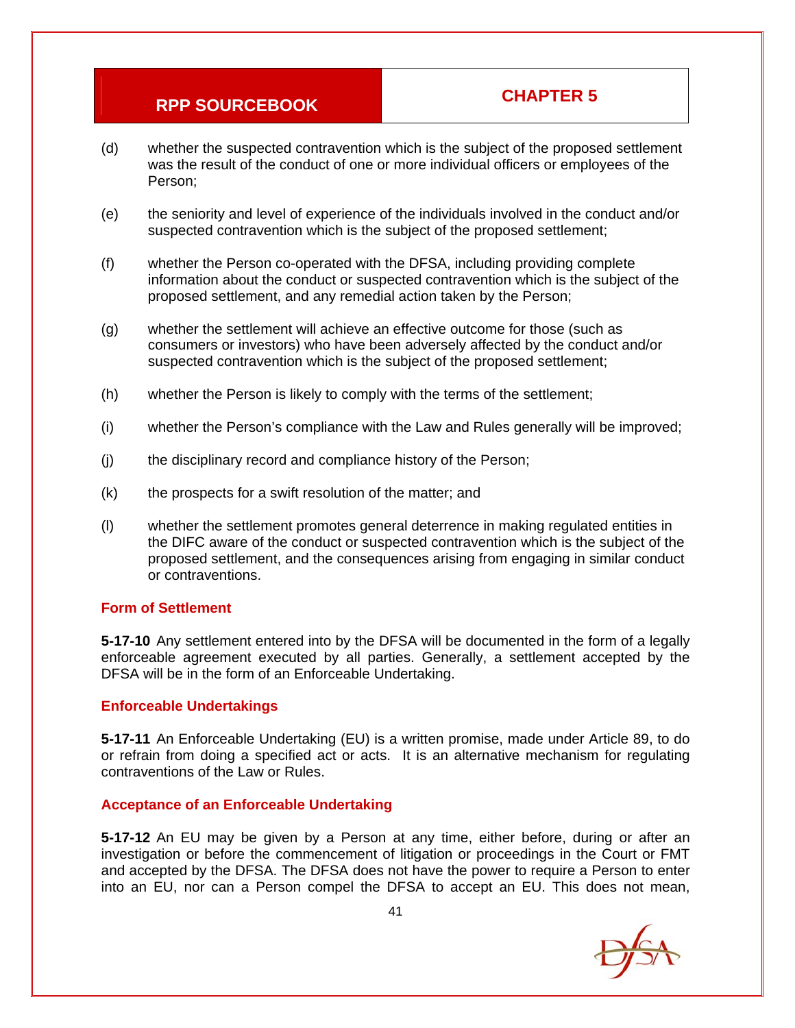(d) whether the suspected contravention which is the subject of the proposed settlement was the result of the conduct of one or more individual officers or employees of the Person;

(e) the seniority and level of experience of the individuals involved in the conduct and/or suspected contravention which is the subject of the proposed settlement;

(f) whether the Person co-operated with the DFSA, including providing complete information about the conduct or suspected contravention which is the subject of the proposed settlement, and any remedial action taken by the Person;

(g) whether the settlement will achieve an effective outcome for those (such as consumers or investors) who have been adversely affected by the conduct and/or suspected contravention which is the subject of the proposed settlement;

(h) whether the Person is likely to comply with the terms of the settlement;

(i) whether the Person's compliance with the Law and Rules generally will be improved;

(j) the disciplinary record and compliance history of the Person;

(k) the prospects for a swift resolution of the matter; and

(l) whether the settlement promotes general deterrence in making regulated entities in the DIFC aware of the conduct or suspected contravention which is the subject of the proposed settlement, and the consequences arising from engaging in similar conduct or contraventions.

### Form of Settlement

**5-17-10** Any settlement entered into by the DFSA will be documented in the form of a legally enforceable agreement executed by all parties. Generally, a settlement accepted by the DFSA will be in the form of an Enforceable Undertaking.

### Enforceable Undertakings

**5-17-11** An Enforceable Undertaking (EU) is a written promise, made under Article 89, to do or refrain from doing a specified act or acts. It is an alternative mechanism for regulating contraventions of the Law or Rules.

### Acceptance of an Enforceable Undertaking

**5-17-12** An EU may be given by a Person at any time, either before, during or after an investigation or before the commencement of litigation or proceedings in the Court or FMT and accepted by the DFSA. The DFSA does not have the power to require a Person to enter into an EU, nor can a Person compel the DFSA to accept an EU. This does not mean,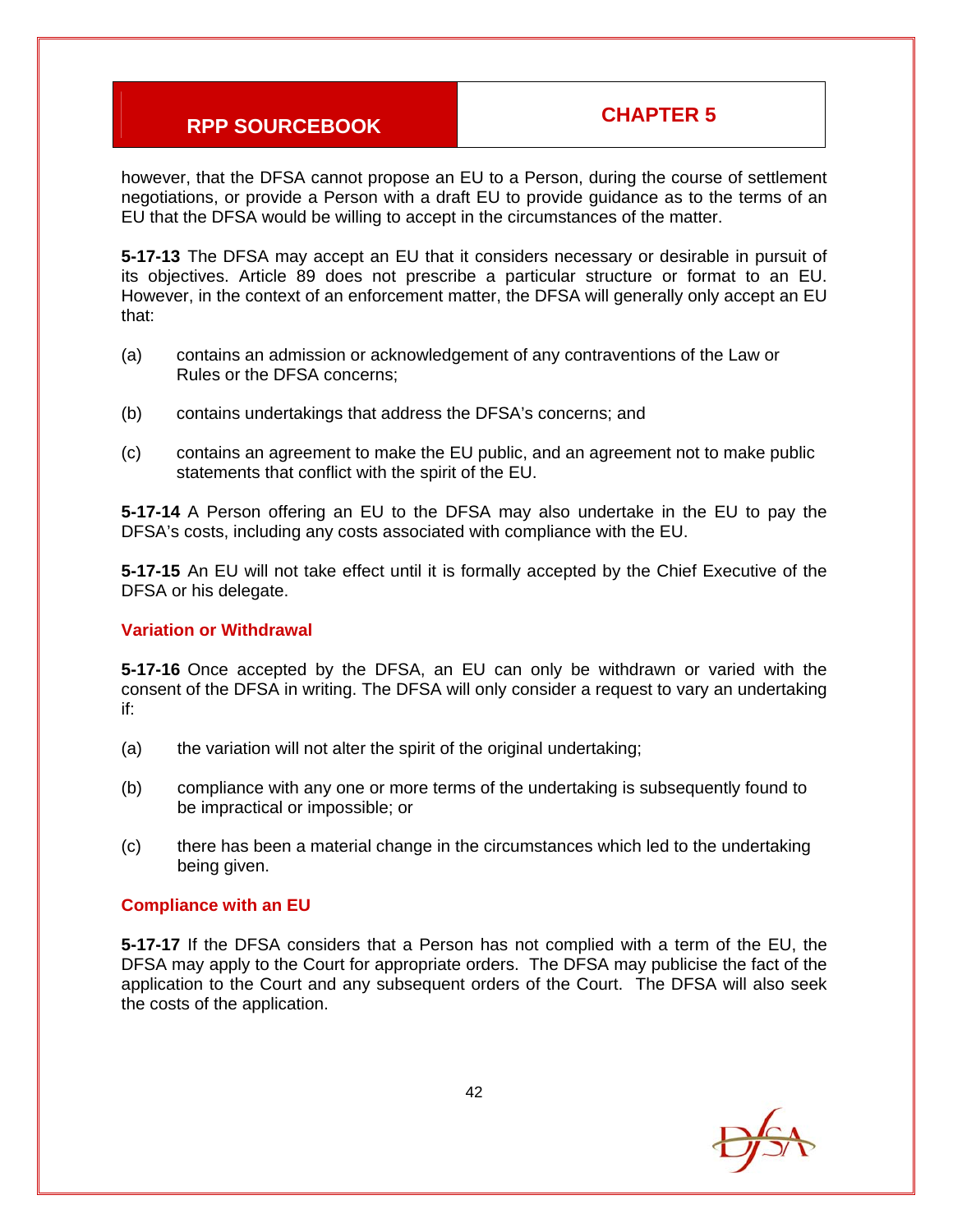however, that the DFSA cannot propose an EU to a Person, during the course of settlement negotiations, or provide a Person with a draft EU to provide guidance as to the terms of an EU that the DFSA would be willing to accept in the circumstances of the matter.

**5-17-13** The DFSA may accept an EU that it considers necessary or desirable in pursuit of its objectives. Article 89 does not prescribe a particular structure or format to an EU. However, in the context of an enforcement matter, the DFSA will generally only accept an EU that:

(a) contains an admission or acknowledgement of any contraventions of the Law or Rules or the DFSA concerns;

(b) contains undertakings that address the DFSA's concerns; and

(c) contains an agreement to make the EU public, and an agreement not to make public statements that conflict with the spirit of the EU.

**5-17-14** A Person offering an EU to the DFSA may also undertake in the EU to pay the DFSA's costs, including any costs associated with compliance with the EU.

**5-17-15** An EU will not take effect until it is formally accepted by the Chief Executive of the DFSA or his delegate.

### Variation or Withdrawal

**5-17-16** Once accepted by the DFSA, an EU can only be withdrawn or varied with the consent of the DFSA in writing. The DFSA will only consider a request to vary an undertaking if:

(a) the variation will not alter the spirit of the original undertaking;

(b) compliance with any one or more terms of the undertaking is subsequently found to be impractical or impossible; or

(c) there has been a material change in the circumstances which led to the undertaking being given.

### Compliance with an EU

**5-17-17** If the DFSA considers that a Person has not complied with a term of the EU, the DFSA may apply to the Court for appropriate orders. The DFSA may publicise the fact of the application to the Court and any subsequent orders of the Court. The DFSA will also seek the costs of the application.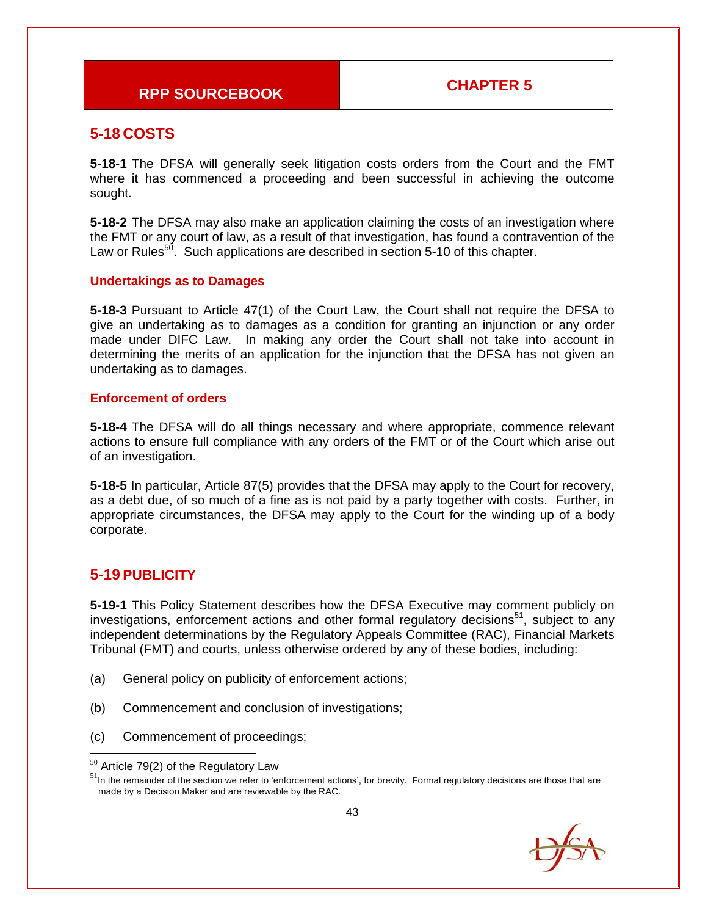## 5-18 COSTS

**5-18-1** The DFSA will generally seek litigation costs orders from the Court and the FMT where it has commenced a proceeding and been successful in achieving the outcome sought.

**5-18-2** The DFSA may also make an application claiming the costs of an investigation where the FMT or any court of law, as a result of that investigation, has found a contravention of the Law or Rules[50]. Such applications are described in section 5-10 of this chapter.

### Undertakings as to Damages

**5-18-3** Pursuant to Article 47(1) of the Court Law, the Court shall not require the DFSA to give an undertaking as to damages as a condition for granting an injunction or any order made under DIFC Law. In making any order the Court shall not take into account in determining the merits of an application for the injunction that the DFSA has not given an undertaking as to damages.

### Enforcement of orders

**5-18-4** The DFSA will do all things necessary and where appropriate, commence relevant actions to ensure full compliance with any orders of the FMT or of the Court which arise out of an investigation.

**5-18-5** In particular, Article 87(5) provides that the DFSA may apply to the Court for recovery, as a debt due, of so much of a fine as is not paid by a party together with costs. Further, in appropriate circumstances, the DFSA may apply to the Court for the winding up of a body corporate.

## 5-19 PUBLICITY

**5-19-1** This Policy Statement describes how the DFSA Executive may comment publicly on investigations, enforcement actions and other formal regulatory decisions[51], subject to any independent determinations by the Regulatory Appeals Committee (RAC), Financial Markets Tribunal (FMT) and courts, unless otherwise ordered by any of these bodies, including:

(a) General policy on publicity of enforcement actions;

(b) Commencement and conclusion of investigations;

(c) Commencement of proceedings;

---

[50] Article 79(2) of the Regulatory Law

[51] In the remainder of the section we refer to 'enforcement actions', for brevity. Formal regulatory decisions are those that are made by a Decision Maker and are reviewable by the RAC.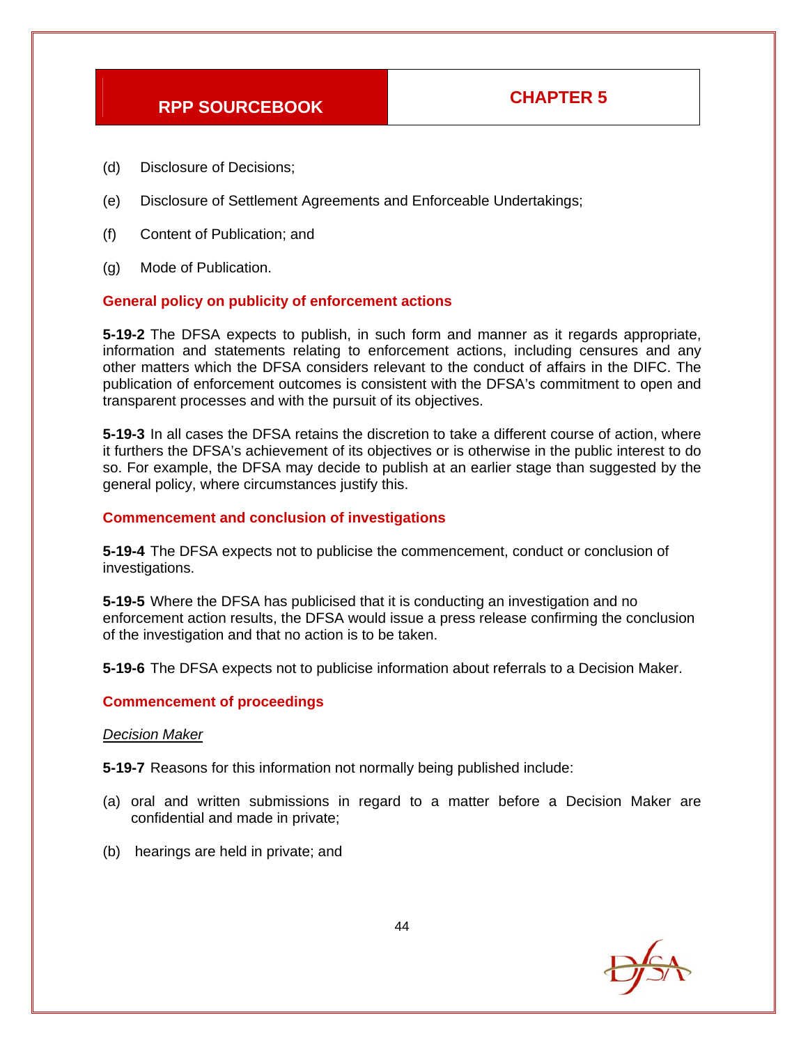(d) Disclosure of Decisions;

(e) Disclosure of Settlement Agreements and Enforceable Undertakings;

(f) Content of Publication; and

(g) Mode of Publication.

### General policy on publicity of enforcement actions

**5-19-2** The DFSA expects to publish, in such form and manner as it regards appropriate, information and statements relating to enforcement actions, including censures and any other matters which the DFSA considers relevant to the conduct of affairs in the DIFC. The publication of enforcement outcomes is consistent with the DFSA's commitment to open and transparent processes and with the pursuit of its objectives.

**5-19-3** In all cases the DFSA retains the discretion to take a different course of action, where it furthers the DFSA's achievement of its objectives or is otherwise in the public interest to do so. For example, the DFSA may decide to publish at an earlier stage than suggested by the general policy, where circumstances justify this.

### Commencement and conclusion of investigations

**5-19-4** The DFSA expects not to publicise the commencement, conduct or conclusion of investigations.

**5-19-5** Where the DFSA has publicised that it is conducting an investigation and no enforcement action results, the DFSA would issue a press release confirming the conclusion of the investigation and that no action is to be taken.

**5-19-6** The DFSA expects not to publicise information about referrals to a Decision Maker.

### Commencement of proceedings

*Decision Maker*

**5-19-7** Reasons for this information not normally being published include:

(a) oral and written submissions in regard to a matter before a Decision Maker are confidential and made in private;

(b) hearings are held in private; and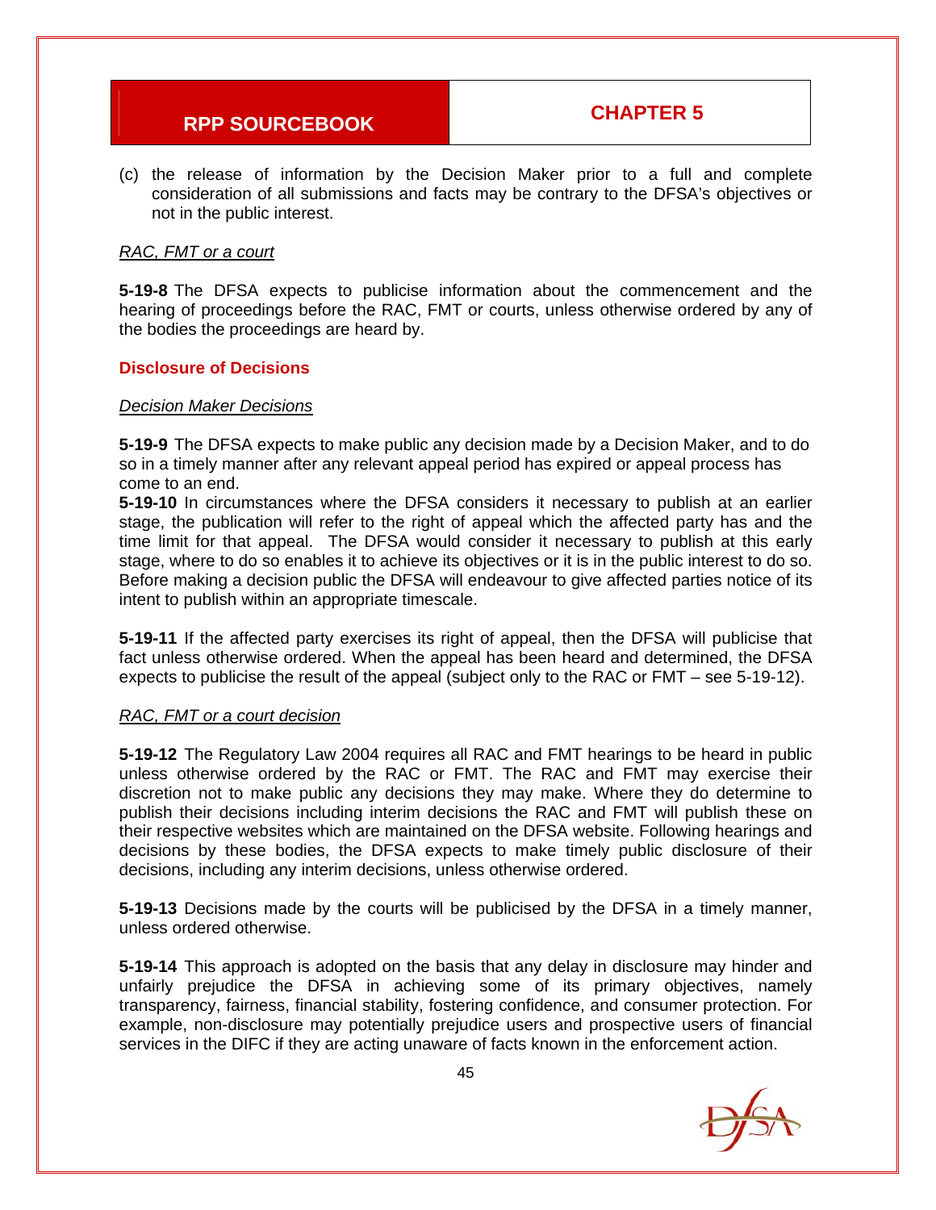(c) the release of information by the Decision Maker prior to a full and complete consideration of all submissions and facts may be contrary to the DFSA's objectives or not in the public interest.

*RAC, FMT or a court*

**5-19-8** The DFSA expects to publicise information about the commencement and the hearing of proceedings before the RAC, FMT or courts, unless otherwise ordered by any of the bodies the proceedings are heard by.

### Disclosure of Decisions

*Decision Maker Decisions*

**5-19-9** The DFSA expects to make public any decision made by a Decision Maker, and to do so in a timely manner after any relevant appeal period has expired or appeal process has come to an end.

**5-19-10** In circumstances where the DFSA considers it necessary to publish at an earlier stage, the publication will refer to the right of appeal which the affected party has and the time limit for that appeal. The DFSA would consider it necessary to publish at this early stage, where to do so enables it to achieve its objectives or it is in the public interest to do so. Before making a decision public the DFSA will endeavour to give affected parties notice of its intent to publish within an appropriate timescale.

**5-19-11** If the affected party exercises its right of appeal, then the DFSA will publicise that fact unless otherwise ordered. When the appeal has been heard and determined, the DFSA expects to publicise the result of the appeal (subject only to the RAC or FMT – see 5-19-12).

*RAC, FMT or a court decision*

**5-19-12** The Regulatory Law 2004 requires all RAC and FMT hearings to be heard in public unless otherwise ordered by the RAC or FMT. The RAC and FMT may exercise their discretion not to make public any decisions they may make. Where they do determine to publish their decisions including interim decisions the RAC and FMT will publish these on their respective websites which are maintained on the DFSA website. Following hearings and decisions by these bodies, the DFSA expects to make timely public disclosure of their decisions, including any interim decisions, unless otherwise ordered.

**5-19-13** Decisions made by the courts will be publicised by the DFSA in a timely manner, unless ordered otherwise.

**5-19-14** This approach is adopted on the basis that any delay in disclosure may hinder and unfairly prejudice the DFSA in achieving some of its primary objectives, namely transparency, fairness, financial stability, fostering confidence, and consumer protection. For example, non-disclosure may potentially prejudice users and prospective users of financial services in the DIFC if they are acting unaware of facts known in the enforcement action.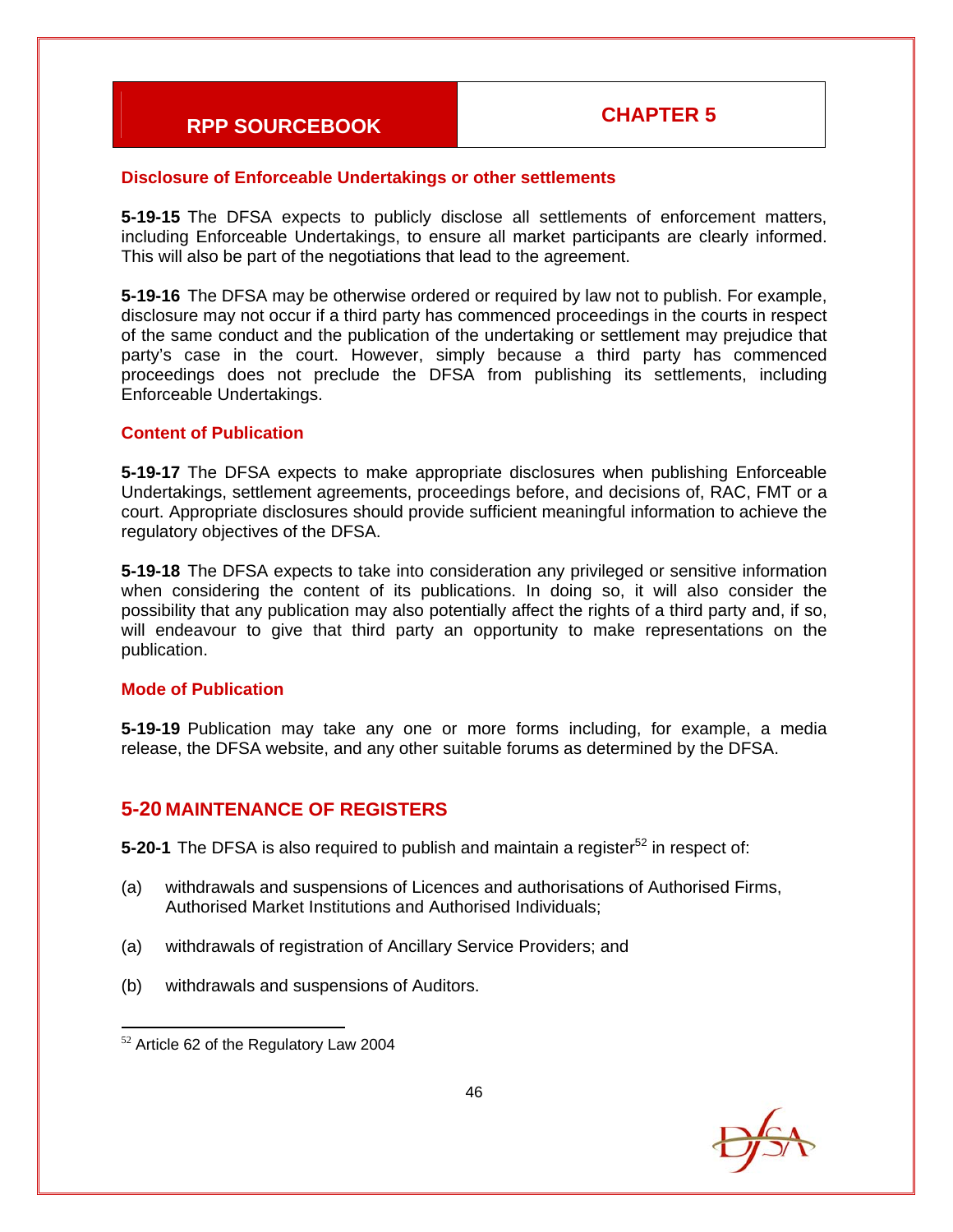#### Disclosure of Enforceable Undertakings or other settlements

**5-19-15** The DFSA expects to publicly disclose all settlements of enforcement matters, including Enforceable Undertakings, to ensure all market participants are clearly informed. This will also be part of the negotiations that lead to the agreement.

**5-19-16** The DFSA may be otherwise ordered or required by law not to publish. For example, disclosure may not occur if a third party has commenced proceedings in the courts in respect of the same conduct and the publication of the undertaking or settlement may prejudice that party's case in the court. However, simply because a third party has commenced proceedings does not preclude the DFSA from publishing its settlements, including Enforceable Undertakings.

#### Content of Publication

**5-19-17** The DFSA expects to make appropriate disclosures when publishing Enforceable Undertakings, settlement agreements, proceedings before, and decisions of, RAC, FMT or a court. Appropriate disclosures should provide sufficient meaningful information to achieve the regulatory objectives of the DFSA.

**5-19-18** The DFSA expects to take into consideration any privileged or sensitive information when considering the content of its publications. In doing so, it will also consider the possibility that any publication may also potentially affect the rights of a third party and, if so, will endeavour to give that third party an opportunity to make representations on the publication.

#### Mode of Publication

**5-19-19** Publication may take any one or more forms including, for example, a media release, the DFSA website, and any other suitable forums as determined by the DFSA.

## 5-20 MAINTENANCE OF REGISTERS

**5-20-1** The DFSA is also required to publish and maintain a register[52] in respect of:

(a) withdrawals and suspensions of Licences and authorisations of Authorised Firms, Authorised Market Institutions and Authorised Individuals;

(a) withdrawals of registration of Ancillary Service Providers; and

(b) withdrawals and suspensions of Auditors.

---

[52] Article 62 of the Regulatory Law 2004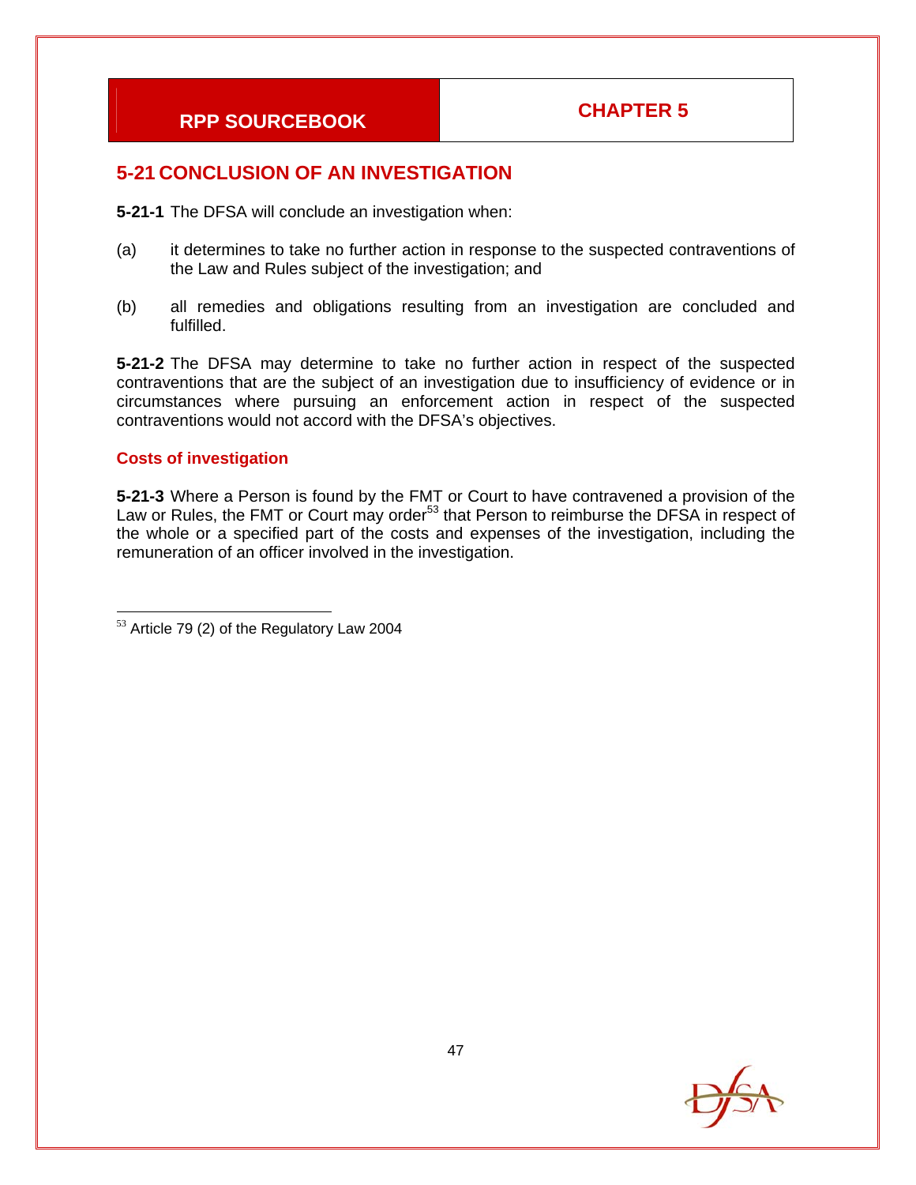## 5-21 CONCLUSION OF AN INVESTIGATION

**5-21-1** The DFSA will conclude an investigation when:

(a) it determines to take no further action in response to the suspected contraventions of the Law and Rules subject of the investigation; and

(b) all remedies and obligations resulting from an investigation are concluded and fulfilled.

**5-21-2** The DFSA may determine to take no further action in respect of the suspected contraventions that are the subject of an investigation due to insufficiency of evidence or in circumstances where pursuing an enforcement action in respect of the suspected contraventions would not accord with the DFSA's objectives.

### Costs of investigation

**5-21-3** Where a Person is found by the FMT or Court to have contravened a provision of the Law or Rules, the FMT or Court may order[53] that Person to reimburse the DFSA in respect of the whole or a specified part of the costs and expenses of the investigation, including the remuneration of an officer involved in the investigation.

---

[53] Article 79 (2) of the Regulatory Law 2004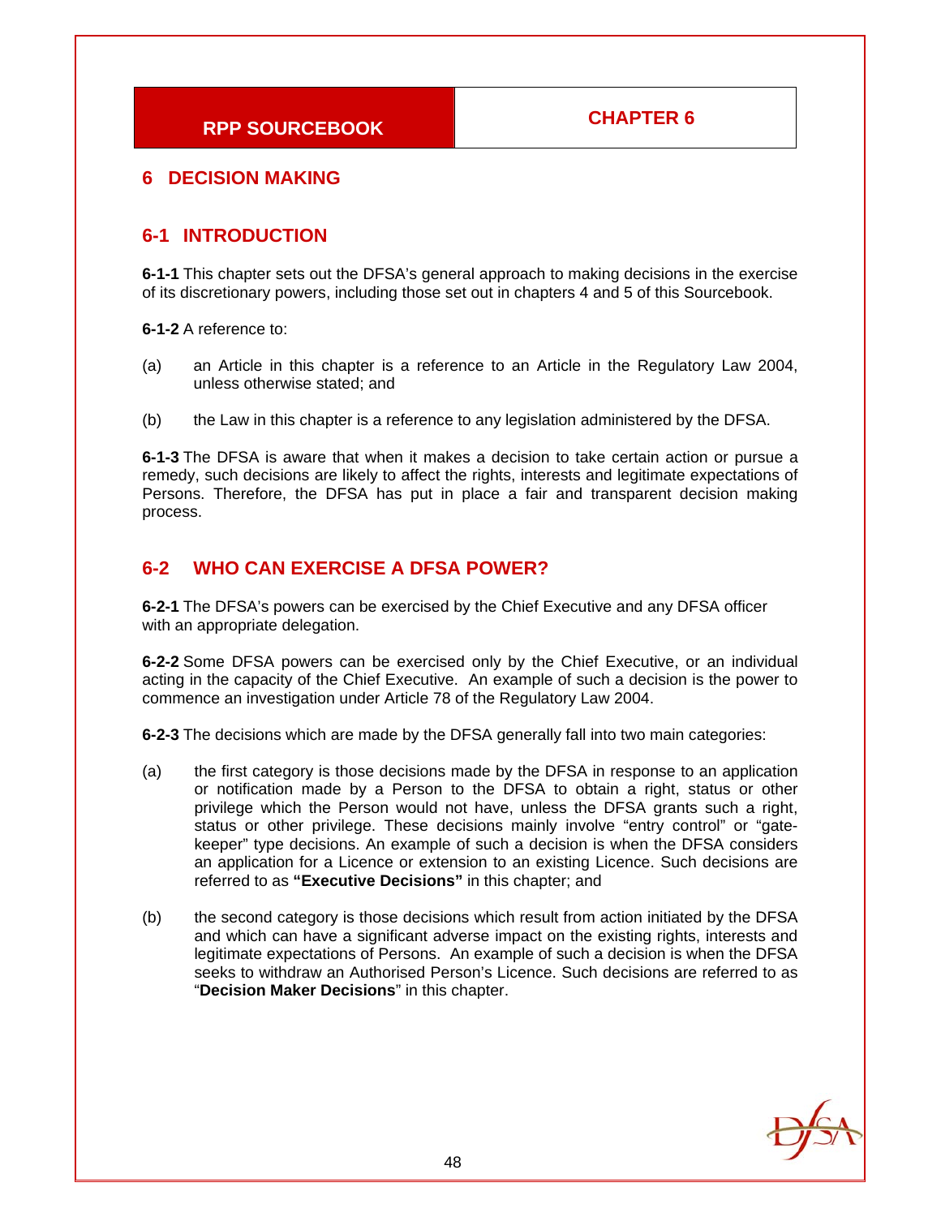# 6 DECISION MAKING

## 6-1 INTRODUCTION

**6-1-1** This chapter sets out the DFSA's general approach to making decisions in the exercise of its discretionary powers, including those set out in chapters 4 and 5 of this Sourcebook.

**6-1-2** A reference to:

(a) an Article in this chapter is a reference to an Article in the Regulatory Law 2004, unless otherwise stated; and

(b) the Law in this chapter is a reference to any legislation administered by the DFSA.

**6-1-3** The DFSA is aware that when it makes a decision to take certain action or pursue a remedy, such decisions are likely to affect the rights, interests and legitimate expectations of Persons. Therefore, the DFSA has put in place a fair and transparent decision making process.

## 6-2 WHO CAN EXERCISE A DFSA POWER?

**6-2-1** The DFSA's powers can be exercised by the Chief Executive and any DFSA officer with an appropriate delegation.

**6-2-2** Some DFSA powers can be exercised only by the Chief Executive, or an individual acting in the capacity of the Chief Executive. An example of such a decision is the power to commence an investigation under Article 78 of the Regulatory Law 2004.

**6-2-3** The decisions which are made by the DFSA generally fall into two main categories:

(a) the first category is those decisions made by the DFSA in response to an application or notification made by a Person to the DFSA to obtain a right, status or other privilege which the Person would not have, unless the DFSA grants such a right, status or other privilege. These decisions mainly involve "entry control" or "gate-keeper" type decisions. An example of such a decision is when the DFSA considers an application for a Licence or extension to an existing Licence. Such decisions are referred to as **"Executive Decisions"** in this chapter; and

(b) the second category is those decisions which result from action initiated by the DFSA and which can have a significant adverse impact on the existing rights, interests and legitimate expectations of Persons. An example of such a decision is when the DFSA seeks to withdraw an Authorised Person's Licence. Such decisions are referred to as "**Decision Maker Decisions**" in this chapter.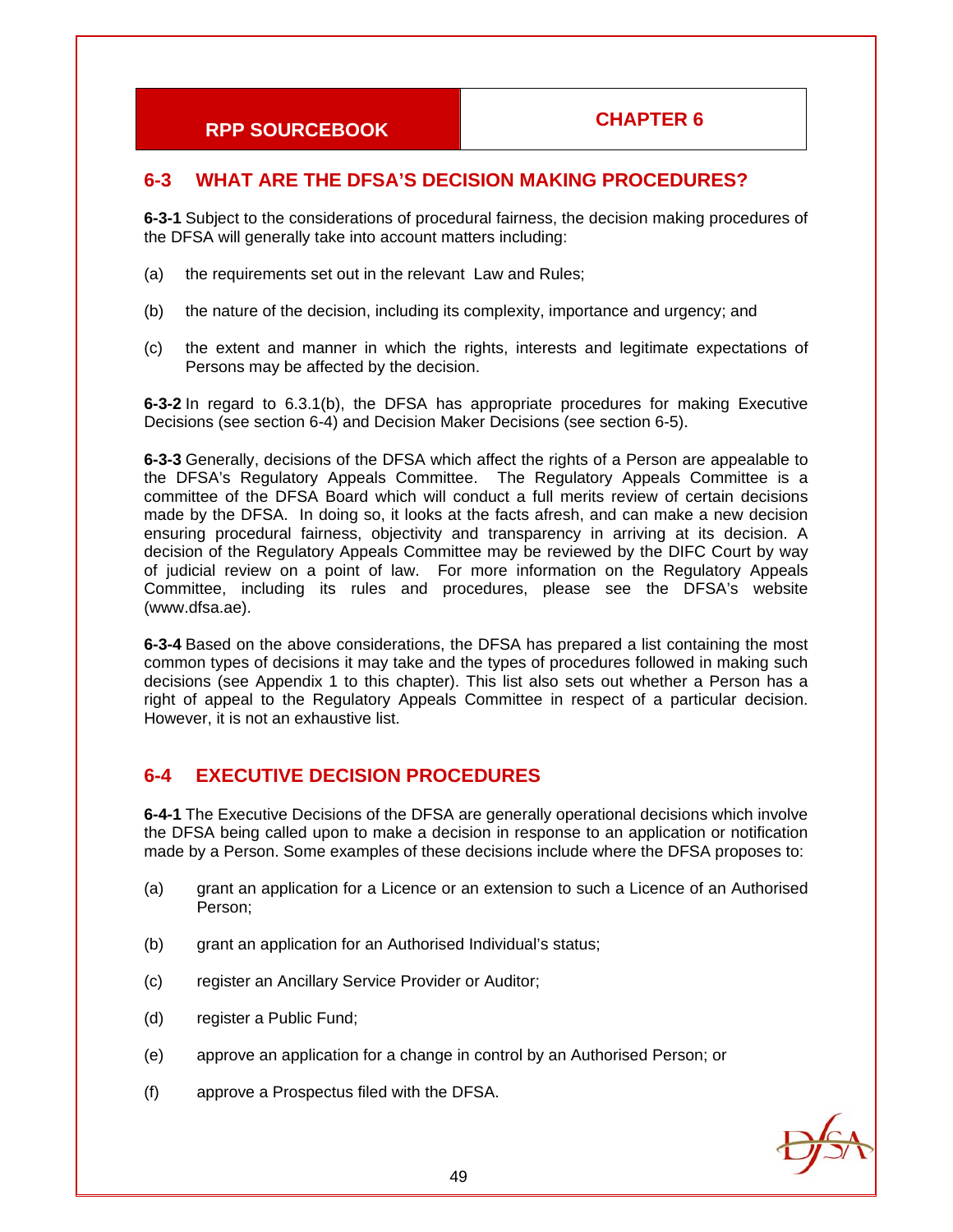## 6-3 WHAT ARE THE DFSA'S DECISION MAKING PROCEDURES?

**6-3-1** Subject to the considerations of procedural fairness, the decision making procedures of the DFSA will generally take into account matters including:

(a) the requirements set out in the relevant Law and Rules;

(b) the nature of the decision, including its complexity, importance and urgency; and

(c) the extent and manner in which the rights, interests and legitimate expectations of Persons may be affected by the decision.

**6-3-2** In regard to 6.3.1(b), the DFSA has appropriate procedures for making Executive Decisions (see section 6-4) and Decision Maker Decisions (see section 6-5).

**6-3-3** Generally, decisions of the DFSA which affect the rights of a Person are appealable to the DFSA's Regulatory Appeals Committee. The Regulatory Appeals Committee is a committee of the DFSA Board which will conduct a full merits review of certain decisions made by the DFSA. In doing so, it looks at the facts afresh, and can make a new decision ensuring procedural fairness, objectivity and transparency in arriving at its decision. A decision of the Regulatory Appeals Committee may be reviewed by the DIFC Court by way of judicial review on a point of law. For more information on the Regulatory Appeals Committee, including its rules and procedures, please see the DFSA's website (www.dfsa.ae).

**6-3-4** Based on the above considerations, the DFSA has prepared a list containing the most common types of decisions it may take and the types of procedures followed in making such decisions (see Appendix 1 to this chapter). This list also sets out whether a Person has a right of appeal to the Regulatory Appeals Committee in respect of a particular decision. However, it is not an exhaustive list.

## 6-4 EXECUTIVE DECISION PROCEDURES

**6-4-1** The Executive Decisions of the DFSA are generally operational decisions which involve the DFSA being called upon to make a decision in response to an application or notification made by a Person. Some examples of these decisions include where the DFSA proposes to:

(a) grant an application for a Licence or an extension to such a Licence of an Authorised Person;

(b) grant an application for an Authorised Individual's status;

(c) register an Ancillary Service Provider or Auditor;

(d) register a Public Fund;

(e) approve an application for a change in control by an Authorised Person; or

(f) approve a Prospectus filed with the DFSA.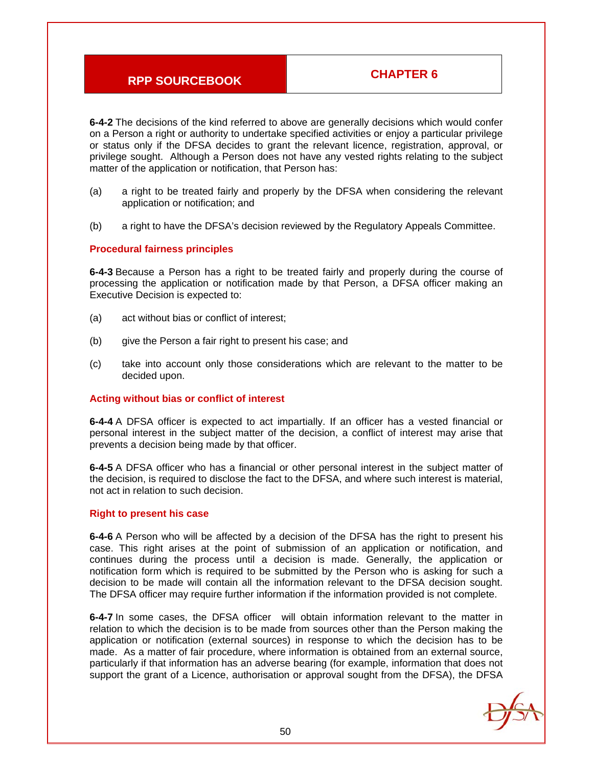**6-4-2** The decisions of the kind referred to above are generally decisions which would confer on a Person a right or authority to undertake specified activities or enjoy a particular privilege or status only if the DFSA decides to grant the relevant licence, registration, approval, or privilege sought. Although a Person does not have any vested rights relating to the subject matter of the application or notification, that Person has:

(a) a right to be treated fairly and properly by the DFSA when considering the relevant application or notification; and

(b) a right to have the DFSA's decision reviewed by the Regulatory Appeals Committee.

### Procedural fairness principles

**6-4-3** Because a Person has a right to be treated fairly and properly during the course of processing the application or notification made by that Person, a DFSA officer making an Executive Decision is expected to:

(a) act without bias or conflict of interest;

(b) give the Person a fair right to present his case; and

(c) take into account only those considerations which are relevant to the matter to be decided upon.

### Acting without bias or conflict of interest

**6-4-4** A DFSA officer is expected to act impartially. If an officer has a vested financial or personal interest in the subject matter of the decision, a conflict of interest may arise that prevents a decision being made by that officer.

**6-4-5** A DFSA officer who has a financial or other personal interest in the subject matter of the decision, is required to disclose the fact to the DFSA, and where such interest is material, not act in relation to such decision.

### Right to present his case

**6-4-6** A Person who will be affected by a decision of the DFSA has the right to present his case. This right arises at the point of submission of an application or notification, and continues during the process until a decision is made. Generally, the application or notification form which is required to be submitted by the Person who is asking for such a decision to be made will contain all the information relevant to the DFSA decision sought. The DFSA officer may require further information if the information provided is not complete.

**6-4-7** In some cases, the DFSA officer will obtain information relevant to the matter in relation to which the decision is to be made from sources other than the Person making the application or notification (external sources) in response to which the decision has to be made. As a matter of fair procedure, where information is obtained from an external source, particularly if that information has an adverse bearing (for example, information that does not support the grant of a Licence, authorisation or approval sought from the DFSA), the DFSA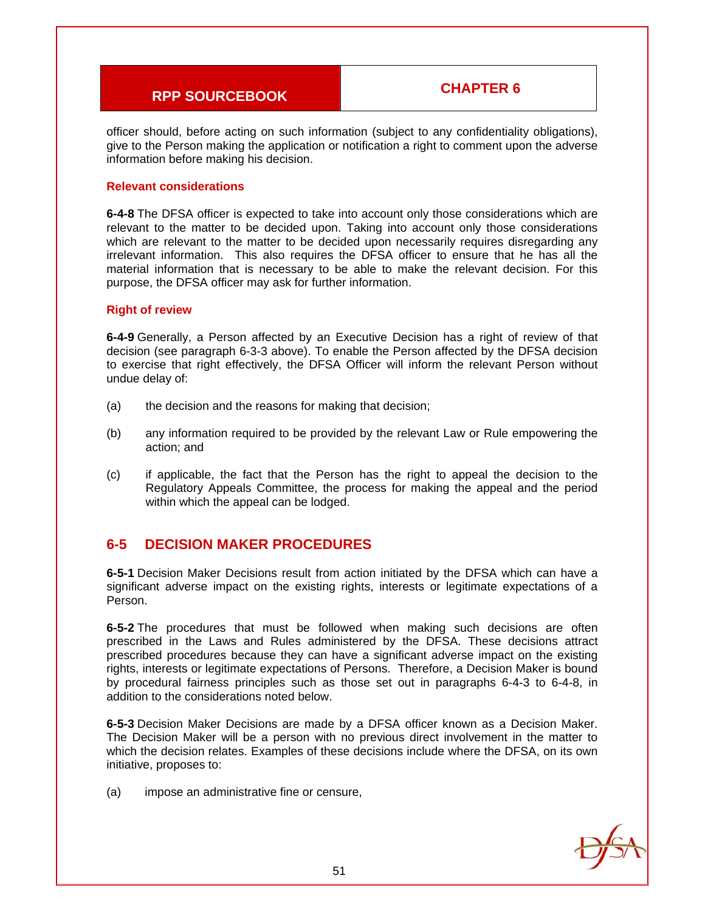officer should, before acting on such information (subject to any confidentiality obligations), give to the Person making the application or notification a right to comment upon the adverse information before making his decision.

### Relevant considerations

**6-4-8** The DFSA officer is expected to take into account only those considerations which are relevant to the matter to be decided upon. Taking into account only those considerations which are relevant to the matter to be decided upon necessarily requires disregarding any irrelevant information. This also requires the DFSA officer to ensure that he has all the material information that is necessary to be able to make the relevant decision. For this purpose, the DFSA officer may ask for further information.

### Right of review

**6-4-9** Generally, a Person affected by an Executive Decision has a right of review of that decision (see paragraph 6-3-3 above). To enable the Person affected by the DFSA decision to exercise that right effectively, the DFSA Officer will inform the relevant Person without undue delay of:

(a) the decision and the reasons for making that decision;

(b) any information required to be provided by the relevant Law or Rule empowering the action; and

(c) if applicable, the fact that the Person has the right to appeal the decision to the Regulatory Appeals Committee, the process for making the appeal and the period within which the appeal can be lodged.

## 6-5 DECISION MAKER PROCEDURES

**6-5-1** Decision Maker Decisions result from action initiated by the DFSA which can have a significant adverse impact on the existing rights, interests or legitimate expectations of a Person.

**6-5-2** The procedures that must be followed when making such decisions are often prescribed in the Laws and Rules administered by the DFSA. These decisions attract prescribed procedures because they can have a significant adverse impact on the existing rights, interests or legitimate expectations of Persons. Therefore, a Decision Maker is bound by procedural fairness principles such as those set out in paragraphs 6-4-3 to 6-4-8, in addition to the considerations noted below.

**6-5-3** Decision Maker Decisions are made by a DFSA officer known as a Decision Maker. The Decision Maker will be a person with no previous direct involvement in the matter to which the decision relates. Examples of these decisions include where the DFSA, on its own initiative, proposes to:

(a) impose an administrative fine or censure,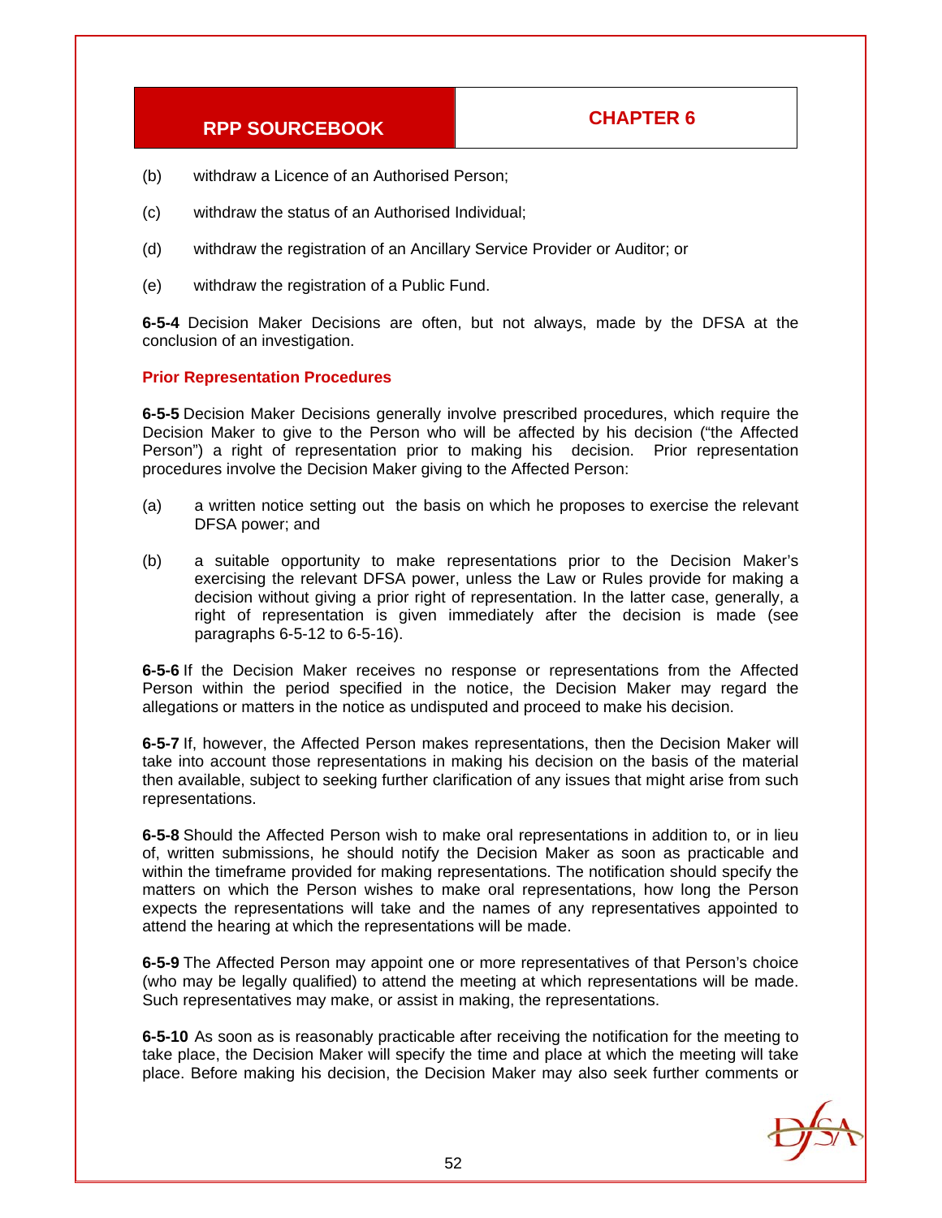(b) withdraw a Licence of an Authorised Person;

(c) withdraw the status of an Authorised Individual;

(d) withdraw the registration of an Ancillary Service Provider or Auditor; or

(e) withdraw the registration of a Public Fund.

**6-5-4** Decision Maker Decisions are often, but not always, made by the DFSA at the conclusion of an investigation.

### Prior Representation Procedures

**6-5-5** Decision Maker Decisions generally involve prescribed procedures, which require the Decision Maker to give to the Person who will be affected by his decision ("the Affected Person") a right of representation prior to making his decision. Prior representation procedures involve the Decision Maker giving to the Affected Person:

(a) a written notice setting out the basis on which he proposes to exercise the relevant DFSA power; and

(b) a suitable opportunity to make representations prior to the Decision Maker's exercising the relevant DFSA power, unless the Law or Rules provide for making a decision without giving a prior right of representation. In the latter case, generally, a right of representation is given immediately after the decision is made (see paragraphs 6-5-12 to 6-5-16).

**6-5-6** If the Decision Maker receives no response or representations from the Affected Person within the period specified in the notice, the Decision Maker may regard the allegations or matters in the notice as undisputed and proceed to make his decision.

**6-5-7** If, however, the Affected Person makes representations, then the Decision Maker will take into account those representations in making his decision on the basis of the material then available, subject to seeking further clarification of any issues that might arise from such representations.

**6-5-8** Should the Affected Person wish to make oral representations in addition to, or in lieu of, written submissions, he should notify the Decision Maker as soon as practicable and within the timeframe provided for making representations. The notification should specify the matters on which the Person wishes to make oral representations, how long the Person expects the representations will take and the names of any representatives appointed to attend the hearing at which the representations will be made.

**6-5-9** The Affected Person may appoint one or more representatives of that Person's choice (who may be legally qualified) to attend the meeting at which representations will be made. Such representatives may make, or assist in making, the representations.

**6-5-10** As soon as is reasonably practicable after receiving the notification for the meeting to take place, the Decision Maker will specify the time and place at which the meeting will take place. Before making his decision, the Decision Maker may also seek further comments or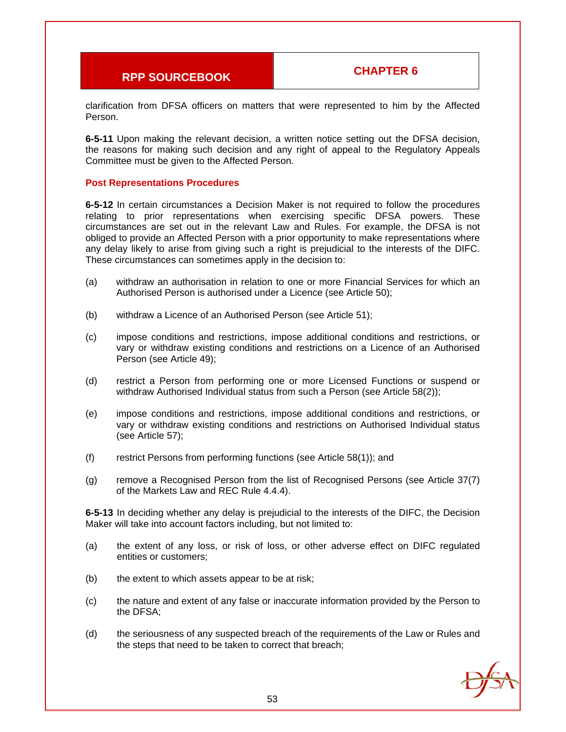clarification from DFSA officers on matters that were represented to him by the Affected Person.

**6-5-11** Upon making the relevant decision, a written notice setting out the DFSA decision, the reasons for making such decision and any right of appeal to the Regulatory Appeals Committee must be given to the Affected Person.

### Post Representations Procedures

**6-5-12** In certain circumstances a Decision Maker is not required to follow the procedures relating to prior representations when exercising specific DFSA powers. These circumstances are set out in the relevant Law and Rules. For example, the DFSA is not obliged to provide an Affected Person with a prior opportunity to make representations where any delay likely to arise from giving such a right is prejudicial to the interests of the DIFC. These circumstances can sometimes apply in the decision to:

(a) withdraw an authorisation in relation to one or more Financial Services for which an Authorised Person is authorised under a Licence (see Article 50);

(b) withdraw a Licence of an Authorised Person (see Article 51);

(c) impose conditions and restrictions, impose additional conditions and restrictions, or vary or withdraw existing conditions and restrictions on a Licence of an Authorised Person (see Article 49);

(d) restrict a Person from performing one or more Licensed Functions or suspend or withdraw Authorised Individual status from such a Person (see Article 58(2));

(e) impose conditions and restrictions, impose additional conditions and restrictions, or vary or withdraw existing conditions and restrictions on Authorised Individual status (see Article 57);

(f) restrict Persons from performing functions (see Article 58(1)); and

(g) remove a Recognised Person from the list of Recognised Persons (see Article 37(7) of the Markets Law and REC Rule 4.4.4).

**6-5-13** In deciding whether any delay is prejudicial to the interests of the DIFC, the Decision Maker will take into account factors including, but not limited to:

(a) the extent of any loss, or risk of loss, or other adverse effect on DIFC regulated entities or customers;

(b) the extent to which assets appear to be at risk;

(c) the nature and extent of any false or inaccurate information provided by the Person to the DFSA;

(d) the seriousness of any suspected breach of the requirements of the Law or Rules and the steps that need to be taken to correct that breach;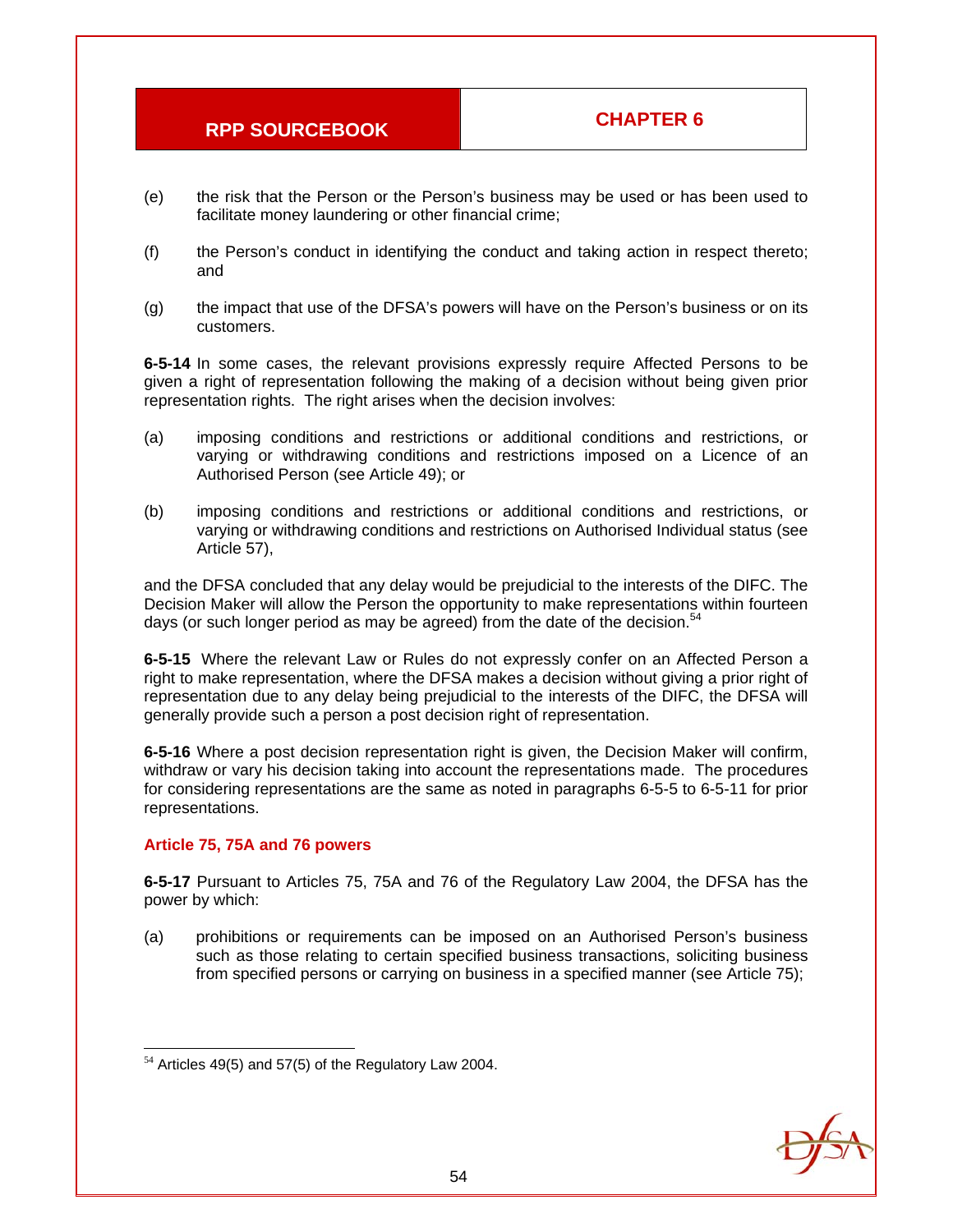(e) the risk that the Person or the Person's business may be used or has been used to facilitate money laundering or other financial crime;

(f) the Person's conduct in identifying the conduct and taking action in respect thereto; and

(g) the impact that use of the DFSA's powers will have on the Person's business or on its customers.

**6-5-14** In some cases, the relevant provisions expressly require Affected Persons to be given a right of representation following the making of a decision without being given prior representation rights. The right arises when the decision involves:

(a) imposing conditions and restrictions or additional conditions and restrictions, or varying or withdrawing conditions and restrictions imposed on a Licence of an Authorised Person (see Article 49); or

(b) imposing conditions and restrictions or additional conditions and restrictions, or varying or withdrawing conditions and restrictions on Authorised Individual status (see Article 57),

and the DFSA concluded that any delay would be prejudicial to the interests of the DIFC. The Decision Maker will allow the Person the opportunity to make representations within fourteen days (or such longer period as may be agreed) from the date of the decision.[54]

**6-5-15** Where the relevant Law or Rules do not expressly confer on an Affected Person a right to make representation, where the DFSA makes a decision without giving a prior right of representation due to any delay being prejudicial to the interests of the DIFC, the DFSA will generally provide such a person a post decision right of representation.

**6-5-16** Where a post decision representation right is given, the Decision Maker will confirm, withdraw or vary his decision taking into account the representations made. The procedures for considering representations are the same as noted in paragraphs 6-5-5 to 6-5-11 for prior representations.

### Article 75, 75A and 76 powers

**6-5-17** Pursuant to Articles 75, 75A and 76 of the Regulatory Law 2004, the DFSA has the power by which:

(a) prohibitions or requirements can be imposed on an Authorised Person's business such as those relating to certain specified business transactions, soliciting business from specified persons or carrying on business in a specified manner (see Article 75);

---

[54] Articles 49(5) and 57(5) of the Regulatory Law 2004.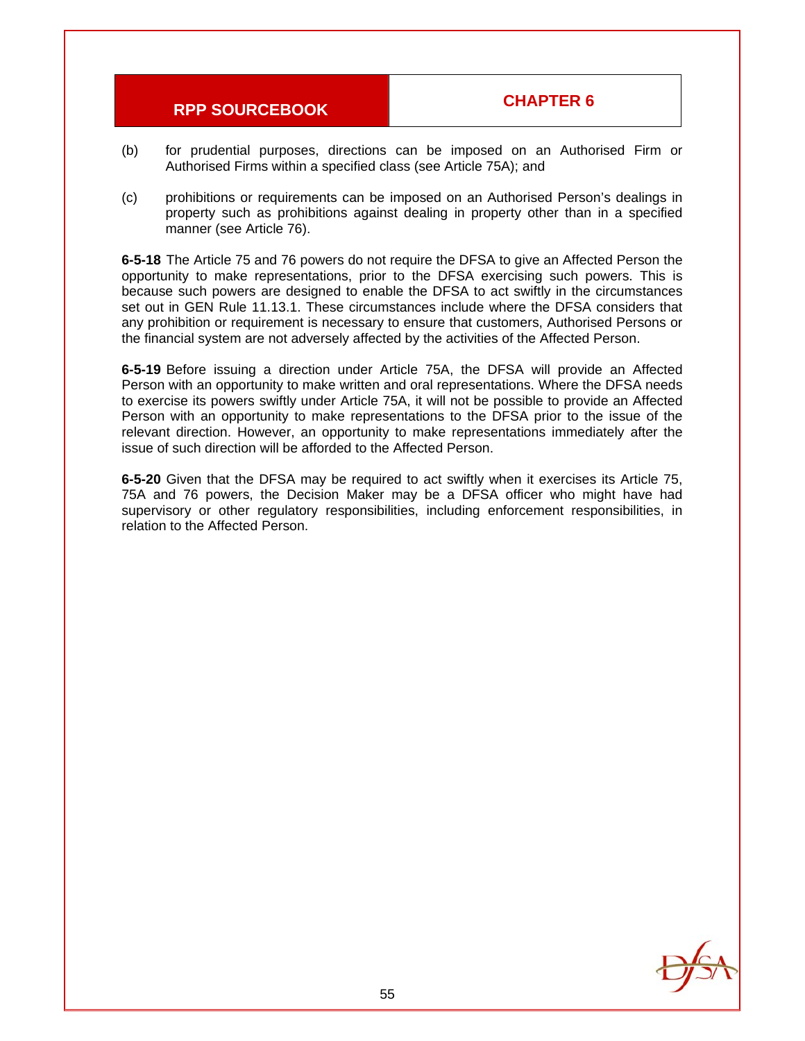(b) for prudential purposes, directions can be imposed on an Authorised Firm or Authorised Firms within a specified class (see Article 75A); and

(c) prohibitions or requirements can be imposed on an Authorised Person's dealings in property such as prohibitions against dealing in property other than in a specified manner (see Article 76).

**6-5-18** The Article 75 and 76 powers do not require the DFSA to give an Affected Person the opportunity to make representations, prior to the DFSA exercising such powers. This is because such powers are designed to enable the DFSA to act swiftly in the circumstances set out in GEN Rule 11.13.1. These circumstances include where the DFSA considers that any prohibition or requirement is necessary to ensure that customers, Authorised Persons or the financial system are not adversely affected by the activities of the Affected Person.

**6-5-19** Before issuing a direction under Article 75A, the DFSA will provide an Affected Person with an opportunity to make written and oral representations. Where the DFSA needs to exercise its powers swiftly under Article 75A, it will not be possible to provide an Affected Person with an opportunity to make representations to the DFSA prior to the issue of the relevant direction. However, an opportunity to make representations immediately after the issue of such direction will be afforded to the Affected Person.

**6-5-20** Given that the DFSA may be required to act swiftly when it exercises its Article 75, 75A and 76 powers, the Decision Maker may be a DFSA officer who might have had supervisory or other regulatory responsibilities, including enforcement responsibilities, in relation to the Affected Person.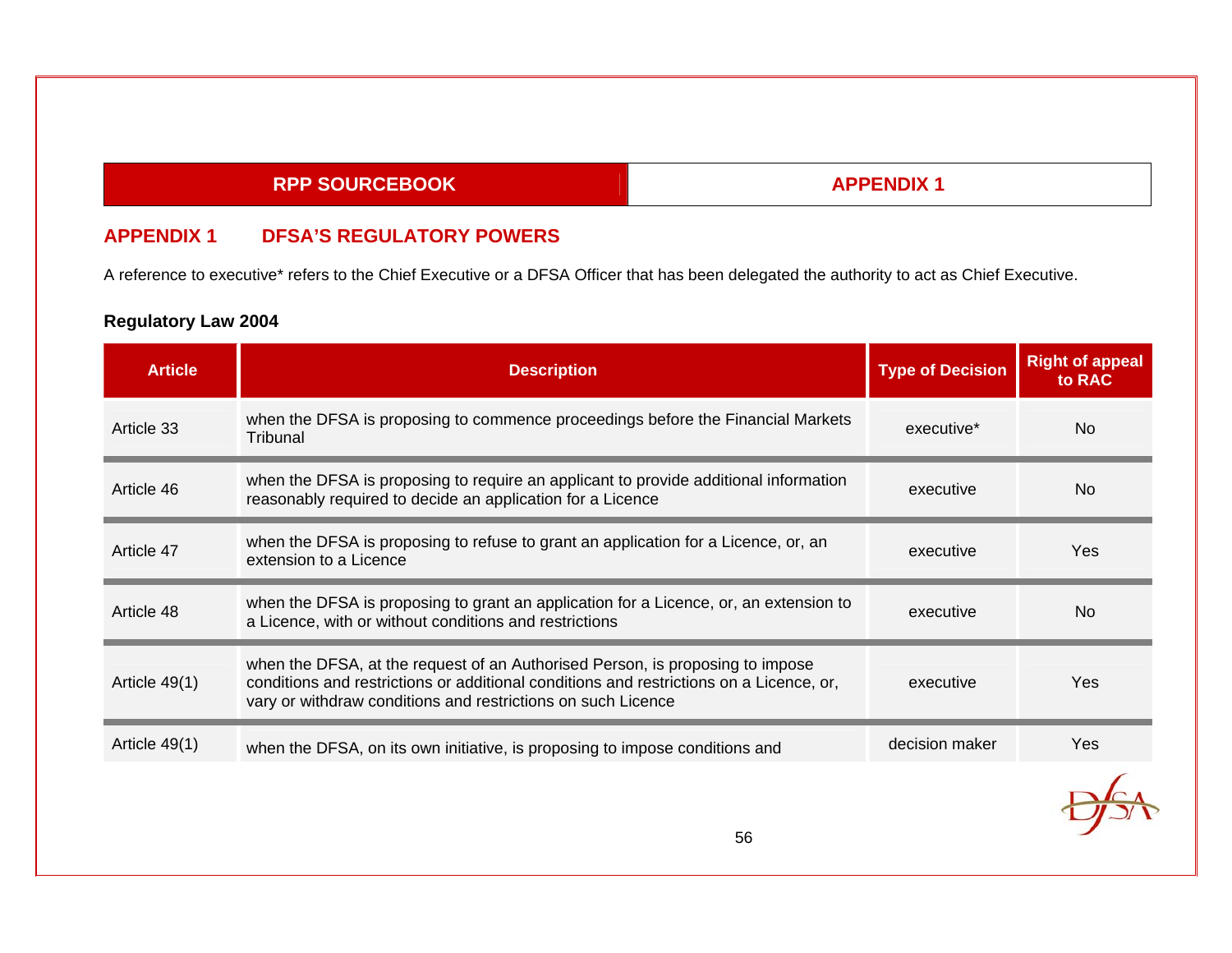## APPENDIX 1 DFSA'S REGULATORY POWERS

A reference to executive* refers to the Chief Executive or a DFSA Officer that has been delegated the authority to act as Chief Executive.

**Regulatory Law 2004**

| Article | Description | Type of Decision | Right of appeal to RAC |
|---|---|---|---|
| Article 33 | when the DFSA is proposing to commence proceedings before the Financial Markets Tribunal | executive* | No |
| Article 46 | when the DFSA is proposing to require an applicant to provide additional information reasonably required to decide an application for a Licence | executive | No |
| Article 47 | when the DFSA is proposing to refuse to grant an application for a Licence, or, an extension to a Licence | executive | Yes |
| Article 48 | when the DFSA is proposing to grant an application for a Licence, or, an extension to a Licence, with or without conditions and restrictions | executive | No |
| Article 49(1) | when the DFSA, at the request of an Authorised Person, is proposing to impose conditions and restrictions or additional conditions and restrictions on a Licence, or, vary or withdraw conditions and restrictions on such Licence | executive | Yes |
| Article 49(1) | when the DFSA, on its own initiative, is proposing to impose conditions and | decision maker | Yes |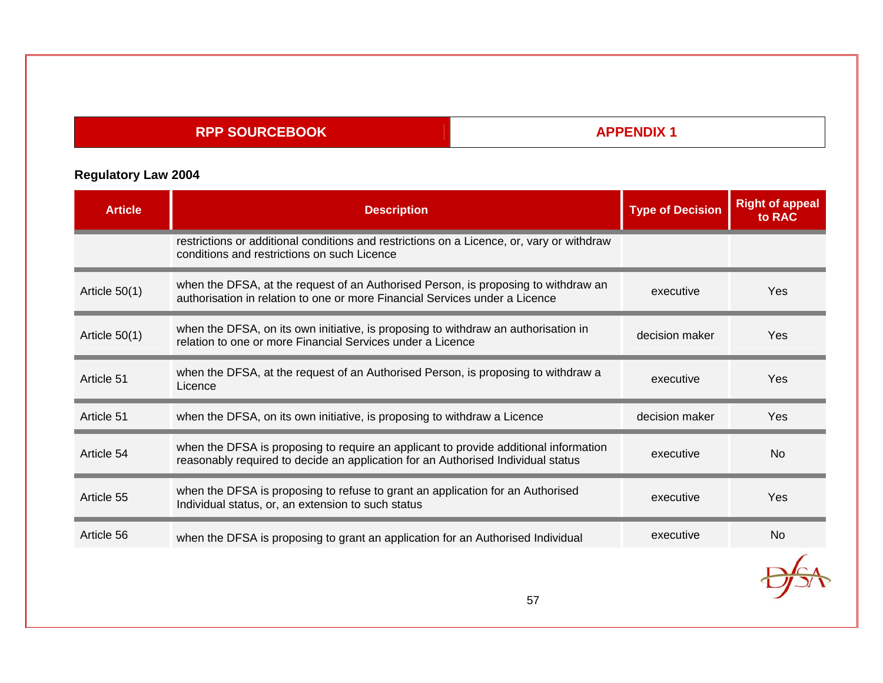| RPP SOURCEBOOK | APPENDIX 1 |
|---|---|

**Regulatory Law 2004**

| Article | Description | Type of Decision | Right of appeal to RAC |
|---|---|---|---|
| | restrictions or additional conditions and restrictions on a Licence, or, vary or withdraw conditions and restrictions on such Licence | | |
| Article 50(1) | when the DFSA, at the request of an Authorised Person, is proposing to withdraw an authorisation in relation to one or more Financial Services under a Licence | executive | Yes |
| Article 50(1) | when the DFSA, on its own initiative, is proposing to withdraw an authorisation in relation to one or more Financial Services under a Licence | decision maker | Yes |
| Article 51 | when the DFSA, at the request of an Authorised Person, is proposing to withdraw a Licence | executive | Yes |
| Article 51 | when the DFSA, on its own initiative, is proposing to withdraw a Licence | decision maker | Yes |
| Article 54 | when the DFSA is proposing to require an applicant to provide additional information reasonably required to decide an application for an Authorised Individual status | executive | No |
| Article 55 | when the DFSA is proposing to refuse to grant an application for an Authorised Individual status, or, an extension to such status | executive | Yes |
| Article 56 | when the DFSA is proposing to grant an application for an Authorised Individual | executive | No |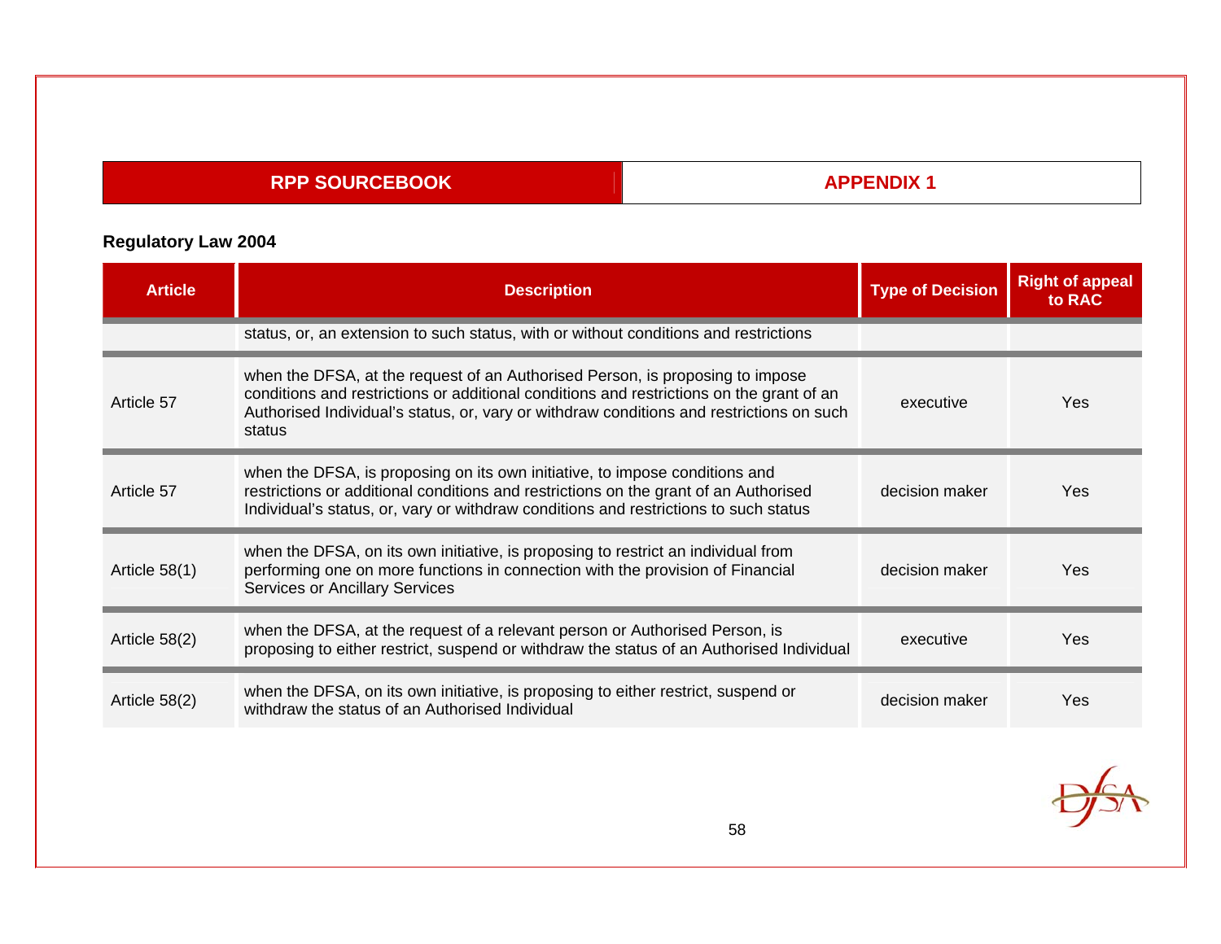**RPP SOURCEBOOK** | **APPENDIX 1**

### Regulatory Law 2004

| Article | Description | Type of Decision | Right of appeal to RAC |
|---|---|---|---|
| | status, or, an extension to such status, with or without conditions and restrictions | | |
| Article 57 | when the DFSA, at the request of an Authorised Person, is proposing to impose conditions and restrictions or additional conditions and restrictions on the grant of an Authorised Individual's status, or, vary or withdraw conditions and restrictions on such status | executive | Yes |
| Article 57 | when the DFSA, is proposing on its own initiative, to impose conditions and restrictions or additional conditions and restrictions on the grant of an Authorised Individual's status, or, vary or withdraw conditions and restrictions to such status | decision maker | Yes |
| Article 58(1) | when the DFSA, on its own initiative, is proposing to restrict an individual from performing one on more functions in connection with the provision of Financial Services or Ancillary Services | decision maker | Yes |
| Article 58(2) | when the DFSA, at the request of a relevant person or Authorised Person, is proposing to either restrict, suspend or withdraw the status of an Authorised Individual | executive | Yes |
| Article 58(2) | when the DFSA, on its own initiative, is proposing to either restrict, suspend or withdraw the status of an Authorised Individual | decision maker | Yes |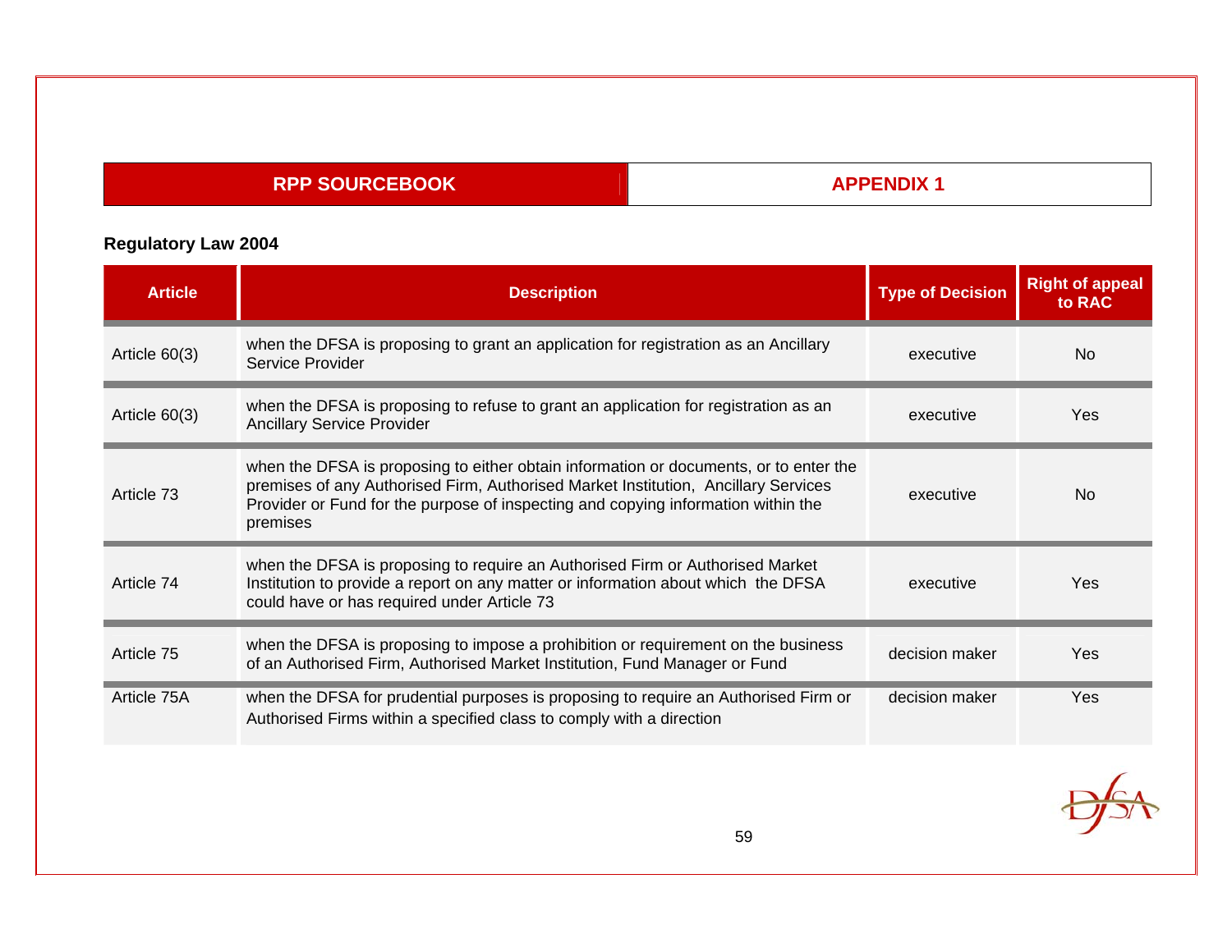| RPP SOURCEBOOK | APPENDIX 1 |
| --- | --- |

**Regulatory Law 2004**

| Article | Description | Type of Decision | Right of appeal to RAC |
| --- | --- | --- | --- |
| Article 60(3) | when the DFSA is proposing to grant an application for registration as an Ancillary Service Provider | executive | No |
| Article 60(3) | when the DFSA is proposing to refuse to grant an application for registration as an Ancillary Service Provider | executive | Yes |
| Article 73 | when the DFSA is proposing to either obtain information or documents, or to enter the premises of any Authorised Firm, Authorised Market Institution, Ancillary Services Provider or Fund for the purpose of inspecting and copying information within the premises | executive | No |
| Article 74 | when the DFSA is proposing to require an Authorised Firm or Authorised Market Institution to provide a report on any matter or information about which the DFSA could have or has required under Article 73 | executive | Yes |
| Article 75 | when the DFSA is proposing to impose a prohibition or requirement on the business of an Authorised Firm, Authorised Market Institution, Fund Manager or Fund | decision maker | Yes |
| Article 75A | when the DFSA for prudential purposes is proposing to require an Authorised Firm or Authorised Firms within a specified class to comply with a direction | decision maker | Yes |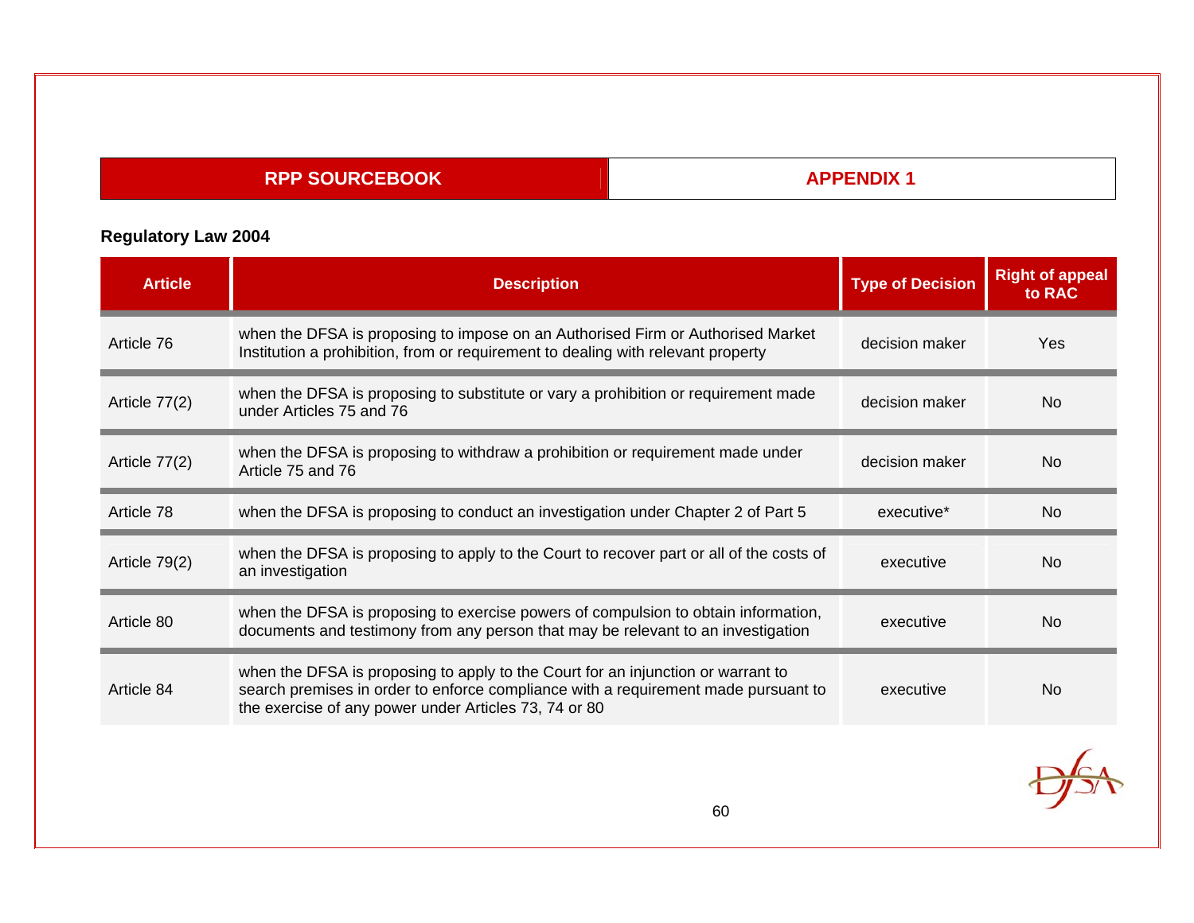| RPP SOURCEBOOK | APPENDIX 1 |
|---|---|

**Regulatory Law 2004**

| Article | Description | Type of Decision | Right of appeal to RAC |
|---|---|---|---|
| Article 76 | when the DFSA is proposing to impose on an Authorised Firm or Authorised Market Institution a prohibition, from or requirement to dealing with relevant property | decision maker | Yes |
| Article 77(2) | when the DFSA is proposing to substitute or vary a prohibition or requirement made under Articles 75 and 76 | decision maker | No |
| Article 77(2) | when the DFSA is proposing to withdraw a prohibition or requirement made under Article 75 and 76 | decision maker | No |
| Article 78 | when the DFSA is proposing to conduct an investigation under Chapter 2 of Part 5 | executive* | No |
| Article 79(2) | when the DFSA is proposing to apply to the Court to recover part or all of the costs of an investigation | executive | No |
| Article 80 | when the DFSA is proposing to exercise powers of compulsion to obtain information, documents and testimony from any person that may be relevant to an investigation | executive | No |
| Article 84 | when the DFSA is proposing to apply to the Court for an injunction or warrant to search premises in order to enforce compliance with a requirement made pursuant to the exercise of any power under Articles 73, 74 or 80 | executive | No |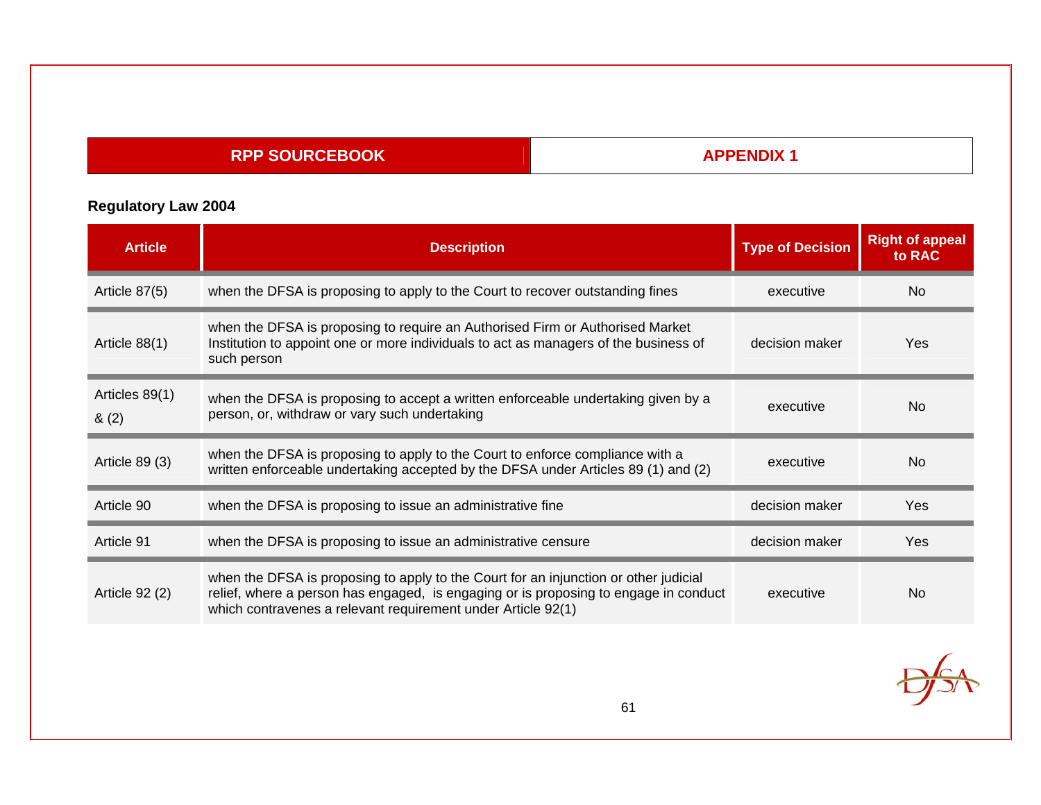| RPP SOURCEBOOK | APPENDIX 1 |
| --- | --- |

**Regulatory Law 2004**

| Article | Description | Type of Decision | Right of appeal to RAC |
| --- | --- | --- | --- |
| Article 87(5) | when the DFSA is proposing to apply to the Court to recover outstanding fines | executive | No |
| Article 88(1) | when the DFSA is proposing to require an Authorised Firm or Authorised Market Institution to appoint one or more individuals to act as managers of the business of such person | decision maker | Yes |
| Articles 89(1) & (2) | when the DFSA is proposing to accept a written enforceable undertaking given by a person, or, withdraw or vary such undertaking | executive | No |
| Article 89 (3) | when the DFSA is proposing to apply to the Court to enforce compliance with a written enforceable undertaking accepted by the DFSA under Articles 89 (1) and (2) | executive | No |
| Article 90 | when the DFSA is proposing to issue an administrative fine | decision maker | Yes |
| Article 91 | when the DFSA is proposing to issue an administrative censure | decision maker | Yes |
| Article 92 (2) | when the DFSA is proposing to apply to the Court for an injunction or other judicial relief, where a person has engaged, is engaging or is proposing to engage in conduct which contravenes a relevant requirement under Article 92(1) | executive | No |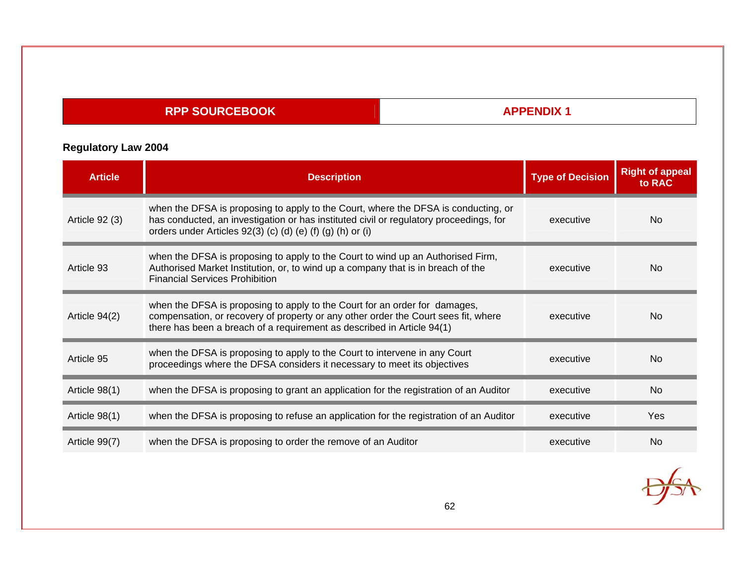| RPP SOURCEBOOK | APPENDIX 1 |
|---|---|

**Regulatory Law 2004**

| Article | Description | Type of Decision | Right of appeal to RAC |
|---|---|---|---|
| Article 92 (3) | when the DFSA is proposing to apply to the Court, where the DFSA is conducting, or has conducted, an investigation or has instituted civil or regulatory proceedings, for orders under Articles 92(3) (c) (d) (e) (f) (g) (h) or (i) | executive | No |
| Article 93 | when the DFSA is proposing to apply to the Court to wind up an Authorised Firm, Authorised Market Institution, or, to wind up a company that is in breach of the Financial Services Prohibition | executive | No |
| Article 94(2) | when the DFSA is proposing to apply to the Court for an order for damages, compensation, or recovery of property or any other order the Court sees fit, where there has been a breach of a requirement as described in Article 94(1) | executive | No |
| Article 95 | when the DFSA is proposing to apply to the Court to intervene in any Court proceedings where the DFSA considers it necessary to meet its objectives | executive | No |
| Article 98(1) | when the DFSA is proposing to grant an application for the registration of an Auditor | executive | No |
| Article 98(1) | when the DFSA is proposing to refuse an application for the registration of an Auditor | executive | Yes |
| Article 99(7) | when the DFSA is proposing to order the remove of an Auditor | executive | No |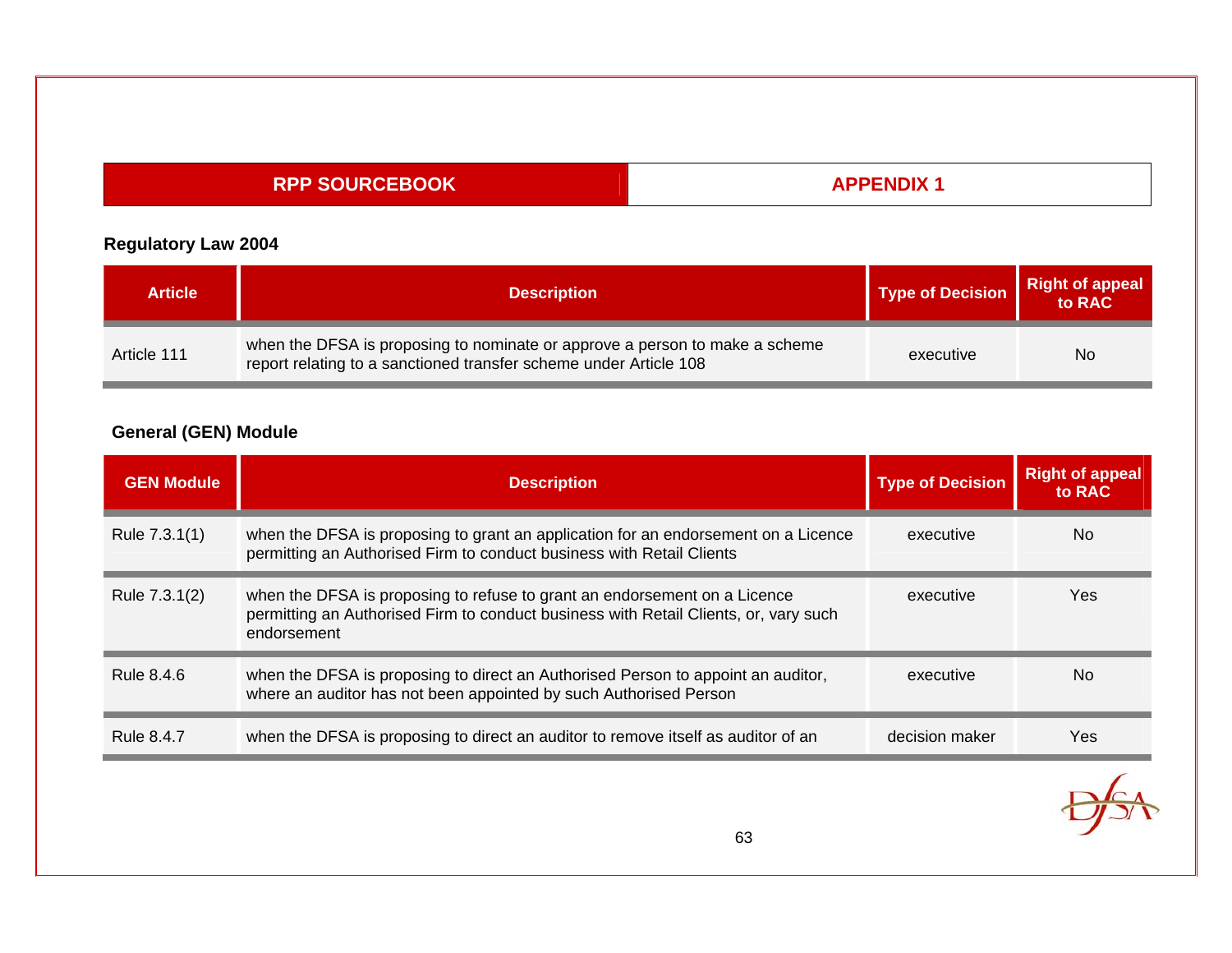| RPP SOURCEBOOK | APPENDIX 1 |
|---|---|

**Regulatory Law 2004**

| Article | Description | Type of Decision | Right of appeal to RAC |
|---|---|---|---|
| Article 111 | when the DFSA is proposing to nominate or approve a person to make a scheme report relating to a sanctioned transfer scheme under Article 108 | executive | No |

**General (GEN) Module**

| GEN Module | Description | Type of Decision | Right of appeal to RAC |
|---|---|---|---|
| Rule 7.3.1(1) | when the DFSA is proposing to grant an application for an endorsement on a Licence permitting an Authorised Firm to conduct business with Retail Clients | executive | No |
| Rule 7.3.1(2) | when the DFSA is proposing to refuse to grant an endorsement on a Licence permitting an Authorised Firm to conduct business with Retail Clients, or, vary such endorsement | executive | Yes |
| Rule 8.4.6 | when the DFSA is proposing to direct an Authorised Person to appoint an auditor, where an auditor has not been appointed by such Authorised Person | executive | No |
| Rule 8.4.7 | when the DFSA is proposing to direct an auditor to remove itself as auditor of an | decision maker | Yes |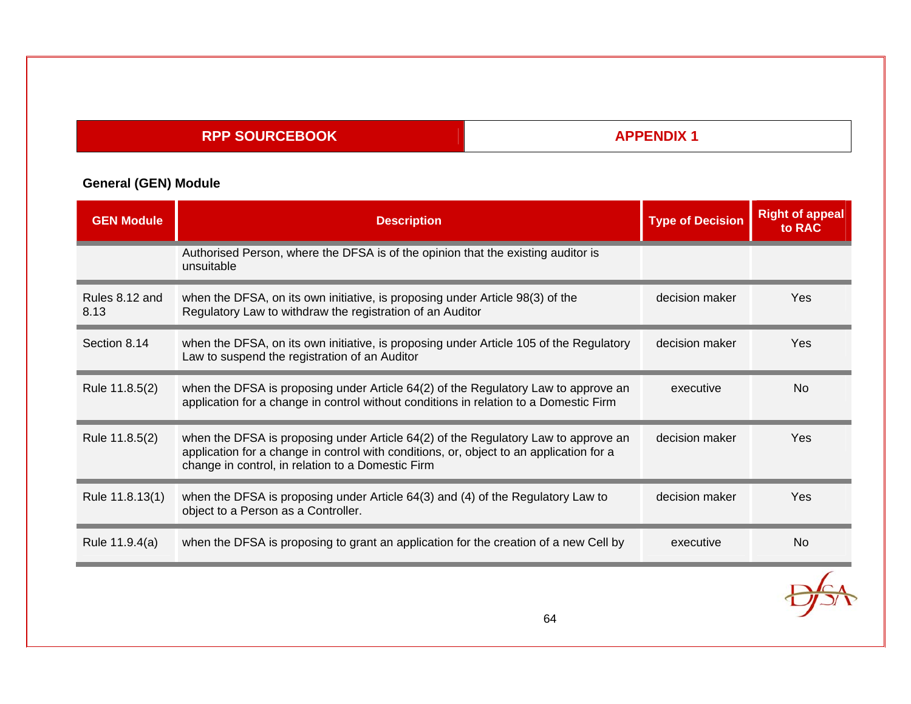RPP SOURCEBOOK | APPENDIX 1

## General (GEN) Module

| GEN Module | Description | Type of Decision | Right of appeal to RAC |
|---|---|---|---|
| | Authorised Person, where the DFSA is of the opinion that the existing auditor is unsuitable | | |
| Rules 8.12 and 8.13 | when the DFSA, on its own initiative, is proposing under Article 98(3) of the Regulatory Law to withdraw the registration of an Auditor | decision maker | Yes |
| Section 8.14 | when the DFSA, on its own initiative, is proposing under Article 105 of the Regulatory Law to suspend the registration of an Auditor | decision maker | Yes |
| Rule 11.8.5(2) | when the DFSA is proposing under Article 64(2) of the Regulatory Law to approve an application for a change in control without conditions in relation to a Domestic Firm | executive | No |
| Rule 11.8.5(2) | when the DFSA is proposing under Article 64(2) of the Regulatory Law to approve an application for a change in control with conditions, or, object to an application for a change in control, in relation to a Domestic Firm | decision maker | Yes |
| Rule 11.8.13(1) | when the DFSA is proposing under Article 64(3) and (4) of the Regulatory Law to object to a Person as a Controller. | decision maker | Yes |
| Rule 11.9.4(a) | when the DFSA is proposing to grant an application for the creation of a new Cell by | executive | No |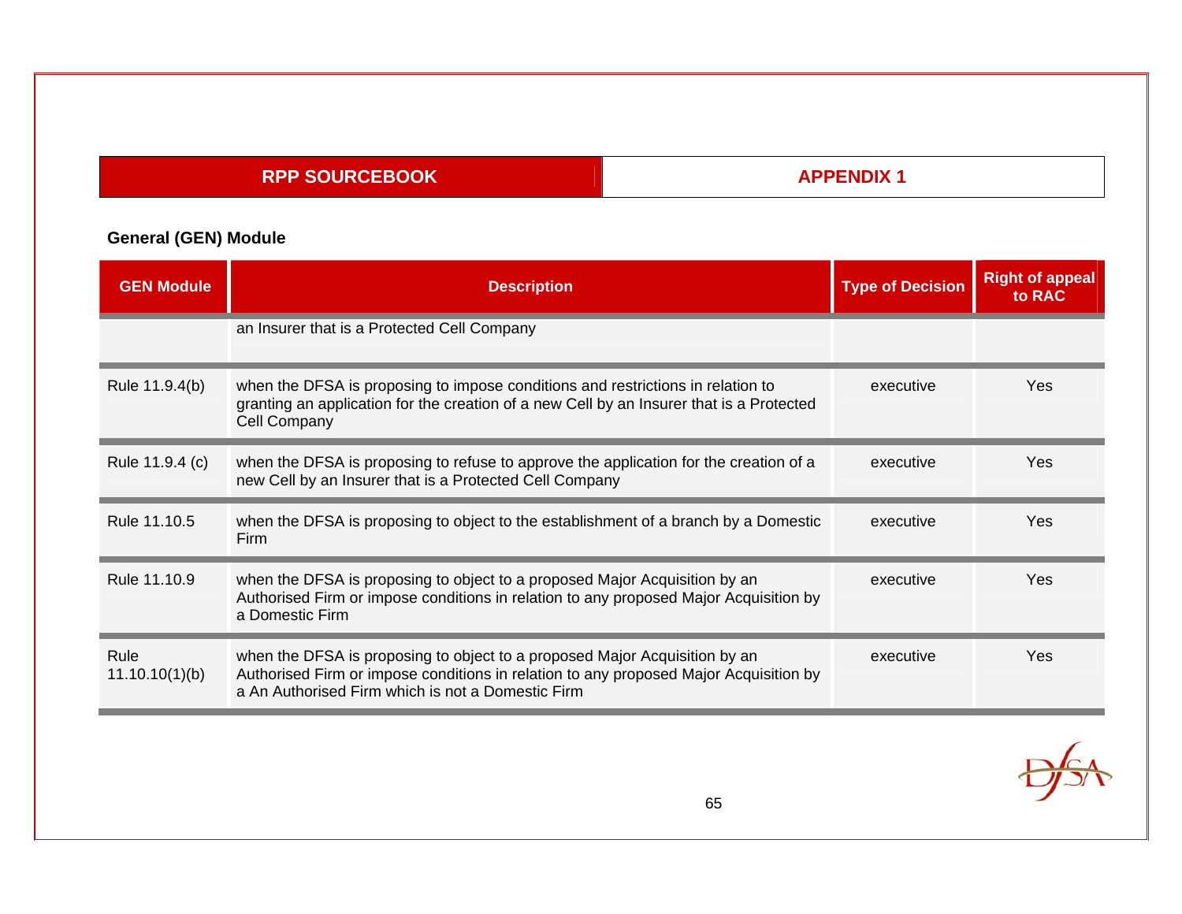| RPP SOURCEBOOK | APPENDIX 1 |
|---|---|

**General (GEN) Module**

| GEN Module | Description | Type of Decision | Right of appeal to RAC |
|---|---|---|---|
| | an Insurer that is a Protected Cell Company | | |
| Rule 11.9.4(b) | when the DFSA is proposing to impose conditions and restrictions in relation to granting an application for the creation of a new Cell by an Insurer that is a Protected Cell Company | executive | Yes |
| Rule 11.9.4 (c) | when the DFSA is proposing to refuse to approve the application for the creation of a new Cell by an Insurer that is a Protected Cell Company | executive | Yes |
| Rule 11.10.5 | when the DFSA is proposing to object to the establishment of a branch by a Domestic Firm | executive | Yes |
| Rule 11.10.9 | when the DFSA is proposing to object to a proposed Major Acquisition by an Authorised Firm or impose conditions in relation to any proposed Major Acquisition by a Domestic Firm | executive | Yes |
| Rule 11.10.10(1)(b) | when the DFSA is proposing to object to a proposed Major Acquisition by an Authorised Firm or impose conditions in relation to any proposed Major Acquisition by a An Authorised Firm which is not a Domestic Firm | executive | Yes |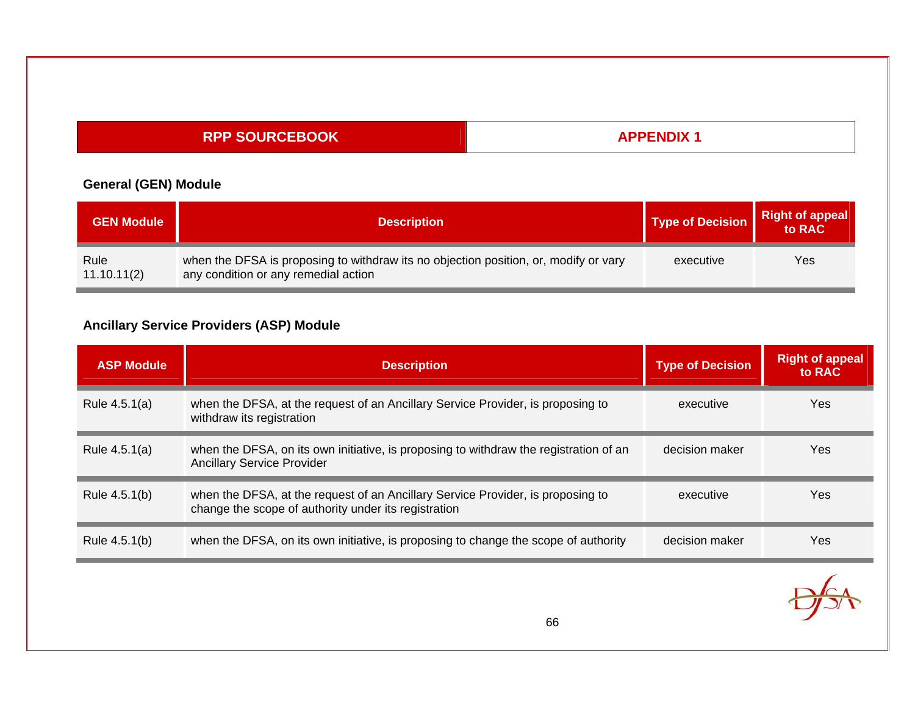| RPP SOURCEBOOK | APPENDIX 1 |
|---|---|

**General (GEN) Module**

| GEN Module | Description | Type of Decision | Right of appeal to RAC |
|---|---|---|---|
| Rule 11.10.11(2) | when the DFSA is proposing to withdraw its no objection position, or, modify or vary any condition or any remedial action | executive | Yes |

**Ancillary Service Providers (ASP) Module**

| ASP Module | Description | Type of Decision | Right of appeal to RAC |
|---|---|---|---|
| Rule 4.5.1(a) | when the DFSA, at the request of an Ancillary Service Provider, is proposing to withdraw its registration | executive | Yes |
| Rule 4.5.1(a) | when the DFSA, on its own initiative, is proposing to withdraw the registration of an Ancillary Service Provider | decision maker | Yes |
| Rule 4.5.1(b) | when the DFSA, at the request of an Ancillary Service Provider, is proposing to change the scope of authority under its registration | executive | Yes |
| Rule 4.5.1(b) | when the DFSA, on its own initiative, is proposing to change the scope of authority | decision maker | Yes |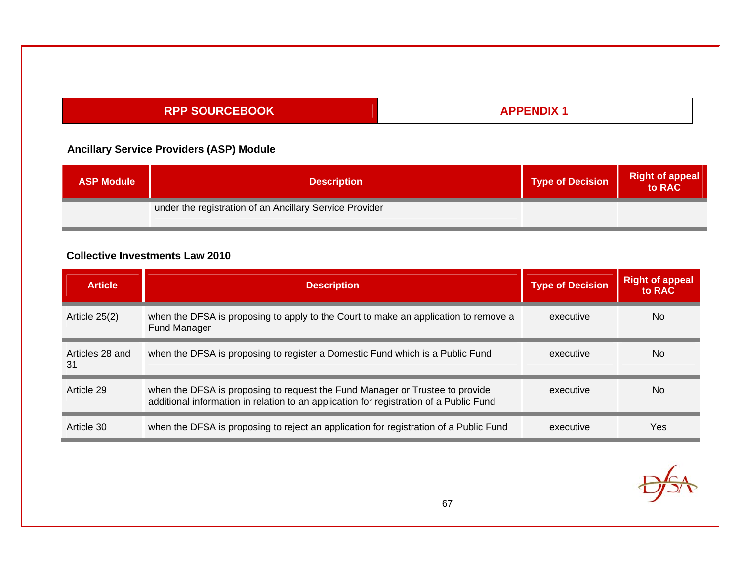| RPP SOURCEBOOK | APPENDIX 1 |
|---|---|

### Ancillary Service Providers (ASP) Module

| ASP Module | Description | Type of Decision | Right of appeal to RAC |
|---|---|---|---|
| | under the registration of an Ancillary Service Provider | | |

### Collective Investments Law 2010

| Article | Description | Type of Decision | Right of appeal to RAC |
|---|---|---|---|
| Article 25(2) | when the DFSA is proposing to apply to the Court to make an application to remove a Fund Manager | executive | No |
| Articles 28 and 31 | when the DFSA is proposing to register a Domestic Fund which is a Public Fund | executive | No |
| Article 29 | when the DFSA is proposing to request the Fund Manager or Trustee to provide additional information in relation to an application for registration of a Public Fund | executive | No |
| Article 30 | when the DFSA is proposing to reject an application for registration of a Public Fund | executive | Yes |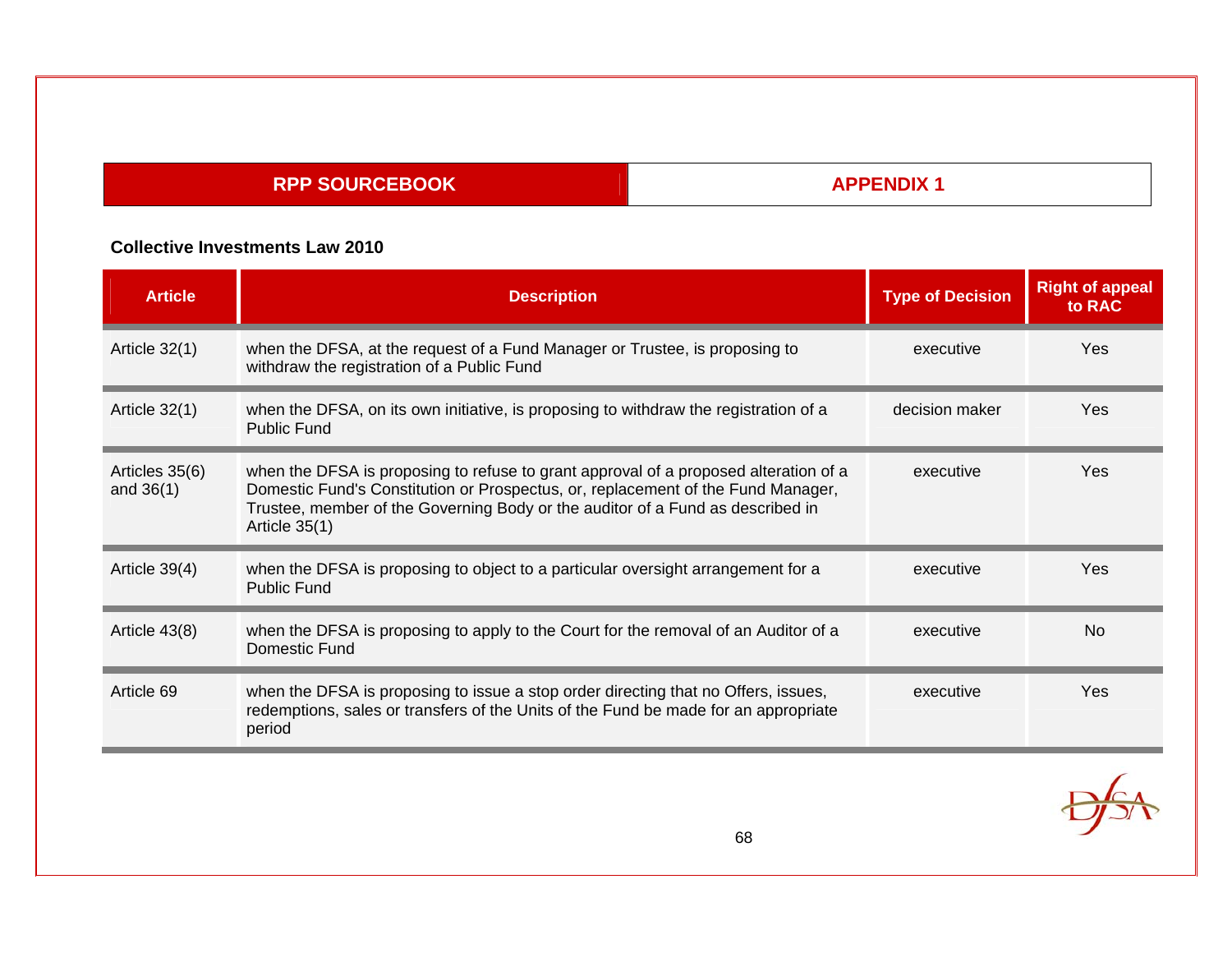| RPP SOURCEBOOK | APPENDIX 1 |
|---|---|

**Collective Investments Law 2010**

| Article | Description | Type of Decision | Right of appeal to RAC |
|---|---|---|---|
| Article 32(1) | when the DFSA, at the request of a Fund Manager or Trustee, is proposing to withdraw the registration of a Public Fund | executive | Yes |
| Article 32(1) | when the DFSA, on its own initiative, is proposing to withdraw the registration of a Public Fund | decision maker | Yes |
| Articles 35(6) and 36(1) | when the DFSA is proposing to refuse to grant approval of a proposed alteration of a Domestic Fund's Constitution or Prospectus, or, replacement of the Fund Manager, Trustee, member of the Governing Body or the auditor of a Fund as described in Article 35(1) | executive | Yes |
| Article 39(4) | when the DFSA is proposing to object to a particular oversight arrangement for a Public Fund | executive | Yes |
| Article 43(8) | when the DFSA is proposing to apply to the Court for the removal of an Auditor of a Domestic Fund | executive | No |
| Article 69 | when the DFSA is proposing to issue a stop order directing that no Offers, issues, redemptions, sales or transfers of the Units of the Fund be made for an appropriate period | executive | Yes |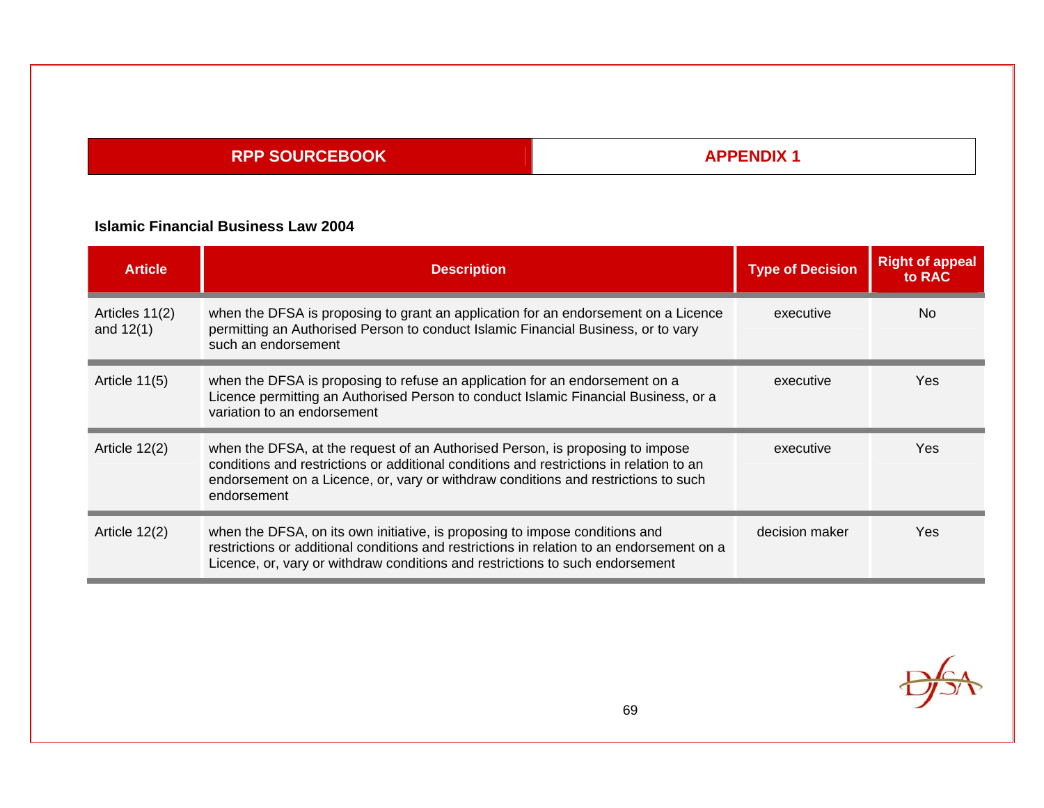## Islamic Financial Business Law 2004

| Article | Description | Type of Decision | Right of appeal to RAC |
|---|---|---|---|
| Articles 11(2) and 12(1) | when the DFSA is proposing to grant an application for an endorsement on a Licence permitting an Authorised Person to conduct Islamic Financial Business, or to vary such an endorsement | executive | No |
| Article 11(5) | when the DFSA is proposing to refuse an application for an endorsement on a Licence permitting an Authorised Person to conduct Islamic Financial Business, or a variation to an endorsement | executive | Yes |
| Article 12(2) | when the DFSA, at the request of an Authorised Person, is proposing to impose conditions and restrictions or additional conditions and restrictions in relation to an endorsement on a Licence, or, vary or withdraw conditions and restrictions to such endorsement | executive | Yes |
| Article 12(2) | when the DFSA, on its own initiative, is proposing to impose conditions and restrictions or additional conditions and restrictions in relation to an endorsement on a Licence, or, vary or withdraw conditions and restrictions to such endorsement | decision maker | Yes |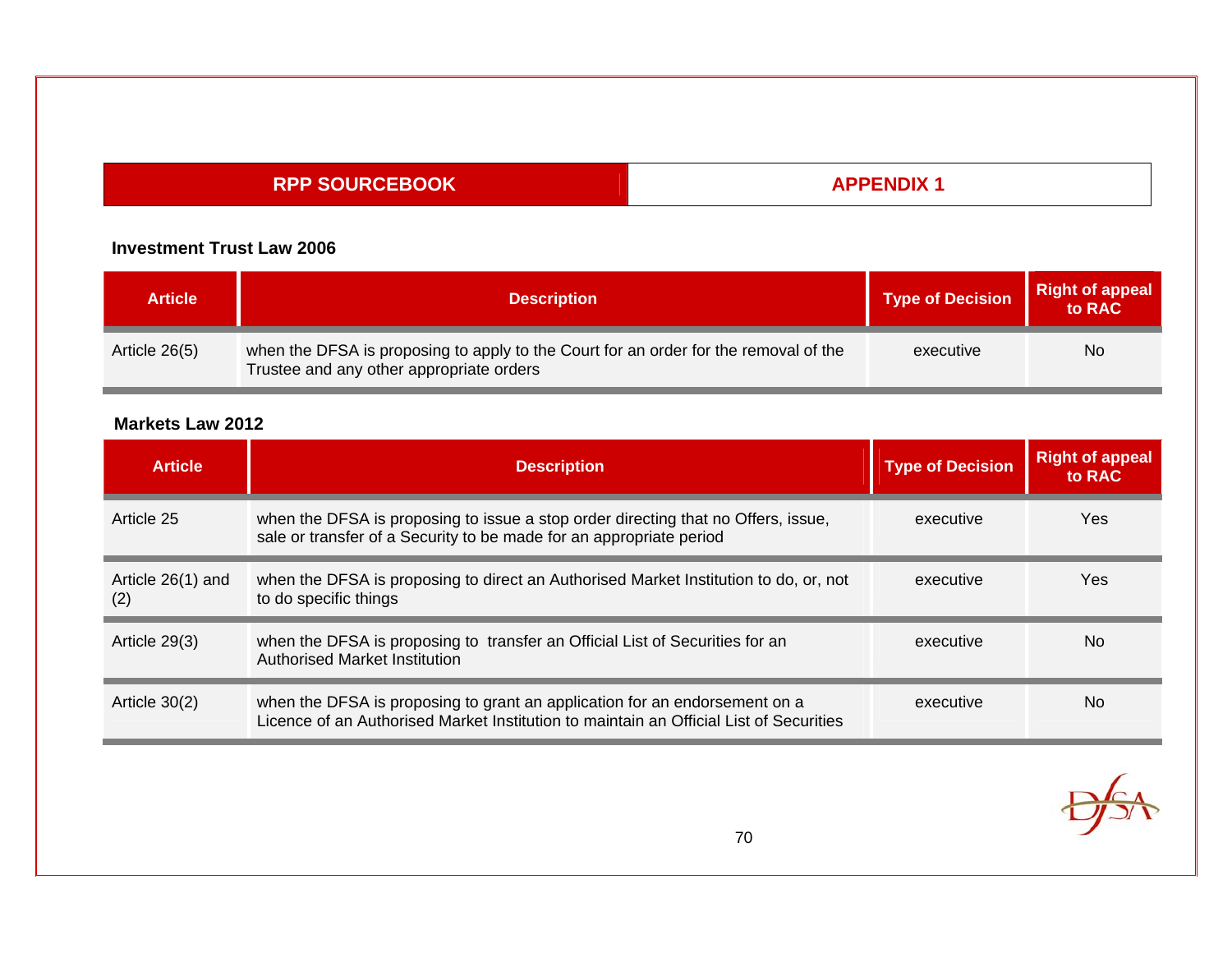### Investment Trust Law 2006

| Article | Description | Type of Decision | Right of appeal to RAC |
|---|---|---|---|
| Article 26(5) | when the DFSA is proposing to apply to the Court for an order for the removal of the Trustee and any other appropriate orders | executive | No |

### Markets Law 2012

| Article | Description | Type of Decision | Right of appeal to RAC |
|---|---|---|---|
| Article 25 | when the DFSA is proposing to issue a stop order directing that no Offers, issue, sale or transfer of a Security to be made for an appropriate period | executive | Yes |
| Article 26(1) and (2) | when the DFSA is proposing to direct an Authorised Market Institution to do, or, not to do specific things | executive | Yes |
| Article 29(3) | when the DFSA is proposing to transfer an Official List of Securities for an Authorised Market Institution | executive | No |
| Article 30(2) | when the DFSA is proposing to grant an application for an endorsement on a Licence of an Authorised Market Institution to maintain an Official List of Securities | executive | No |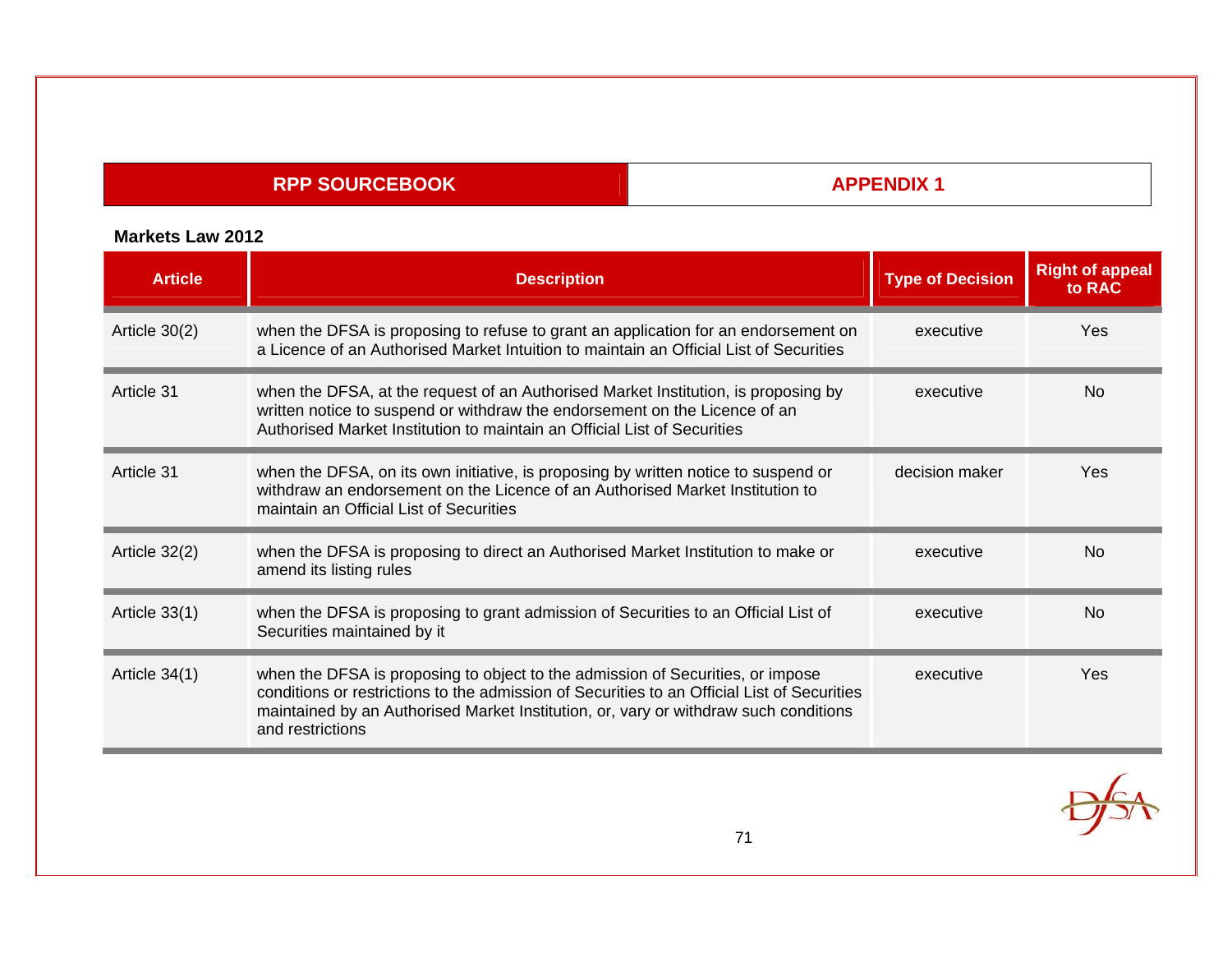| RPP SOURCEBOOK | APPENDIX 1 |
|---|---|

**Markets Law 2012**

| Article | Description | Type of Decision | Right of appeal to RAC |
|---|---|---|---|
| Article 30(2) | when the DFSA is proposing to refuse to grant an application for an endorsement on a Licence of an Authorised Market Intuition to maintain an Official List of Securities | executive | Yes |
| Article 31 | when the DFSA, at the request of an Authorised Market Institution, is proposing by written notice to suspend or withdraw the endorsement on the Licence of an Authorised Market Institution to maintain an Official List of Securities | executive | No |
| Article 31 | when the DFSA, on its own initiative, is proposing by written notice to suspend or withdraw an endorsement on the Licence of an Authorised Market Institution to maintain an Official List of Securities | decision maker | Yes |
| Article 32(2) | when the DFSA is proposing to direct an Authorised Market Institution to make or amend its listing rules | executive | No |
| Article 33(1) | when the DFSA is proposing to grant admission of Securities to an Official List of Securities maintained by it | executive | No |
| Article 34(1) | when the DFSA is proposing to object to the admission of Securities, or impose conditions or restrictions to the admission of Securities to an Official List of Securities maintained by an Authorised Market Institution, or, vary or withdraw such conditions and restrictions | executive | Yes |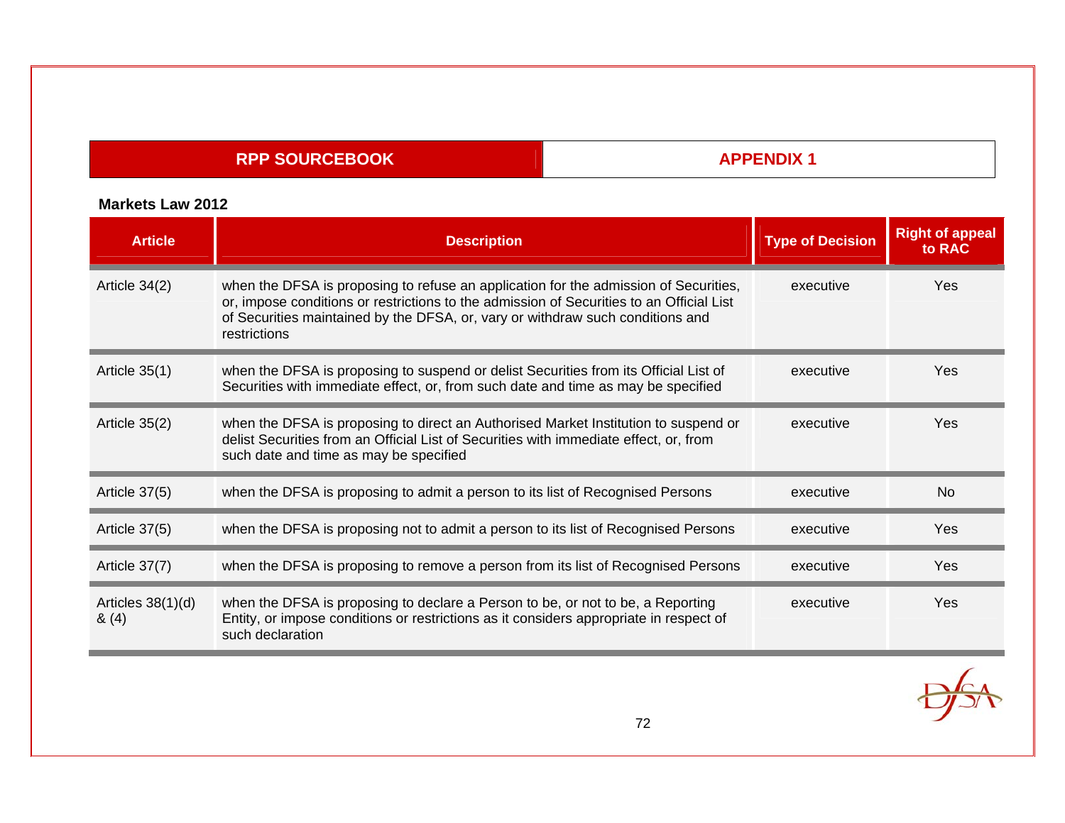**Markets Law 2012**

| Article | Description | Type of Decision | Right of appeal to RAC |
|---|---|---|---|
| Article 34(2) | when the DFSA is proposing to refuse an application for the admission of Securities, or, impose conditions or restrictions to the admission of Securities to an Official List of Securities maintained by the DFSA, or, vary or withdraw such conditions and restrictions | executive | Yes |
| Article 35(1) | when the DFSA is proposing to suspend or delist Securities from its Official List of Securities with immediate effect, or, from such date and time as may be specified | executive | Yes |
| Article 35(2) | when the DFSA is proposing to direct an Authorised Market Institution to suspend or delist Securities from an Official List of Securities with immediate effect, or, from such date and time as may be specified | executive | Yes |
| Article 37(5) | when the DFSA is proposing to admit a person to its list of Recognised Persons | executive | No |
| Article 37(5) | when the DFSA is proposing not to admit a person to its list of Recognised Persons | executive | Yes |
| Article 37(7) | when the DFSA is proposing to remove a person from its list of Recognised Persons | executive | Yes |
| Articles 38(1)(d) & (4) | when the DFSA is proposing to declare a Person to be, or not to be, a Reporting Entity, or impose conditions or restrictions as it considers appropriate in respect of such declaration | executive | Yes |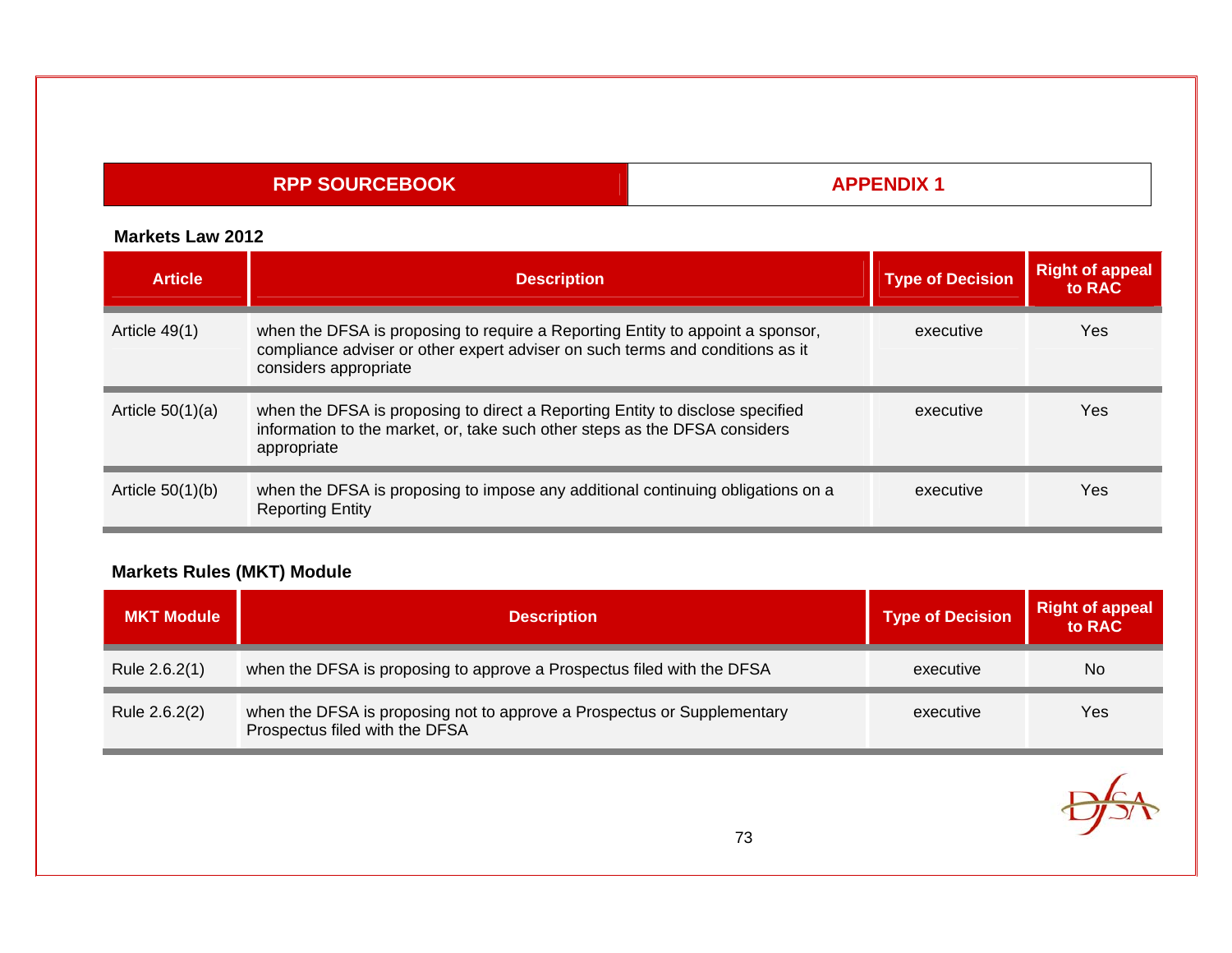| RPP SOURCEBOOK | APPENDIX 1 |
|---|---|

**Markets Law 2012**

| Article | Description | Type of Decision | Right of appeal to RAC |
|---|---|---|---|
| Article 49(1) | when the DFSA is proposing to require a Reporting Entity to appoint a sponsor, compliance adviser or other expert adviser on such terms and conditions as it considers appropriate | executive | Yes |
| Article 50(1)(a) | when the DFSA is proposing to direct a Reporting Entity to disclose specified information to the market, or, take such other steps as the DFSA considers appropriate | executive | Yes |
| Article 50(1)(b) | when the DFSA is proposing to impose any additional continuing obligations on a Reporting Entity | executive | Yes |

**Markets Rules (MKT) Module**

| MKT Module | Description | Type of Decision | Right of appeal to RAC |
|---|---|---|---|
| Rule 2.6.2(1) | when the DFSA is proposing to approve a Prospectus filed with the DFSA | executive | No |
| Rule 2.6.2(2) | when the DFSA is proposing not to approve a Prospectus or Supplementary Prospectus filed with the DFSA | executive | Yes |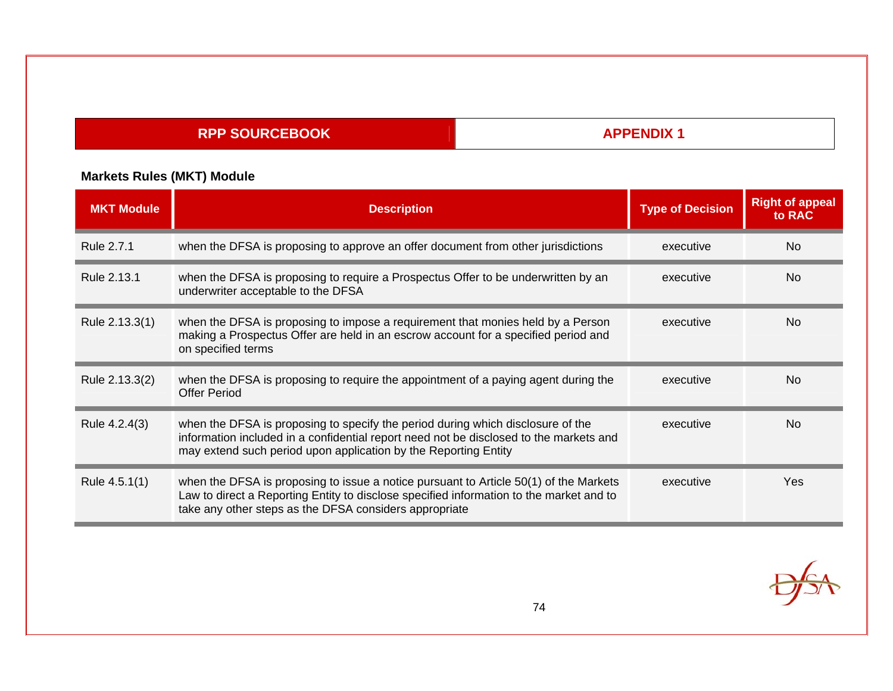| RPP SOURCEBOOK | APPENDIX 1 |
|---|---|

**Markets Rules (MKT) Module**

| MKT Module | Description | Type of Decision | Right of appeal to RAC |
|---|---|---|---|
| Rule 2.7.1 | when the DFSA is proposing to approve an offer document from other jurisdictions | executive | No |
| Rule 2.13.1 | when the DFSA is proposing to require a Prospectus Offer to be underwritten by an underwriter acceptable to the DFSA | executive | No |
| Rule 2.13.3(1) | when the DFSA is proposing to impose a requirement that monies held by a Person making a Prospectus Offer are held in an escrow account for a specified period and on specified terms | executive | No |
| Rule 2.13.3(2) | when the DFSA is proposing to require the appointment of a paying agent during the Offer Period | executive | No |
| Rule 4.2.4(3) | when the DFSA is proposing to specify the period during which disclosure of the information included in a confidential report need not be disclosed to the markets and may extend such period upon application by the Reporting Entity | executive | No |
| Rule 4.5.1(1) | when the DFSA is proposing to issue a notice pursuant to Article 50(1) of the Markets Law to direct a Reporting Entity to disclose specified information to the market and to take any other steps as the DFSA considers appropriate | executive | Yes |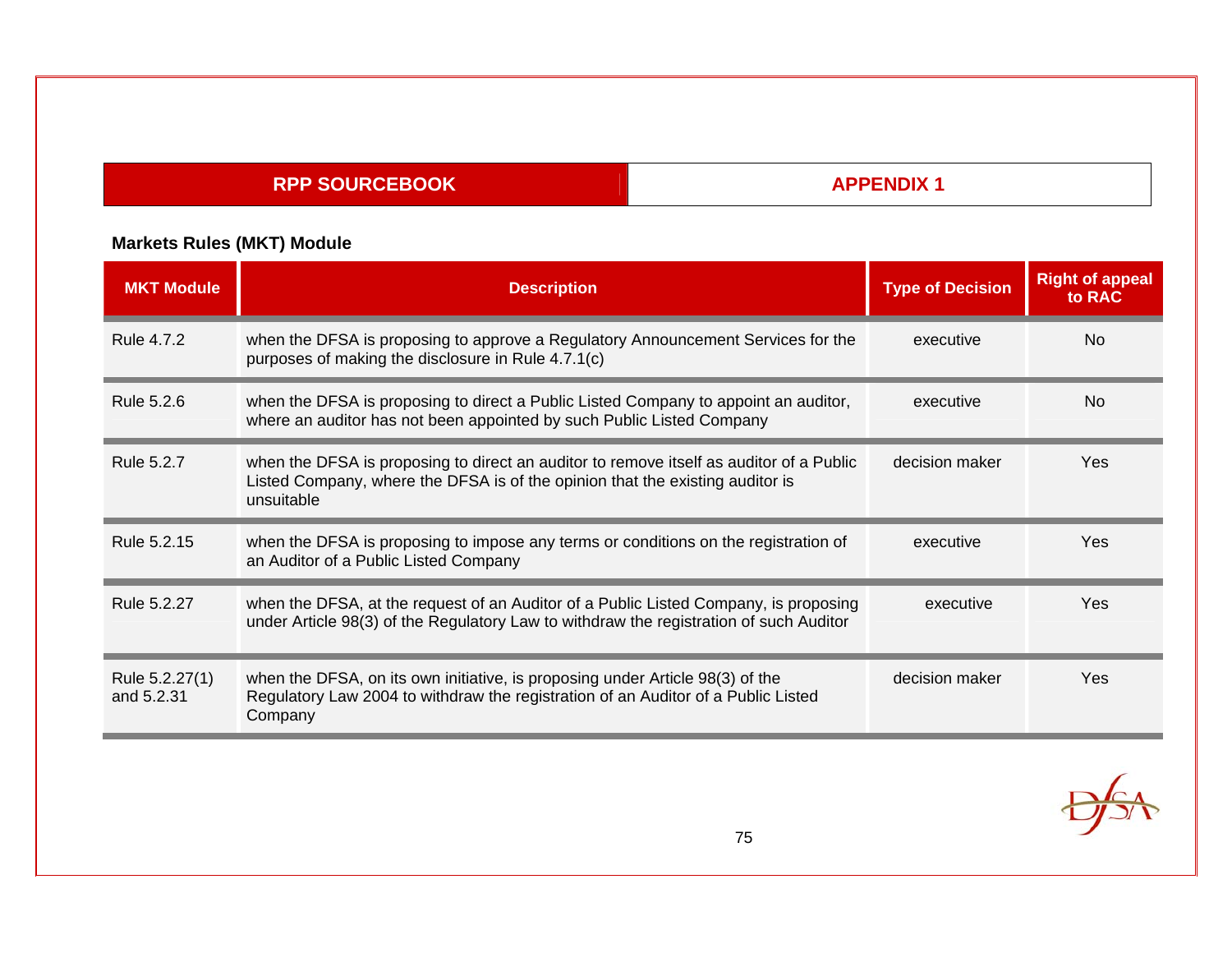| RPP SOURCEBOOK | APPENDIX 1 |
|---|---|

### Markets Rules (MKT) Module

| MKT Module | Description | Type of Decision | Right of appeal to RAC |
|---|---|---|---|
| Rule 4.7.2 | when the DFSA is proposing to approve a Regulatory Announcement Services for the purposes of making the disclosure in Rule 4.7.1(c) | executive | No |
| Rule 5.2.6 | when the DFSA is proposing to direct a Public Listed Company to appoint an auditor, where an auditor has not been appointed by such Public Listed Company | executive | No |
| Rule 5.2.7 | when the DFSA is proposing to direct an auditor to remove itself as auditor of a Public Listed Company, where the DFSA is of the opinion that the existing auditor is unsuitable | decision maker | Yes |
| Rule 5.2.15 | when the DFSA is proposing to impose any terms or conditions on the registration of an Auditor of a Public Listed Company | executive | Yes |
| Rule 5.2.27 | when the DFSA, at the request of an Auditor of a Public Listed Company, is proposing under Article 98(3) of the Regulatory Law to withdraw the registration of such Auditor | executive | Yes |
| Rule 5.2.27(1) and 5.2.31 | when the DFSA, on its own initiative, is proposing under Article 98(3) of the Regulatory Law 2004 to withdraw the registration of an Auditor of a Public Listed Company | decision maker | Yes |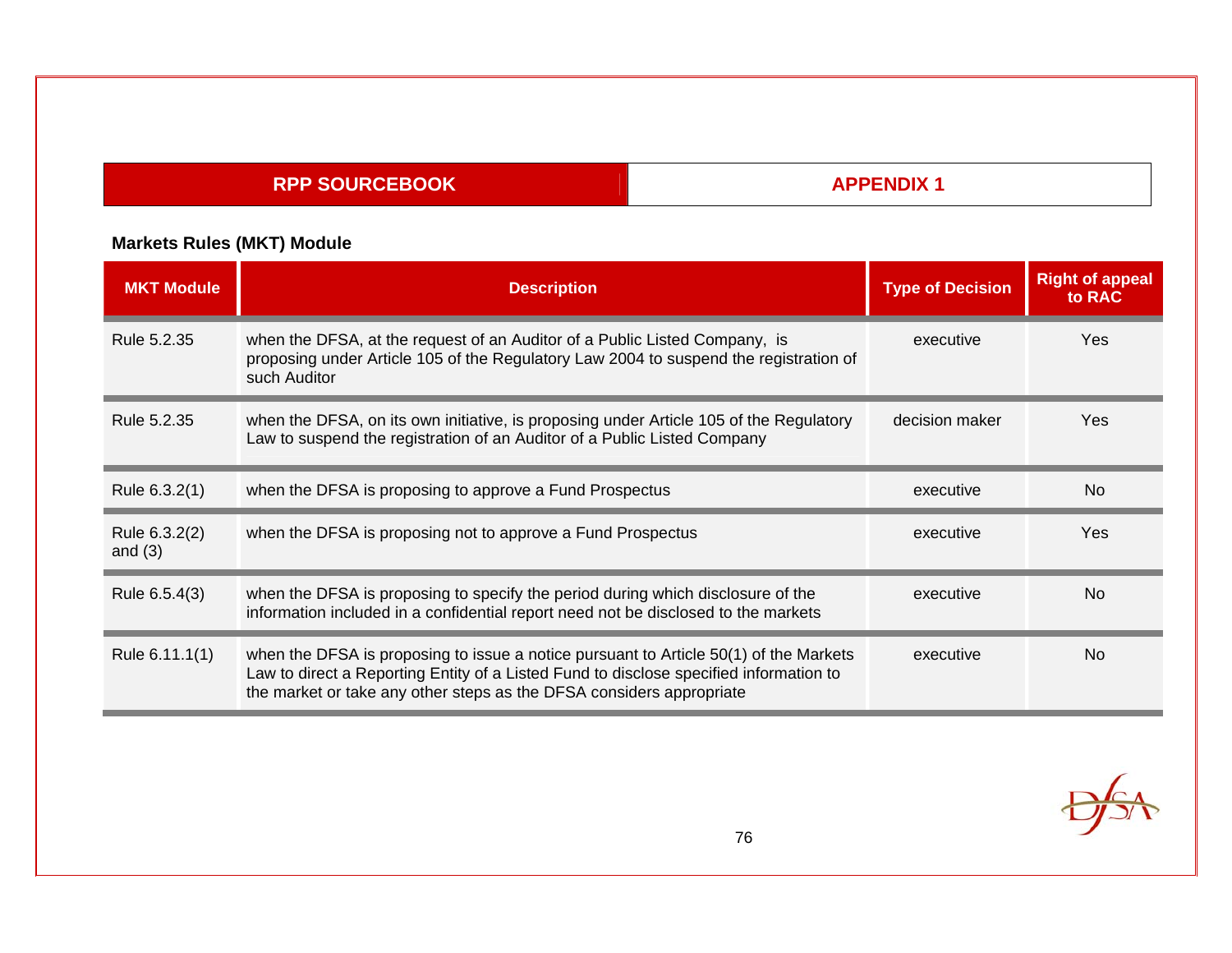## Markets Rules (MKT) Module

| MKT Module | Description | Type of Decision | Right of appeal to RAC |
|---|---|---|---|
| Rule 5.2.35 | when the DFSA, at the request of an Auditor of a Public Listed Company, is proposing under Article 105 of the Regulatory Law 2004 to suspend the registration of such Auditor | executive | Yes |
| Rule 5.2.35 | when the DFSA, on its own initiative, is proposing under Article 105 of the Regulatory Law to suspend the registration of an Auditor of a Public Listed Company | decision maker | Yes |
| Rule 6.3.2(1) | when the DFSA is proposing to approve a Fund Prospectus | executive | No |
| Rule 6.3.2(2) and (3) | when the DFSA is proposing not to approve a Fund Prospectus | executive | Yes |
| Rule 6.5.4(3) | when the DFSA is proposing to specify the period during which disclosure of the information included in a confidential report need not be disclosed to the markets | executive | No |
| Rule 6.11.1(1) | when the DFSA is proposing to issue a notice pursuant to Article 50(1) of the Markets Law to direct a Reporting Entity of a Listed Fund to disclose specified information to the market or take any other steps as the DFSA considers appropriate | executive | No |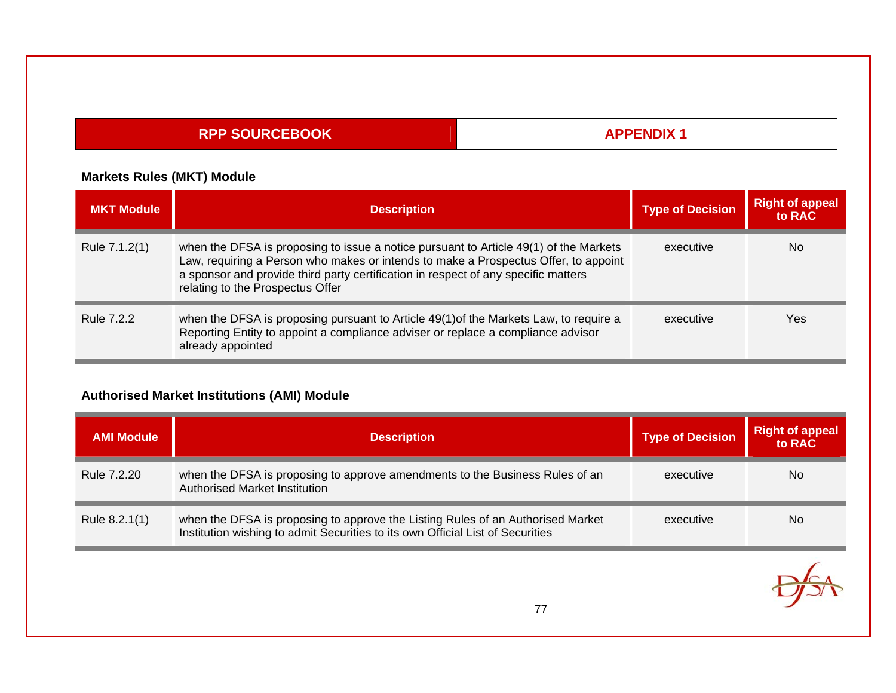### Markets Rules (MKT) Module

| MKT Module | Description | Type of Decision | Right of appeal to RAC |
|---|---|---|---|
| Rule 7.1.2(1) | when the DFSA is proposing to issue a notice pursuant to Article 49(1) of the Markets Law, requiring a Person who makes or intends to make a Prospectus Offer, to appoint a sponsor and provide third party certification in respect of any specific matters relating to the Prospectus Offer | executive | No |
| Rule 7.2.2 | when the DFSA is proposing pursuant to Article 49(1)of the Markets Law, to require a Reporting Entity to appoint a compliance adviser or replace a compliance advisor already appointed | executive | Yes |

### Authorised Market Institutions (AMI) Module

| AMI Module | Description | Type of Decision | Right of appeal to RAC |
|---|---|---|---|
| Rule 7.2.20 | when the DFSA is proposing to approve amendments to the Business Rules of an Authorised Market Institution | executive | No |
| Rule 8.2.1(1) | when the DFSA is proposing to approve the Listing Rules of an Authorised Market Institution wishing to admit Securities to its own Official List of Securities | executive | No |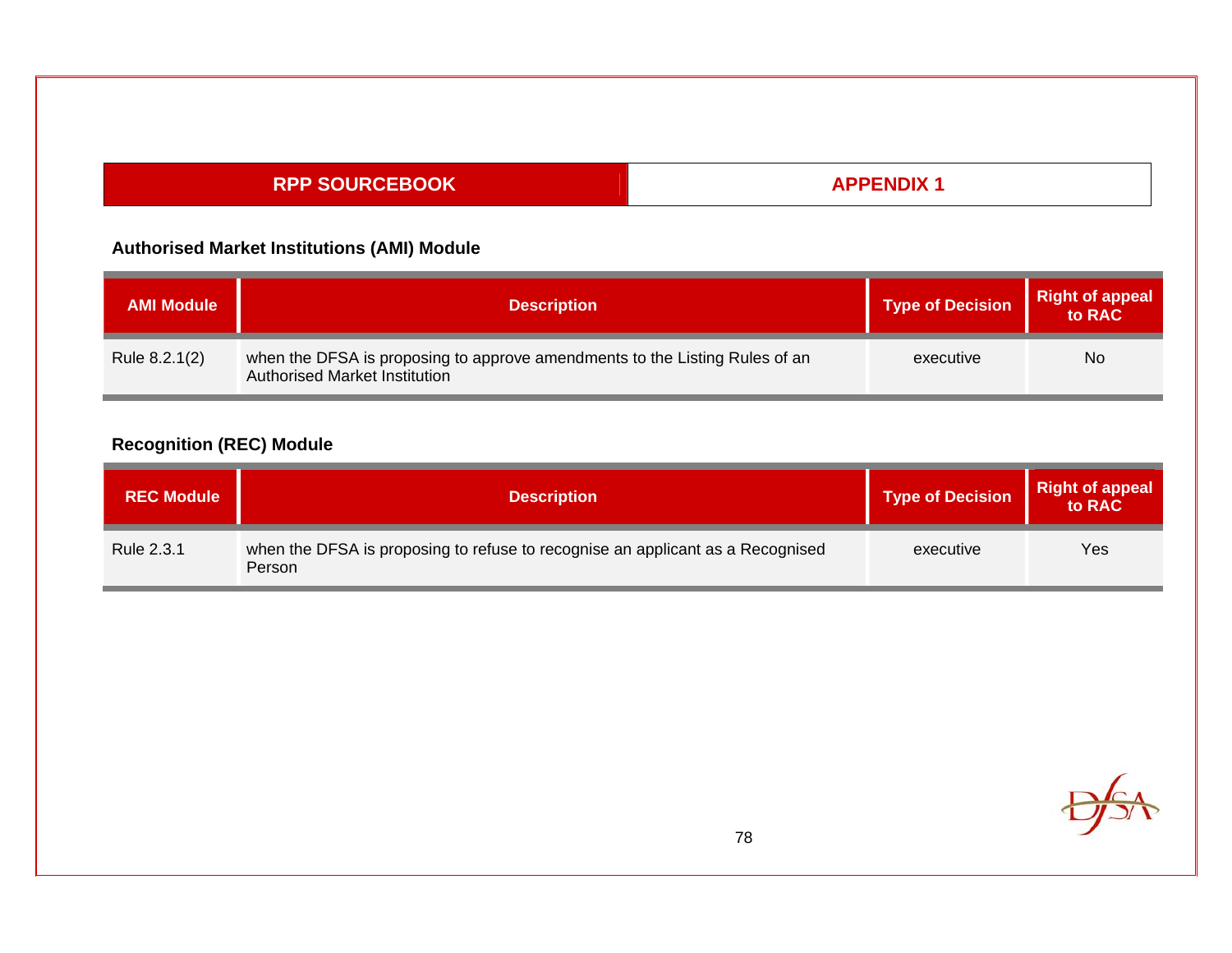## Authorised Market Institutions (AMI) Module

| AMI Module | Description | Type of Decision | Right of appeal to RAC |
|---|---|---|---|
| Rule 8.2.1(2) | when the DFSA is proposing to approve amendments to the Listing Rules of an Authorised Market Institution | executive | No |

## Recognition (REC) Module

| REC Module | Description | Type of Decision | Right of appeal to RAC |
|---|---|---|---|
| Rule 2.3.1 | when the DFSA is proposing to refuse to recognise an applicant as a Recognised Person | executive | Yes |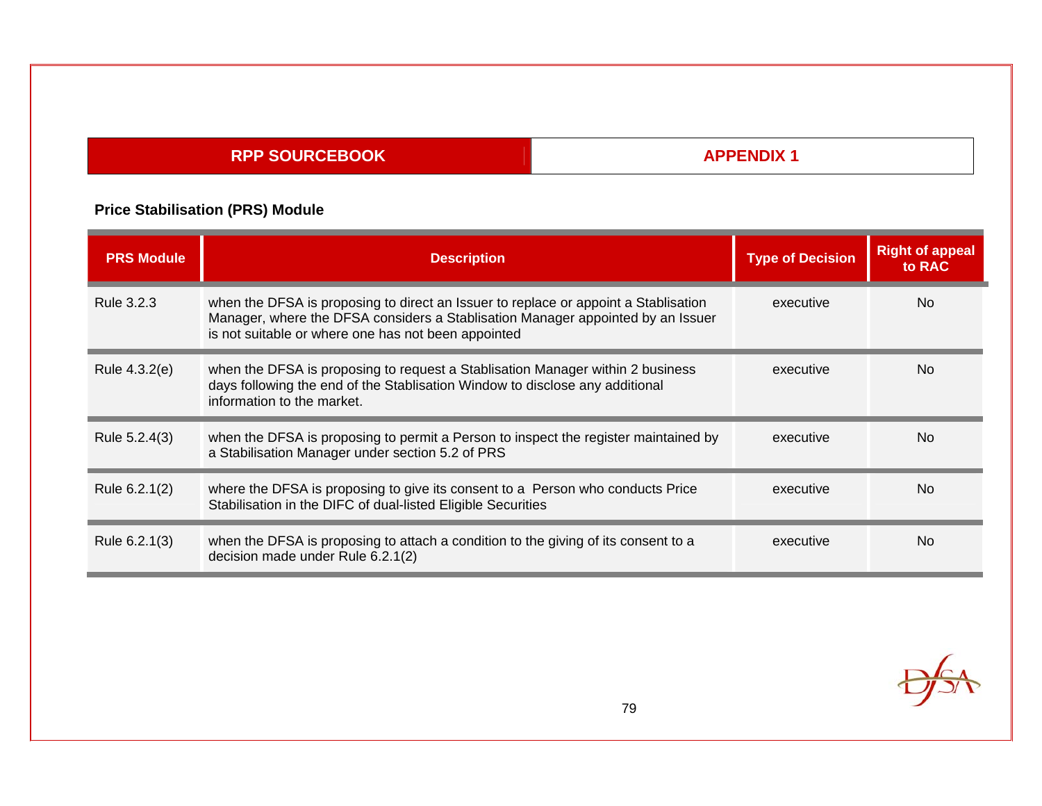## Price Stabilisation (PRS) Module

| PRS Module | Description | Type of Decision | Right of appeal to RAC |
|---|---|---|---|
| Rule 3.2.3 | when the DFSA is proposing to direct an Issuer to replace or appoint a Stablisation Manager, where the DFSA considers a Stablisation Manager appointed by an Issuer is not suitable or where one has not been appointed | executive | No |
| Rule 4.3.2(e) | when the DFSA is proposing to request a Stablisation Manager within 2 business days following the end of the Stablisation Window to disclose any additional information to the market. | executive | No |
| Rule 5.2.4(3) | when the DFSA is proposing to permit a Person to inspect the register maintained by a Stabilisation Manager under section 5.2 of PRS | executive | No |
| Rule 6.2.1(2) | where the DFSA is proposing to give its consent to a Person who conducts Price Stabilisation in the DIFC of dual-listed Eligible Securities | executive | No |
| Rule 6.2.1(3) | when the DFSA is proposing to attach a condition to the giving of its consent to a decision made under Rule 6.2.1(2) | executive | No |